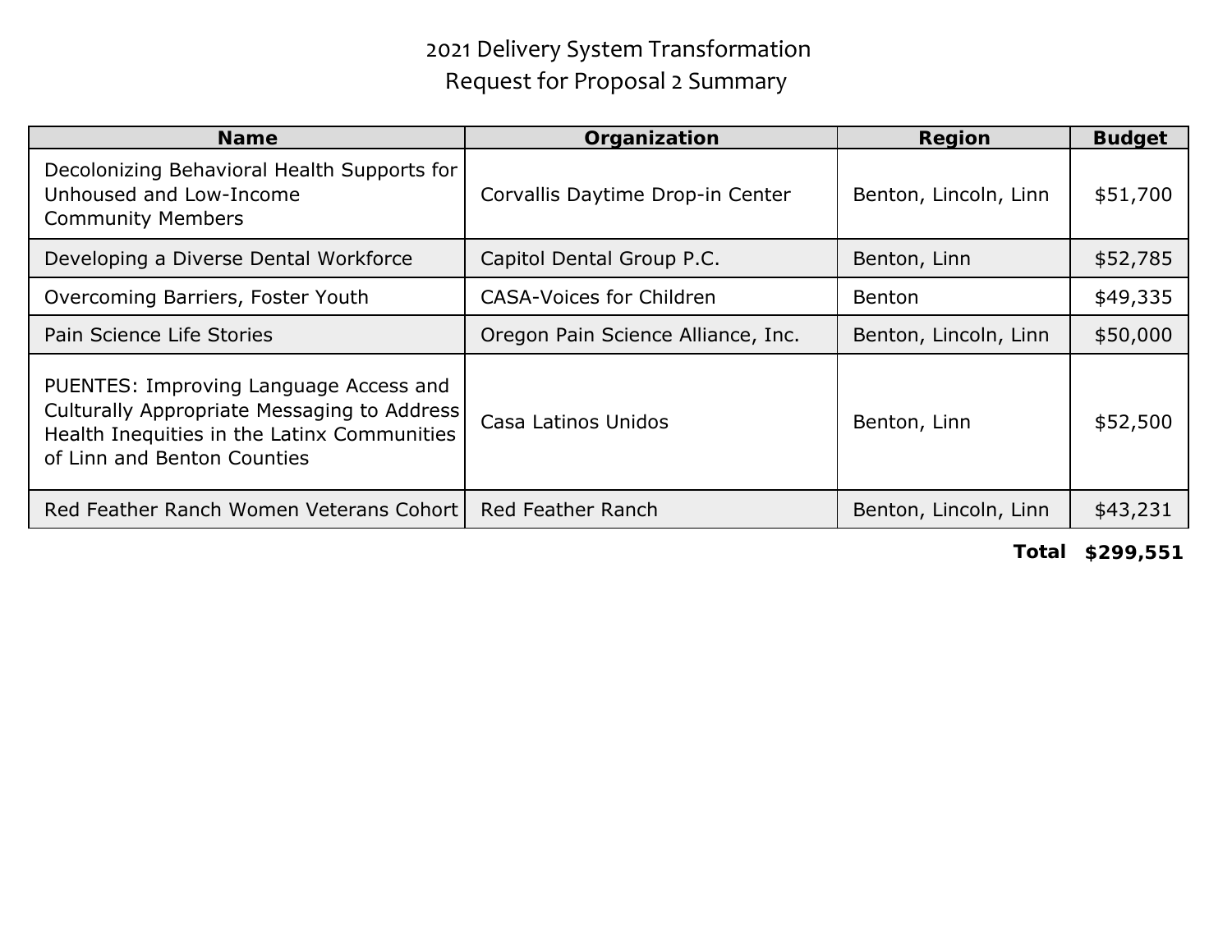# 2021 Delivery System Transformation
## Request for Proposal 2 Summary

| Name | Organization | Region | Budget |
|---|---|---|---|
| Decolonizing Behavioral Health Supports for Unhoused and Low-Income Community Members | Corvallis Daytime Drop-in Center | Benton, Lincoln, Linn | $51,700 |
| Developing a Diverse Dental Workforce | Capitol Dental Group P.C. | Benton, Linn | $52,785 |
| Overcoming Barriers, Foster Youth | CASA-Voices for Children | Benton | $49,335 |
| Pain Science Life Stories | Oregon Pain Science Alliance, Inc. | Benton, Lincoln, Linn | $50,000 |
| PUENTES: Improving Language Access and Culturally Appropriate Messaging to Address Health Inequities in the Latinx Communities of Linn and Benton Counties | Casa Latinos Unidos | Benton, Linn | $52,500 |
| Red Feather Ranch Women Veterans Cohort | Red Feather Ranch | Benton, Lincoln, Linn | $43,231 |
| | | **Total** | **$299,551** |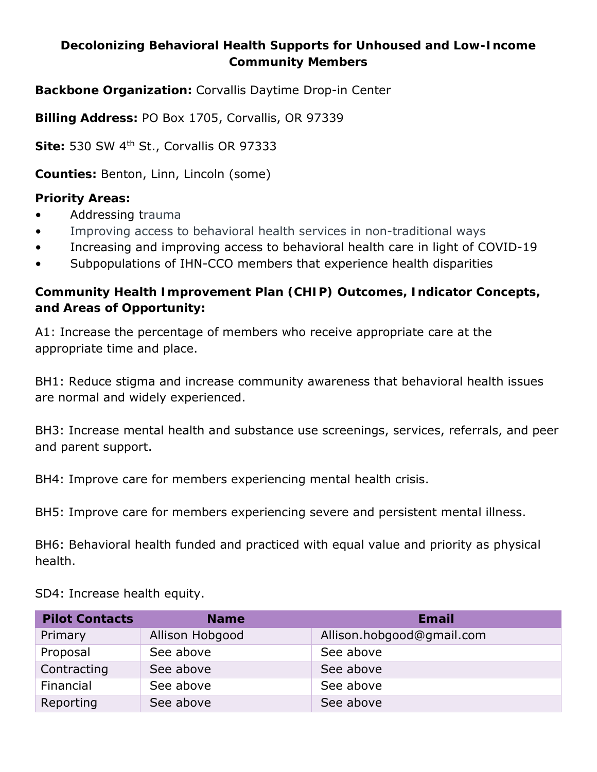# Decolonizing Behavioral Health Supports for Unhoused and Low-Income Community Members

**Backbone Organization:** Corvallis Daytime Drop-in Center

**Billing Address:** PO Box 1705, Corvallis, OR 97339

**Site:** 530 SW 4th St., Corvallis OR 97333

**Counties:** Benton, Linn, Lincoln (some)

**Priority Areas:**

- Addressing trauma
- Improving access to behavioral health services in non-traditional ways
- Increasing and improving access to behavioral health care in light of COVID-19
- Subpopulations of IHN-CCO members that experience health disparities

**Community Health Improvement Plan (CHIP) Outcomes, Indicator Concepts, and Areas of Opportunity:**

A1: Increase the percentage of members who receive appropriate care at the appropriate time and place.

BH1: Reduce stigma and increase community awareness that behavioral health issues are normal and widely experienced.

BH3: Increase mental health and substance use screenings, services, referrals, and peer and parent support.

BH4: Improve care for members experiencing mental health crisis.

BH5: Improve care for members experiencing severe and persistent mental illness.

BH6: Behavioral health funded and practiced with equal value and priority as physical health.

SD4: Increase health equity.

| Pilot Contacts | Name | Email |
|---|---|---|
| Primary | Allison Hobgood | Allison.hobgood@gmail.com |
| Proposal | See above | See above |
| Contracting | See above | See above |
| Financial | See above | See above |
| Reporting | See above | See above |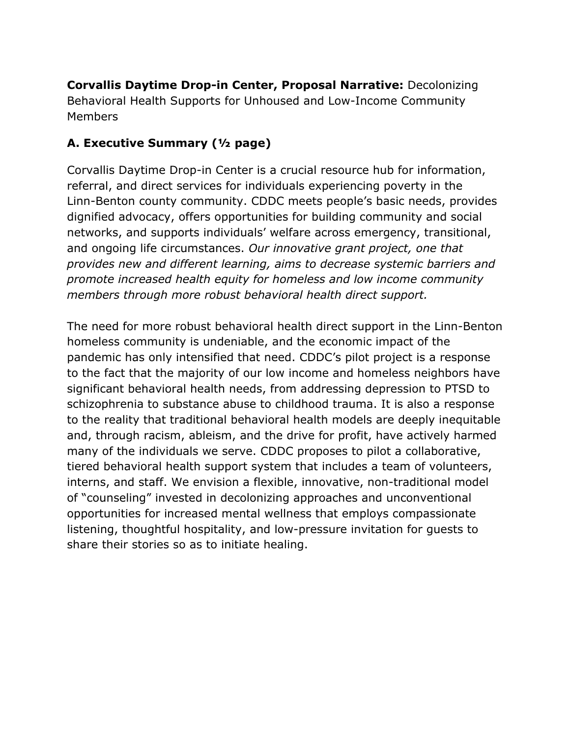**Corvallis Daytime Drop-in Center, Proposal Narrative:** Decolonizing Behavioral Health Supports for Unhoused and Low-Income Community Members

## A. Executive Summary (½ page)

Corvallis Daytime Drop-in Center is a crucial resource hub for information, referral, and direct services for individuals experiencing poverty in the Linn-Benton county community. CDDC meets people's basic needs, provides dignified advocacy, offers opportunities for building community and social networks, and supports individuals' welfare across emergency, transitional, and ongoing life circumstances. *Our innovative grant project, one that provides new and different learning, aims to decrease systemic barriers and promote increased health equity for homeless and low income community members through more robust behavioral health direct support.*

The need for more robust behavioral health direct support in the Linn-Benton homeless community is undeniable, and the economic impact of the pandemic has only intensified that need. CDDC's pilot project is a response to the fact that the majority of our low income and homeless neighbors have significant behavioral health needs, from addressing depression to PTSD to schizophrenia to substance abuse to childhood trauma. It is also a response to the reality that traditional behavioral health models are deeply inequitable and, through racism, ableism, and the drive for profit, have actively harmed many of the individuals we serve. CDDC proposes to pilot a collaborative, tiered behavioral health support system that includes a team of volunteers, interns, and staff. We envision a flexible, innovative, non-traditional model of "counseling" invested in decolonizing approaches and unconventional opportunities for increased mental wellness that employs compassionate listening, thoughtful hospitality, and low-pressure invitation for guests to share their stories so as to initiate healing.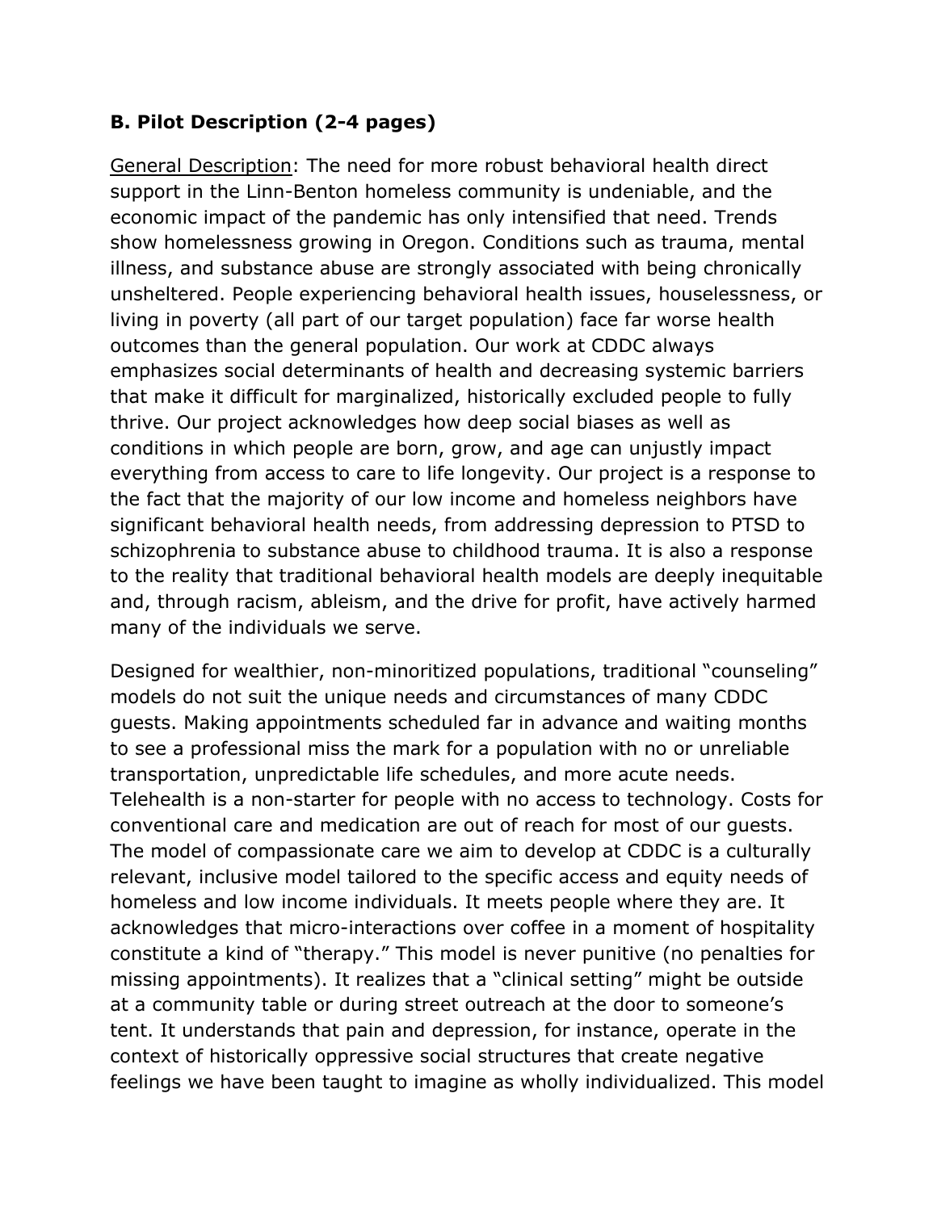**B. Pilot Description (2-4 pages)**

<u>General Description</u>: The need for more robust behavioral health direct support in the Linn-Benton homeless community is undeniable, and the economic impact of the pandemic has only intensified that need. Trends show homelessness growing in Oregon. Conditions such as trauma, mental illness, and substance abuse are strongly associated with being chronically unsheltered. People experiencing behavioral health issues, houselessness, or living in poverty (all part of our target population) face far worse health outcomes than the general population. Our work at CDDC always emphasizes social determinants of health and decreasing systemic barriers that make it difficult for marginalized, historically excluded people to fully thrive. Our project acknowledges how deep social biases as well as conditions in which people are born, grow, and age can unjustly impact everything from access to care to life longevity. Our project is a response to the fact that the majority of our low income and homeless neighbors have significant behavioral health needs, from addressing depression to PTSD to schizophrenia to substance abuse to childhood trauma. It is also a response to the reality that traditional behavioral health models are deeply inequitable and, through racism, ableism, and the drive for profit, have actively harmed many of the individuals we serve.

Designed for wealthier, non-minoritized populations, traditional "counseling" models do not suit the unique needs and circumstances of many CDDC guests. Making appointments scheduled far in advance and waiting months to see a professional miss the mark for a population with no or unreliable transportation, unpredictable life schedules, and more acute needs. Telehealth is a non-starter for people with no access to technology. Costs for conventional care and medication are out of reach for most of our guests. The model of compassionate care we aim to develop at CDDC is a culturally relevant, inclusive model tailored to the specific access and equity needs of homeless and low income individuals. It meets people where they are. It acknowledges that micro-interactions over coffee in a moment of hospitality constitute a kind of "therapy." This model is never punitive (no penalties for missing appointments). It realizes that a "clinical setting" might be outside at a community table or during street outreach at the door to someone's tent. It understands that pain and depression, for instance, operate in the context of historically oppressive social structures that create negative feelings we have been taught to imagine as wholly individualized. This model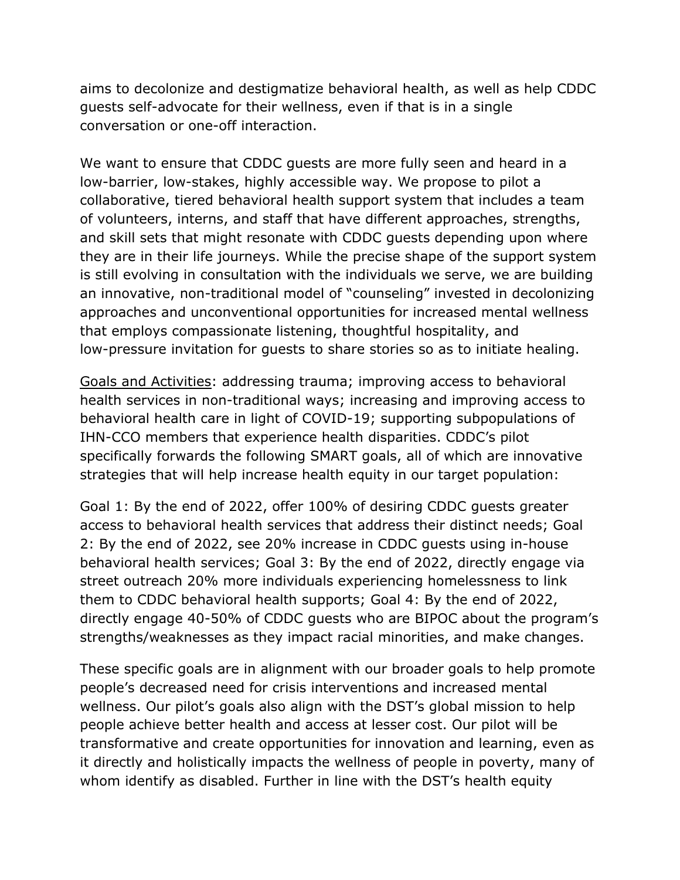aims to decolonize and destigmatize behavioral health, as well as help CDDC guests self-advocate for their wellness, even if that is in a single conversation or one-off interaction.

We want to ensure that CDDC guests are more fully seen and heard in a low-barrier, low-stakes, highly accessible way. We propose to pilot a collaborative, tiered behavioral health support system that includes a team of volunteers, interns, and staff that have different approaches, strengths, and skill sets that might resonate with CDDC guests depending upon where they are in their life journeys. While the precise shape of the support system is still evolving in consultation with the individuals we serve, we are building an innovative, non-traditional model of "counseling" invested in decolonizing approaches and unconventional opportunities for increased mental wellness that employs compassionate listening, thoughtful hospitality, and low-pressure invitation for guests to share stories so as to initiate healing.

<u>Goals and Activities</u>: addressing trauma; improving access to behavioral health services in non-traditional ways; increasing and improving access to behavioral health care in light of COVID-19; supporting subpopulations of IHN-CCO members that experience health disparities. CDDC's pilot specifically forwards the following SMART goals, all of which are innovative strategies that will help increase health equity in our target population:

Goal 1: By the end of 2022, offer 100% of desiring CDDC guests greater access to behavioral health services that address their distinct needs; Goal 2: By the end of 2022, see 20% increase in CDDC guests using in-house behavioral health services; Goal 3: By the end of 2022, directly engage via street outreach 20% more individuals experiencing homelessness to link them to CDDC behavioral health supports; Goal 4: By the end of 2022, directly engage 40-50% of CDDC guests who are BIPOC about the program's strengths/weaknesses as they impact racial minorities, and make changes.

These specific goals are in alignment with our broader goals to help promote people's decreased need for crisis interventions and increased mental wellness. Our pilot's goals also align with the DST's global mission to help people achieve better health and access at lesser cost. Our pilot will be transformative and create opportunities for innovation and learning, even as it directly and holistically impacts the wellness of people in poverty, many of whom identify as disabled. Further in line with the DST's health equity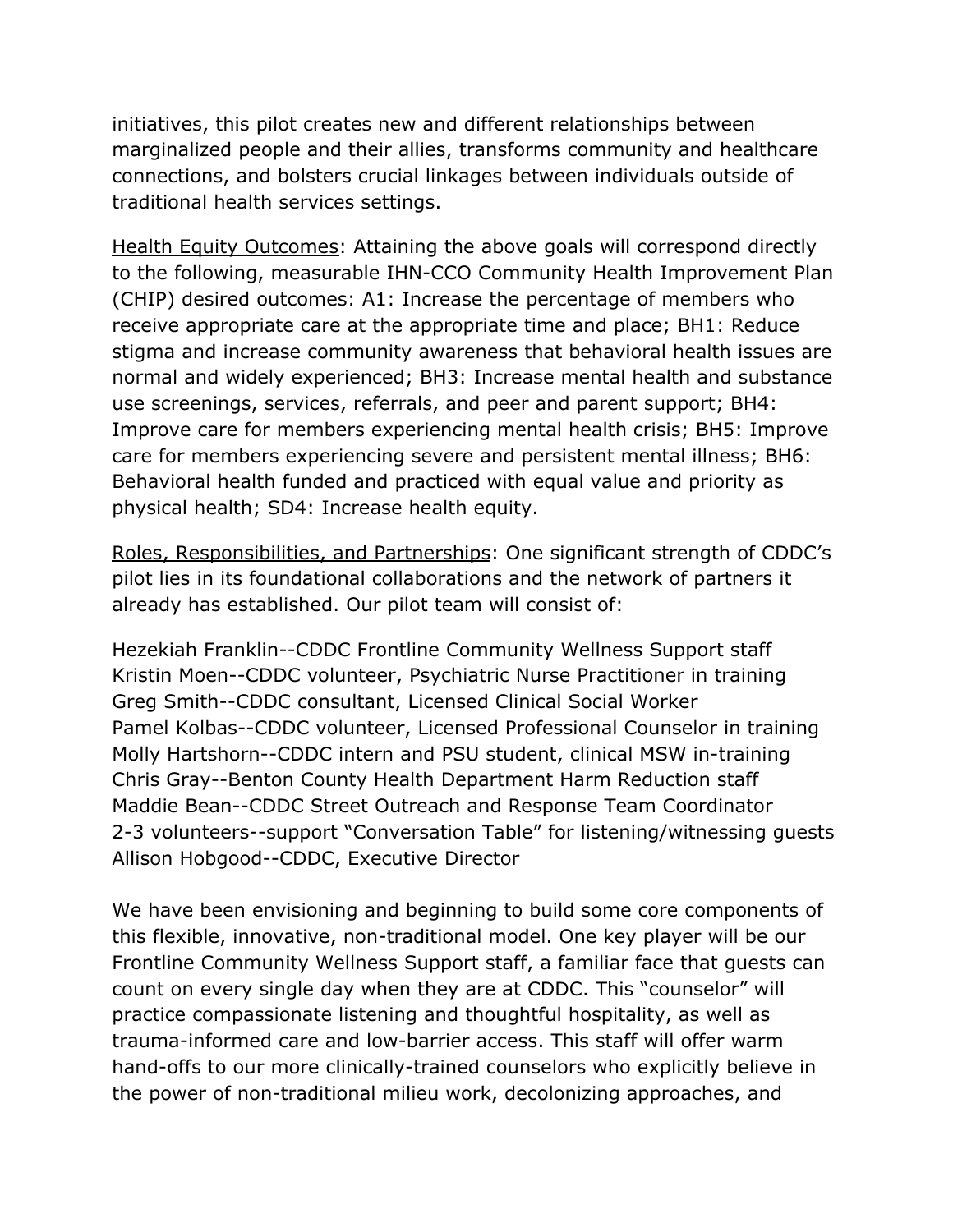initiatives, this pilot creates new and different relationships between marginalized people and their allies, transforms community and healthcare connections, and bolsters crucial linkages between individuals outside of traditional health services settings.

<u>Health Equity Outcomes</u>: Attaining the above goals will correspond directly to the following, measurable IHN-CCO Community Health Improvement Plan (CHIP) desired outcomes: A1: Increase the percentage of members who receive appropriate care at the appropriate time and place; BH1: Reduce stigma and increase community awareness that behavioral health issues are normal and widely experienced; BH3: Increase mental health and substance use screenings, services, referrals, and peer and parent support; BH4: Improve care for members experiencing mental health crisis; BH5: Improve care for members experiencing severe and persistent mental illness; BH6: Behavioral health funded and practiced with equal value and priority as physical health; SD4: Increase health equity.

<u>Roles, Responsibilities, and Partnerships</u>: One significant strength of CDDC's pilot lies in its foundational collaborations and the network of partners it already has established. Our pilot team will consist of:

Hezekiah Franklin--CDDC Frontline Community Wellness Support staff
Kristin Moen--CDDC volunteer, Psychiatric Nurse Practitioner in training
Greg Smith--CDDC consultant, Licensed Clinical Social Worker
Pamel Kolbas--CDDC volunteer, Licensed Professional Counselor in training
Molly Hartshorn--CDDC intern and PSU student, clinical MSW in-training
Chris Gray--Benton County Health Department Harm Reduction staff
Maddie Bean--CDDC Street Outreach and Response Team Coordinator
2-3 volunteers--support "Conversation Table" for listening/witnessing guests
Allison Hobgood--CDDC, Executive Director

We have been envisioning and beginning to build some core components of this flexible, innovative, non-traditional model. One key player will be our Frontline Community Wellness Support staff, a familiar face that guests can count on every single day when they are at CDDC. This "counselor" will practice compassionate listening and thoughtful hospitality, as well as trauma-informed care and low-barrier access. This staff will offer warm hand-offs to our more clinically-trained counselors who explicitly believe in the power of non-traditional milieu work, decolonizing approaches, and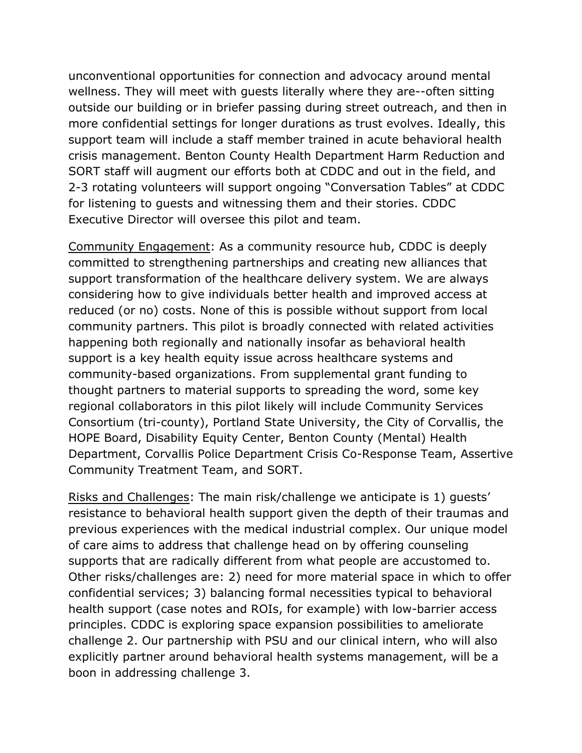unconventional opportunities for connection and advocacy around mental wellness. They will meet with guests literally where they are--often sitting outside our building or in briefer passing during street outreach, and then in more confidential settings for longer durations as trust evolves. Ideally, this support team will include a staff member trained in acute behavioral health crisis management. Benton County Health Department Harm Reduction and SORT staff will augment our efforts both at CDDC and out in the field, and 2-3 rotating volunteers will support ongoing "Conversation Tables" at CDDC for listening to guests and witnessing them and their stories. CDDC Executive Director will oversee this pilot and team.

<u>Community Engagement</u>: As a community resource hub, CDDC is deeply committed to strengthening partnerships and creating new alliances that support transformation of the healthcare delivery system. We are always considering how to give individuals better health and improved access at reduced (or no) costs. None of this is possible without support from local community partners. This pilot is broadly connected with related activities happening both regionally and nationally insofar as behavioral health support is a key health equity issue across healthcare systems and community-based organizations. From supplemental grant funding to thought partners to material supports to spreading the word, some key regional collaborators in this pilot likely will include Community Services Consortium (tri-county), Portland State University, the City of Corvallis, the HOPE Board, Disability Equity Center, Benton County (Mental) Health Department, Corvallis Police Department Crisis Co-Response Team, Assertive Community Treatment Team, and SORT.

<u>Risks and Challenges</u>: The main risk/challenge we anticipate is 1) guests' resistance to behavioral health support given the depth of their traumas and previous experiences with the medical industrial complex. Our unique model of care aims to address that challenge head on by offering counseling supports that are radically different from what people are accustomed to. Other risks/challenges are: 2) need for more material space in which to offer confidential services; 3) balancing formal necessities typical to behavioral health support (case notes and ROIs, for example) with low-barrier access principles. CDDC is exploring space expansion possibilities to ameliorate challenge 2. Our partnership with PSU and our clinical intern, who will also explicitly partner around behavioral health systems management, will be a boon in addressing challenge 3.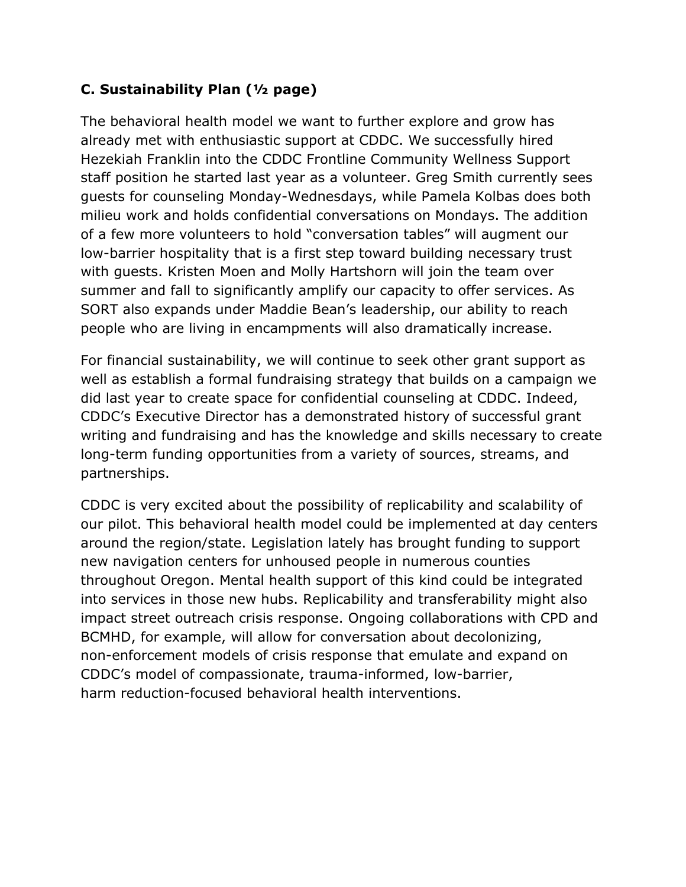**C. Sustainability Plan (½ page)**

The behavioral health model we want to further explore and grow has already met with enthusiastic support at CDDC. We successfully hired Hezekiah Franklin into the CDDC Frontline Community Wellness Support staff position he started last year as a volunteer. Greg Smith currently sees guests for counseling Monday-Wednesdays, while Pamela Kolbas does both milieu work and holds confidential conversations on Mondays. The addition of a few more volunteers to hold "conversation tables" will augment our low-barrier hospitality that is a first step toward building necessary trust with guests. Kristen Moen and Molly Hartshorn will join the team over summer and fall to significantly amplify our capacity to offer services. As SORT also expands under Maddie Bean's leadership, our ability to reach people who are living in encampments will also dramatically increase.

For financial sustainability, we will continue to seek other grant support as well as establish a formal fundraising strategy that builds on a campaign we did last year to create space for confidential counseling at CDDC. Indeed, CDDC's Executive Director has a demonstrated history of successful grant writing and fundraising and has the knowledge and skills necessary to create long-term funding opportunities from a variety of sources, streams, and partnerships.

CDDC is very excited about the possibility of replicability and scalability of our pilot. This behavioral health model could be implemented at day centers around the region/state. Legislation lately has brought funding to support new navigation centers for unhoused people in numerous counties throughout Oregon. Mental health support of this kind could be integrated into services in those new hubs. Replicability and transferability might also impact street outreach crisis response. Ongoing collaborations with CPD and BCMHD, for example, will allow for conversation about decolonizing, non-enforcement models of crisis response that emulate and expand on CDDC's model of compassionate, trauma-informed, low-barrier, harm reduction-focused behavioral health interventions.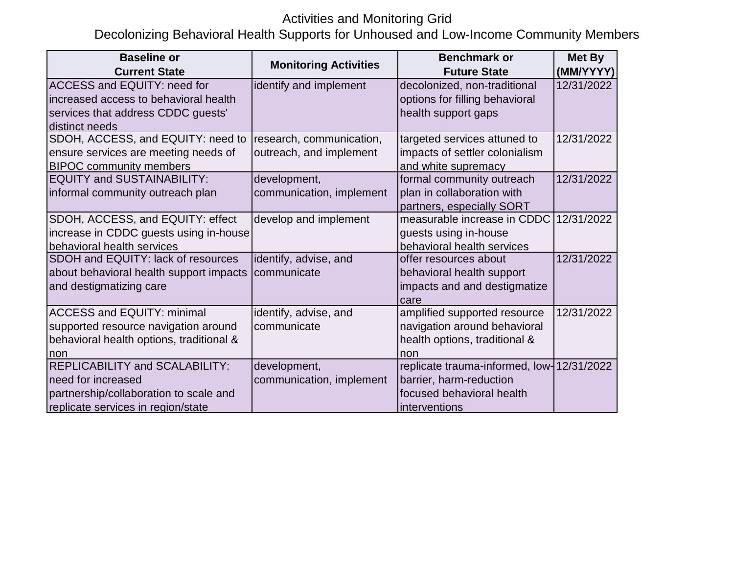# Activities and Monitoring Grid

## Decolonizing Behavioral Health Supports for Unhoused and Low-Income Community Members

| Baseline or Current State | Monitoring Activities | Benchmark or Future State | Met By (MM/YYYY) |
|---|---|---|---|
| ACCESS and EQUITY: need for increased access to behavioral health services that address CDDC guests' distinct needs | identify and implement | decolonized, non-traditional options for filling behavioral health support gaps | 12/31/2022 |
| SDOH, ACCESS, and EQUITY: need to ensure services are meeting needs of BIPOC community members | research, communication, outreach, and implement | targeted services attuned to impacts of settler colonialism and white supremacy | 12/31/2022 |
| EQUITY and SUSTAINABILITY: informal community outreach plan | development, communication, implement | formal community outreach plan in collaboration with partners, especially SORT | 12/31/2022 |
| SDOH, ACCESS, and EQUITY: effect increase in CDDC guests using in-house behavioral health services | develop and implement | measurable increase in CDDC guests using in-house behavioral health services | 12/31/2022 |
| SDOH and EQUITY: lack of resources about behavioral health support impacts and destigmatizing care | identify, advise, and communicate | offer resources about behavioral health support impacts and and destigmatize care | 12/31/2022 |
| ACCESS and EQUITY: minimal supported resource navigation around behavioral health options, traditional & non | identify, advise, and communicate | amplified supported resource navigation around behavioral health options, traditional & non | 12/31/2022 |
| REPLICABILITY and SCALABILITY: need for increased partnership/collaboration to scale and replicate services in region/state | development, communication, implement | replicate trauma-informed, low-barrier, harm-reduction focused behavioral health interventions | 12/31/2022 |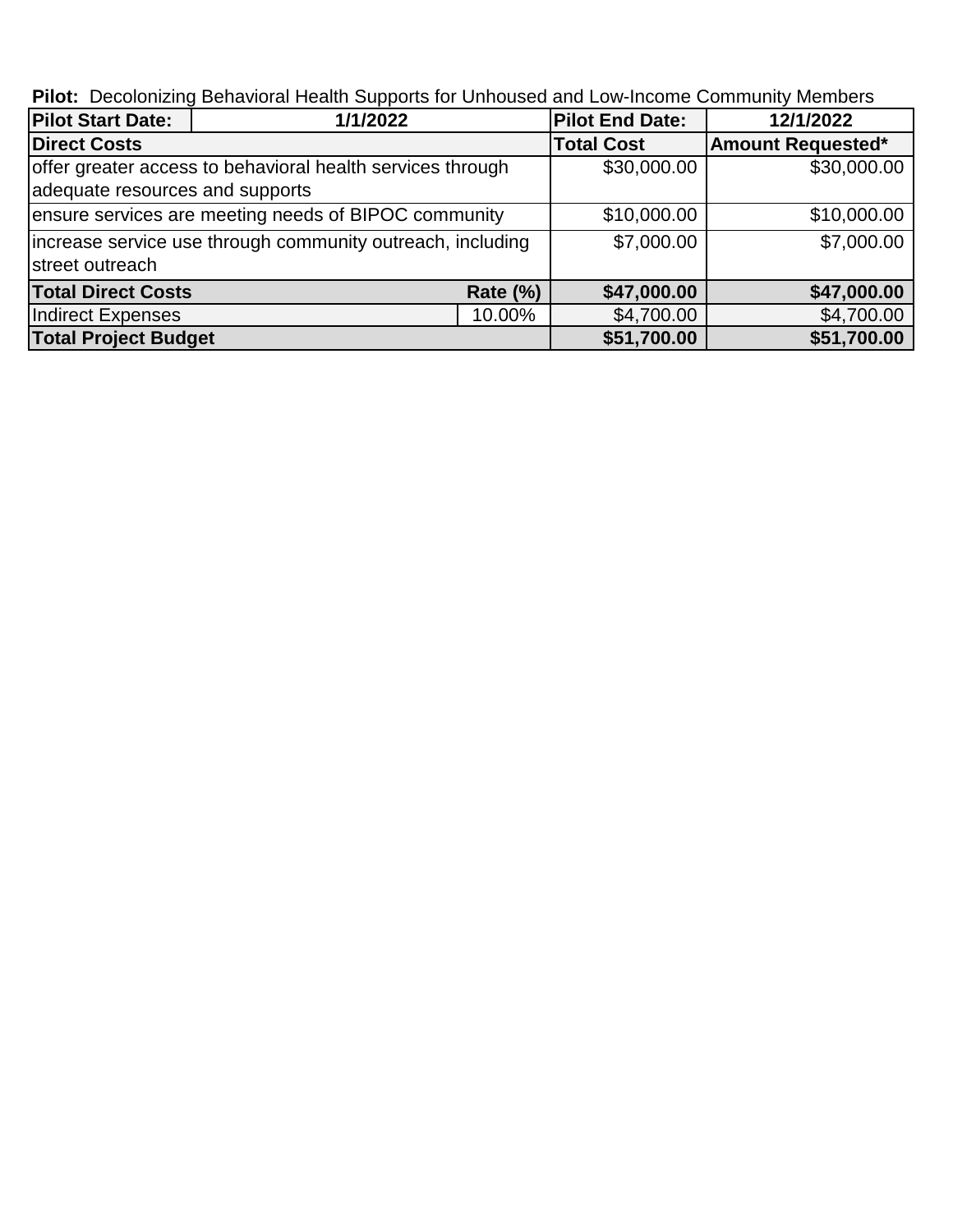**Pilot:** Decolonizing Behavioral Health Supports for Unhoused and Low-Income Community Members

| **Pilot Start Date:** | **1/1/2022** | | **Pilot End Date:** | **12/1/2022** |
|---|---|---|---|---|
| **Direct Costs** | | | **Total Cost** | **Amount Requested*** |
| offer greater access to behavioral health services through adequate resources and supports | | | $30,000.00 | $30,000.00 |
| ensure services are meeting needs of BIPOC community | | | $10,000.00 | $10,000.00 |
| increase service use through community outreach, including street outreach | | | $7,000.00 | $7,000.00 |
| **Total Direct Costs** | | **Rate (%)** | **$47,000.00** | **$47,000.00** |
| Indirect Expenses | | 10.00% | $4,700.00 | $4,700.00 |
| **Total Project Budget** | | | **$51,700.00** | **$51,700.00** |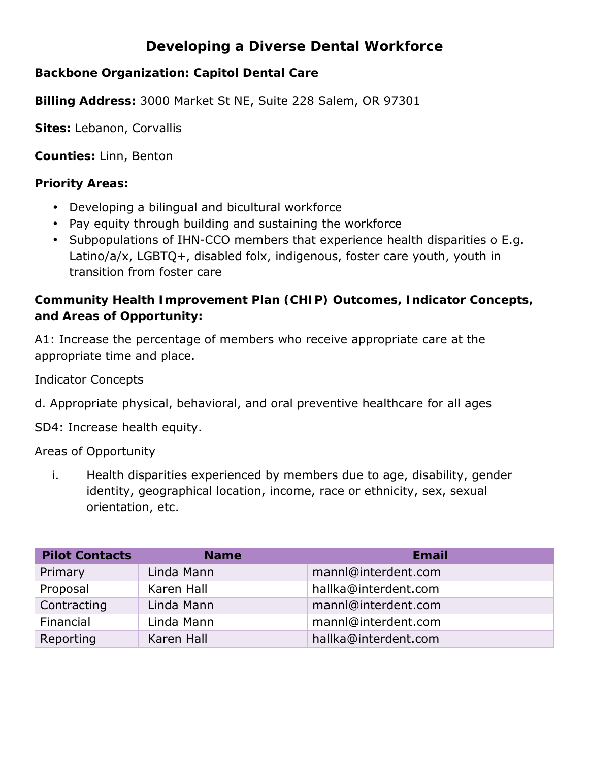# Developing a Diverse Dental Workforce

**Backbone Organization: Capitol Dental Care**

**Billing Address:** 3000 Market St NE, Suite 228 Salem, OR 97301

**Sites:** Lebanon, Corvallis

**Counties:** Linn, Benton

**Priority Areas:**

- Developing a bilingual and bicultural workforce
- Pay equity through building and sustaining the workforce
- Subpopulations of IHN-CCO members that experience health disparities o E.g. Latino/a/x, LGBTQ+, disabled folx, indigenous, foster care youth, youth in transition from foster care

**Community Health Improvement Plan (CHIP) Outcomes, Indicator Concepts, and Areas of Opportunity:**

A1: Increase the percentage of members who receive appropriate care at the appropriate time and place.

Indicator Concepts

d. Appropriate physical, behavioral, and oral preventive healthcare for all ages

SD4: Increase health equity.

Areas of Opportunity

i. Health disparities experienced by members due to age, disability, gender identity, geographical location, income, race or ethnicity, sex, sexual orientation, etc.

| Pilot Contacts | Name | Email |
|---|---|---|
| Primary | Linda Mann | mannl@interdent.com |
| Proposal | Karen Hall | hallka@interdent.com |
| Contracting | Linda Mann | mannl@interdent.com |
| Financial | Linda Mann | mannl@interdent.com |
| Reporting | Karen Hall | hallka@interdent.com |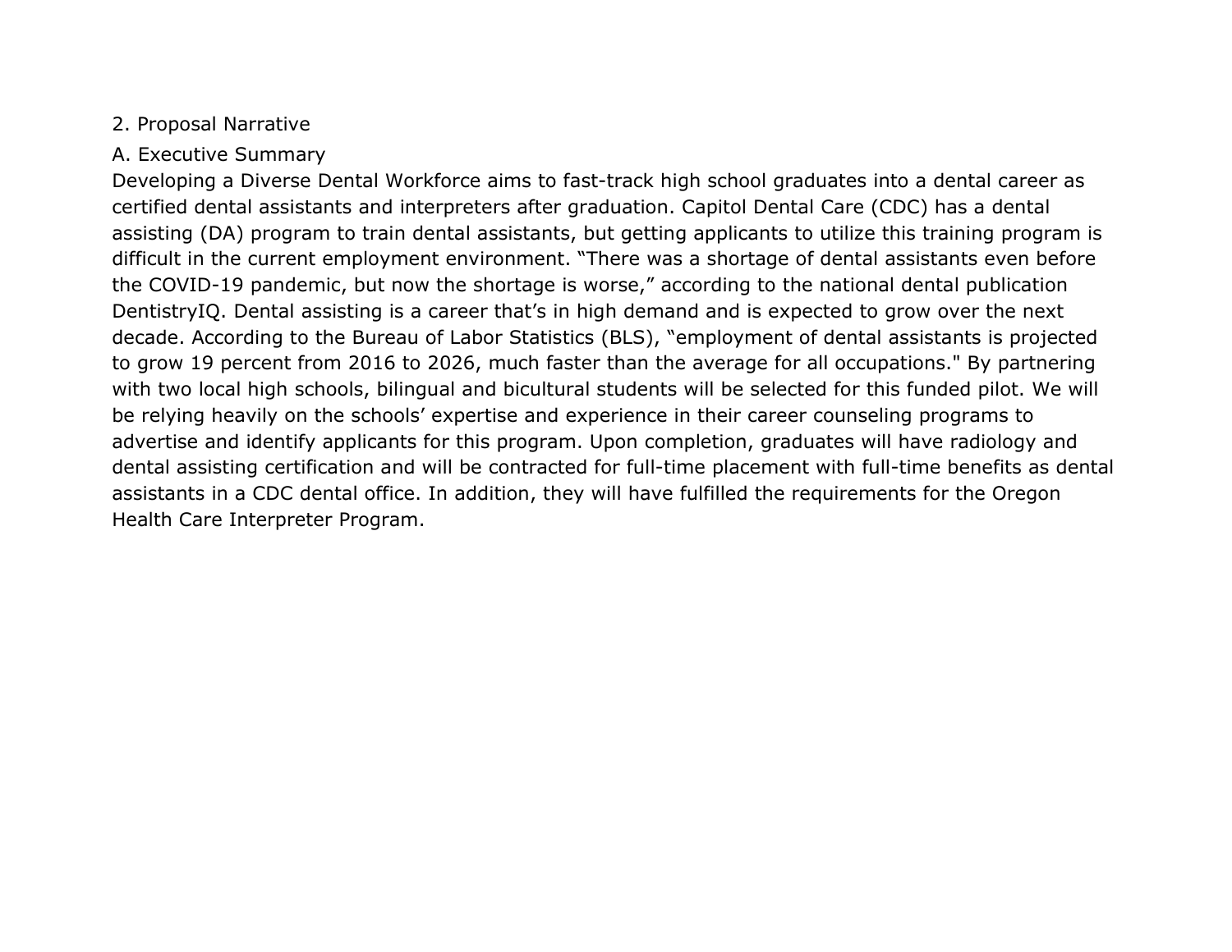## 2. Proposal Narrative

### A. Executive Summary

Developing a Diverse Dental Workforce aims to fast-track high school graduates into a dental career as certified dental assistants and interpreters after graduation. Capitol Dental Care (CDC) has a dental assisting (DA) program to train dental assistants, but getting applicants to utilize this training program is difficult in the current employment environment. “There was a shortage of dental assistants even before the COVID-19 pandemic, but now the shortage is worse,” according to the national dental publication DentistryIQ. Dental assisting is a career that’s in high demand and is expected to grow over the next decade. According to the Bureau of Labor Statistics (BLS), “employment of dental assistants is projected to grow 19 percent from 2016 to 2026, much faster than the average for all occupations." By partnering with two local high schools, bilingual and bicultural students will be selected for this funded pilot. We will be relying heavily on the schools’ expertise and experience in their career counseling programs to advertise and identify applicants for this program. Upon completion, graduates will have radiology and dental assisting certification and will be contracted for full-time placement with full-time benefits as dental assistants in a CDC dental office. In addition, they will have fulfilled the requirements for the Oregon Health Care Interpreter Program.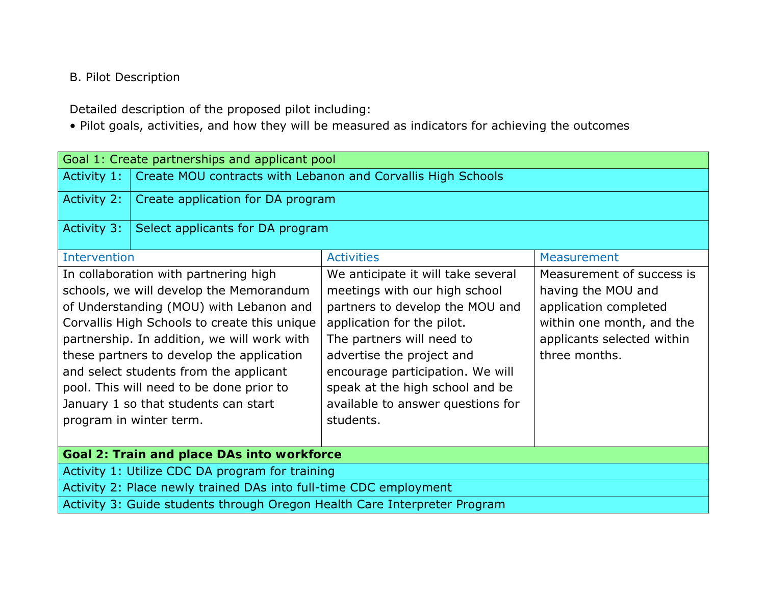B. Pilot Description

Detailed description of the proposed pilot including:

- Pilot goals, activities, and how they will be measured as indicators for achieving the outcomes

| Goal 1: Create partnerships and applicant pool | | |
|---|---|---|
| Activity 1: Create MOU contracts with Lebanon and Corvallis High Schools | | |
| Activity 2: Create application for DA program | | |
| Activity 3: Select applicants for DA program | | |
| Intervention | Activities | Measurement |
| In collaboration with partnering high schools, we will develop the Memorandum of Understanding (MOU) with Lebanon and Corvallis High Schools to create this unique partnership. In addition, we will work with these partners to develop the application and select students from the applicant pool. This will need to be done prior to January 1 so that students can start program in winter term. | We anticipate it will take several meetings with our high school partners to develop the MOU and application for the pilot. The partners will need to advertise the project and encourage participation. We will speak at the high school and be available to answer questions for students. | Measurement of success is having the MOU and application completed within one month, and the applicants selected within three months. |
| **Goal 2: Train and place DAs into workforce** | | |
| Activity 1: Utilize CDC DA program for training | | |
| Activity 2: Place newly trained DAs into full-time CDC employment | | |
| Activity 3: Guide students through Oregon Health Care Interpreter Program | | |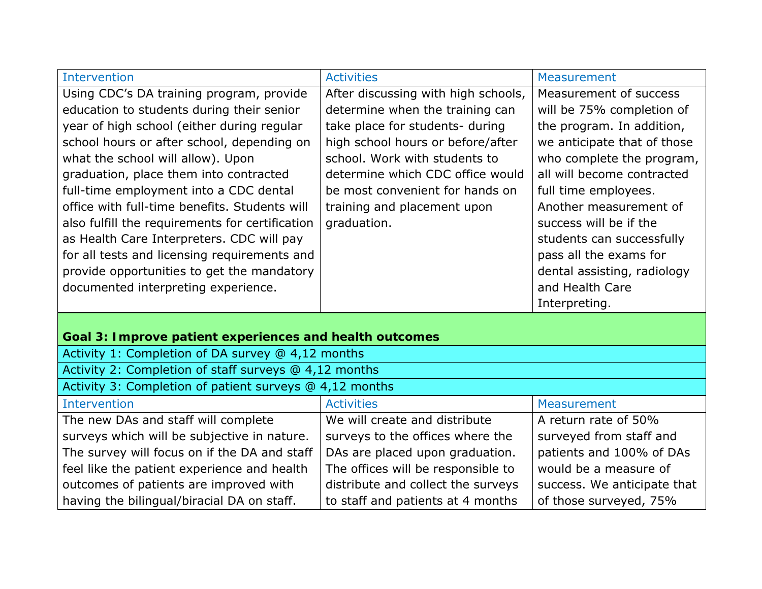| Intervention | Activities | Measurement |
|---|---|---|
| Using CDC's DA training program, provide education to students during their senior year of high school (either during regular school hours or after school, depending on what the school will allow). Upon graduation, place them into contracted full-time employment into a CDC dental office with full-time benefits. Students will also fulfill the requirements for certification as Health Care Interpreters. CDC will pay for all tests and licensing requirements and provide opportunities to get the mandatory documented interpreting experience. | After discussing with high schools, determine when the training can take place for students- during high school hours or before/after school. Work with students to determine which CDC office would be most convenient for hands on training and placement upon graduation. | Measurement of success will be 75% completion of the program. In addition, we anticipate that of those who complete the program, all will become contracted full time employees. Another measurement of success will be if the students can successfully pass all the exams for dental assisting, radiology and Health Care Interpreting. |

| **Goal 3: Improve patient experiences and health outcomes** | | |
|---|---|---|
| Activity 1: Completion of DA survey @ 4,12 months | | |
| Activity 2: Completion of staff surveys @ 4,12 months | | |
| Activity 3: Completion of patient surveys @ 4,12 months | | |
| Intervention | Activities | Measurement |
| The new DAs and staff will complete surveys which will be subjective in nature. The survey will focus on if the DA and staff feel like the patient experience and health outcomes of patients are improved with having the bilingual/biracial DA on staff. | We will create and distribute surveys to the offices where the DAs are placed upon graduation. The offices will be responsible to distribute and collect the surveys to staff and patients at 4 months | A return rate of 50% surveyed from staff and patients and 100% of DAs would be a measure of success. We anticipate that of those surveyed, 75% |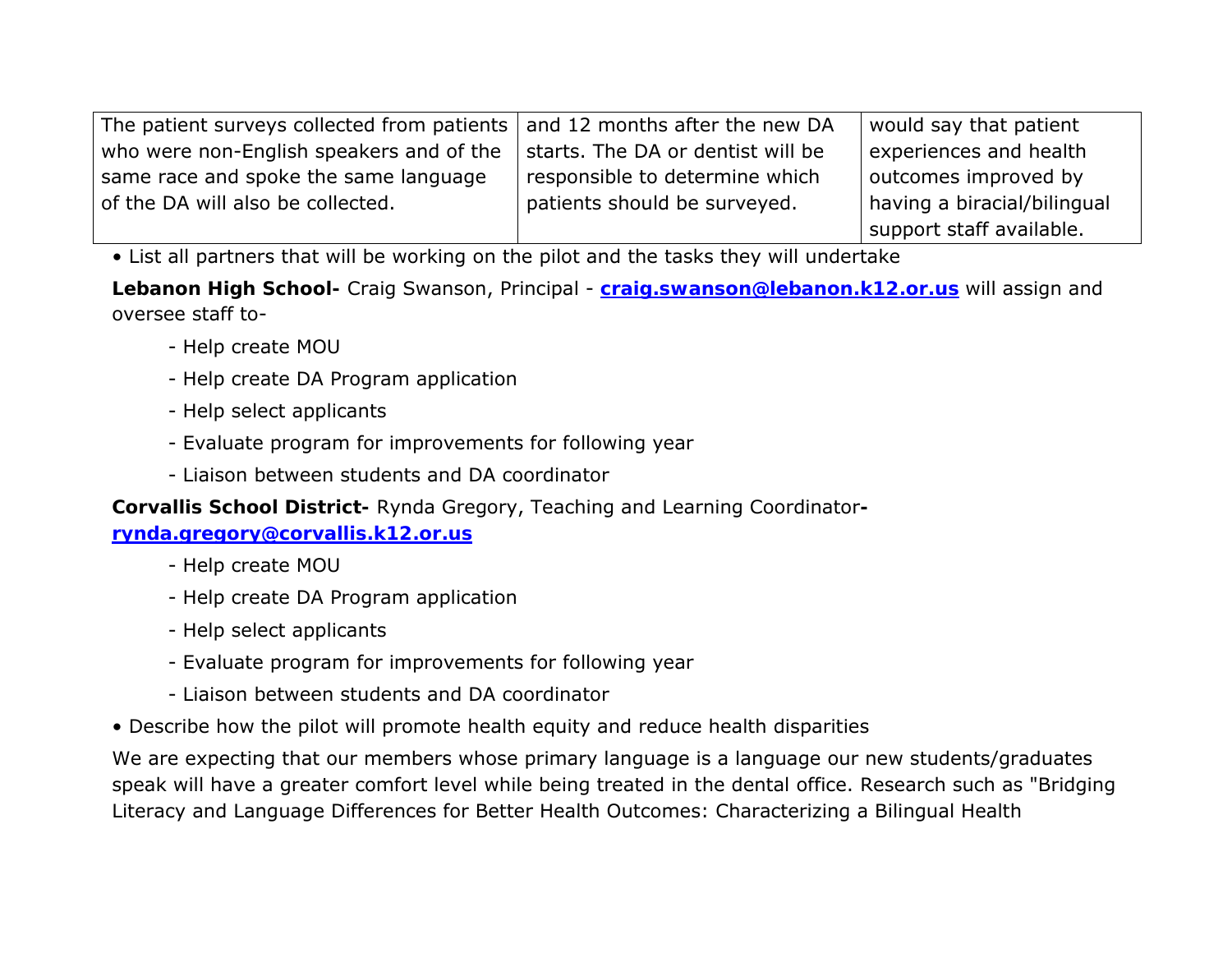| The patient surveys collected from patients who were non-English speakers and of the same race and spoke the same language of the DA will also be collected. | and 12 months after the new DA starts. The DA or dentist will be responsible to determine which patients should be surveyed. | would say that patient experiences and health outcomes improved by having a biracial/bilingual support staff available. |
|---|---|---|

• List all partners that will be working on the pilot and the tasks they will undertake

**Lebanon High School-** Craig Swanson, Principal - **craig.swanson@lebanon.k12.or.us** will assign and oversee staff to-

- Help create MOU
- Help create DA Program application
- Help select applicants
- Evaluate program for improvements for following year
- Liaison between students and DA coordinator

**Corvallis School District-** Rynda Gregory, Teaching and Learning Coordinator**- rynda.gregory@corvallis.k12.or.us**

- Help create MOU
- Help create DA Program application
- Help select applicants
- Evaluate program for improvements for following year
- Liaison between students and DA coordinator

• Describe how the pilot will promote health equity and reduce health disparities

We are expecting that our members whose primary language is a language our new students/graduates speak will have a greater comfort level while being treated in the dental office. Research such as "Bridging Literacy and Language Differences for Better Health Outcomes: Characterizing a Bilingual Health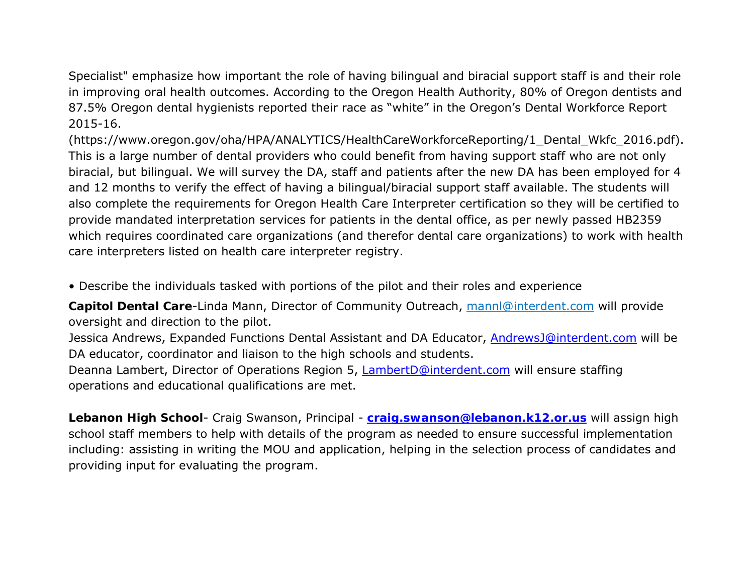Specialist" emphasize how important the role of having bilingual and biracial support staff is and their role in improving oral health outcomes. According to the Oregon Health Authority, 80% of Oregon dentists and 87.5% Oregon dental hygienists reported their race as "white" in the Oregon's Dental Workforce Report 2015-16. (https://www.oregon.gov/oha/HPA/ANALYTICS/HealthCareWorkforceReporting/1_Dental_Wkfc_2016.pdf). This is a large number of dental providers who could benefit from having support staff who are not only biracial, but bilingual. We will survey the DA, staff and patients after the new DA has been employed for 4 and 12 months to verify the effect of having a bilingual/biracial support staff available. The students will also complete the requirements for Oregon Health Care Interpreter certification so they will be certified to provide mandated interpretation services for patients in the dental office, as per newly passed HB2359 which requires coordinated care organizations (and therefor dental care organizations) to work with health care interpreters listed on health care interpreter registry.

- Describe the individuals tasked with portions of the pilot and their roles and experience

**Capitol Dental Care**-Linda Mann, Director of Community Outreach, mannl@interdent.com will provide oversight and direction to the pilot.
Jessica Andrews, Expanded Functions Dental Assistant and DA Educator, AndrewsJ@interdent.com will be DA educator, coordinator and liaison to the high schools and students.
Deanna Lambert, Director of Operations Region 5, LambertD@interdent.com will ensure staffing operations and educational qualifications are met.

**Lebanon High School**- Craig Swanson, Principal - **craig.swanson@lebanon.k12.or.us** will assign high school staff members to help with details of the program as needed to ensure successful implementation including: assisting in writing the MOU and application, helping in the selection process of candidates and providing input for evaluating the program.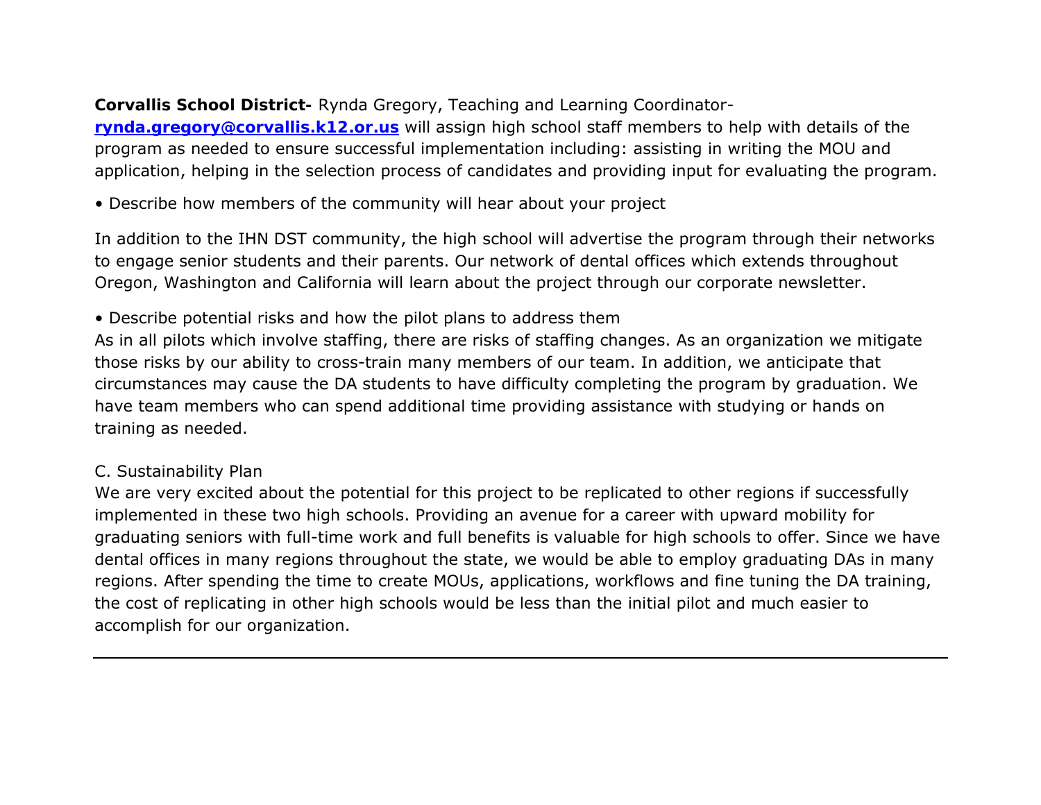**Corvallis School District-** Rynda Gregory, Teaching and Learning Coordinator- **rynda.gregory@corvallis.k12.or.us** will assign high school staff members to help with details of the program as needed to ensure successful implementation including: assisting in writing the MOU and application, helping in the selection process of candidates and providing input for evaluating the program.

• Describe how members of the community will hear about your project

In addition to the IHN DST community, the high school will advertise the program through their networks to engage senior students and their parents. Our network of dental offices which extends throughout Oregon, Washington and California will learn about the project through our corporate newsletter.

• Describe potential risks and how the pilot plans to address them

As in all pilots which involve staffing, there are risks of staffing changes. As an organization we mitigate those risks by our ability to cross-train many members of our team. In addition, we anticipate that circumstances may cause the DA students to have difficulty completing the program by graduation. We have team members who can spend additional time providing assistance with studying or hands on training as needed.

C. Sustainability Plan

We are very excited about the potential for this project to be replicated to other regions if successfully implemented in these two high schools. Providing an avenue for a career with upward mobility for graduating seniors with full-time work and full benefits is valuable for high schools to offer. Since we have dental offices in many regions throughout the state, we would be able to employ graduating DAs in many regions. After spending the time to create MOUs, applications, workflows and fine tuning the DA training, the cost of replicating in other high schools would be less than the initial pilot and much easier to accomplish for our organization.

---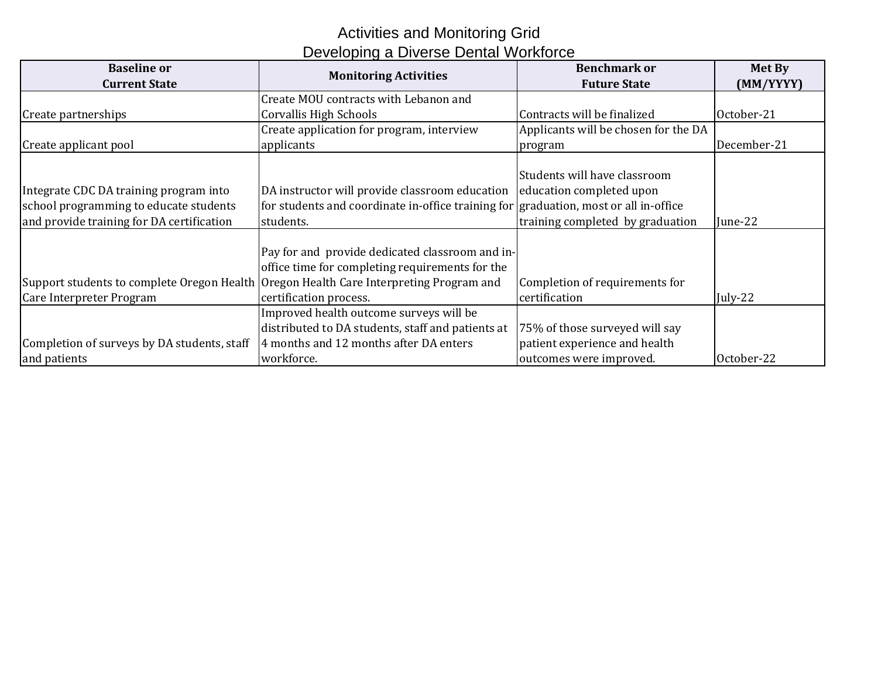# Activities and Monitoring Grid
## Developing a Diverse Dental Workforce

| Baseline or Current State | Monitoring Activities | Benchmark or Future State | Met By (MM/YYYY) |
|---|---|---|---|
| Create partnerships | Create MOU contracts with Lebanon and Corvallis High Schools | Contracts will be finalized | October-21 |
| Create applicant pool | Create application for program, interview applicants | Applicants will be chosen for the DA program | December-21 |
| Integrate CDC DA training program into school programming to educate students and provide training for DA certification | DA instructor will provide classroom education for students and coordinate in-office training for students. | Students will have classroom education completed upon graduation, most or all in-office training completed by graduation | June-22 |
| Support students to complete Oregon Health Care Interpreter Program | Pay for and provide dedicated classroom and in-office time for completing requirements for the Oregon Health Care Interpreting Program and certification process. | Completion of requirements for certification | July-22 |
| Completion of surveys by DA students, staff and patients | Improved health outcome surveys will be distributed to DA students, staff and patients at 4 months and 12 months after DA enters workforce. | 75% of those surveyed will say patient experience and health outcomes were improved. | October-22 |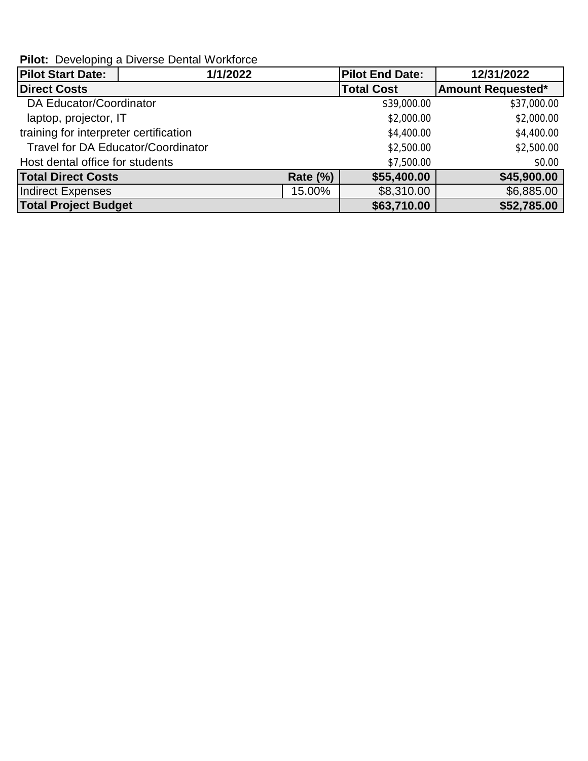**Pilot:** Developing a Diverse Dental Workforce

| **Pilot Start Date:** | **1/1/2022** | | **Pilot End Date:** | **12/31/2022** |
|---|---|---|---|---|
| **Direct Costs** | | | **Total Cost** | **Amount Requested*** |
| DA Educator/Coordinator | | | $39,000.00 | $37,000.00 |
| laptop, projector, IT | | | $2,000.00 | $2,000.00 |
| training for interpreter certification | | | $4,400.00 | $4,400.00 |
| Travel for DA Educator/Coordinator | | | $2,500.00 | $2,500.00 |
| Host dental office for students | | | $7,500.00 | $0.00 |
| **Total Direct Costs** | | **Rate (%)** | **$55,400.00** | **$45,900.00** |
| Indirect Expenses | | 15.00% | $8,310.00 | $6,885.00 |
| **Total Project Budget** | | | **$63,710.00** | **$52,785.00** |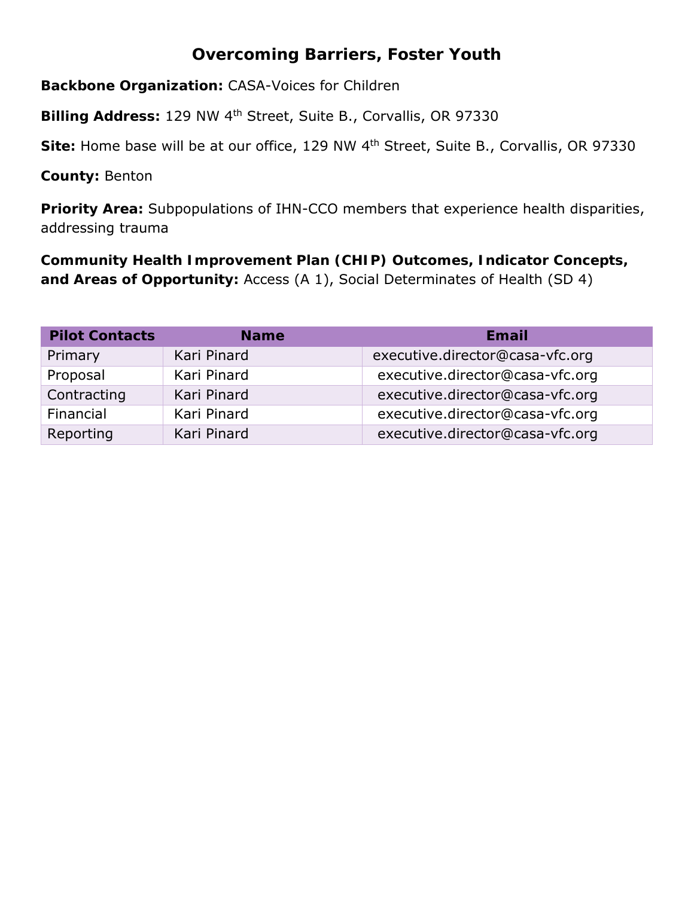# Overcoming Barriers, Foster Youth

**Backbone Organization:** CASA-Voices for Children

**Billing Address:** 129 NW 4th Street, Suite B., Corvallis, OR 97330

**Site:** Home base will be at our office, 129 NW 4th Street, Suite B., Corvallis, OR 97330

**County:** Benton

**Priority Area:** Subpopulations of IHN-CCO members that experience health disparities, addressing trauma

**Community Health Improvement Plan (CHIP) Outcomes, Indicator Concepts, and Areas of Opportunity:** Access (A 1), Social Determinates of Health (SD 4)

| Pilot Contacts | Name | Email |
|---|---|---|
| Primary | Kari Pinard | executive.director@casa-vfc.org |
| Proposal | Kari Pinard | executive.director@casa-vfc.org |
| Contracting | Kari Pinard | executive.director@casa-vfc.org |
| Financial | Kari Pinard | executive.director@casa-vfc.org |
| Reporting | Kari Pinard | executive.director@casa-vfc.org |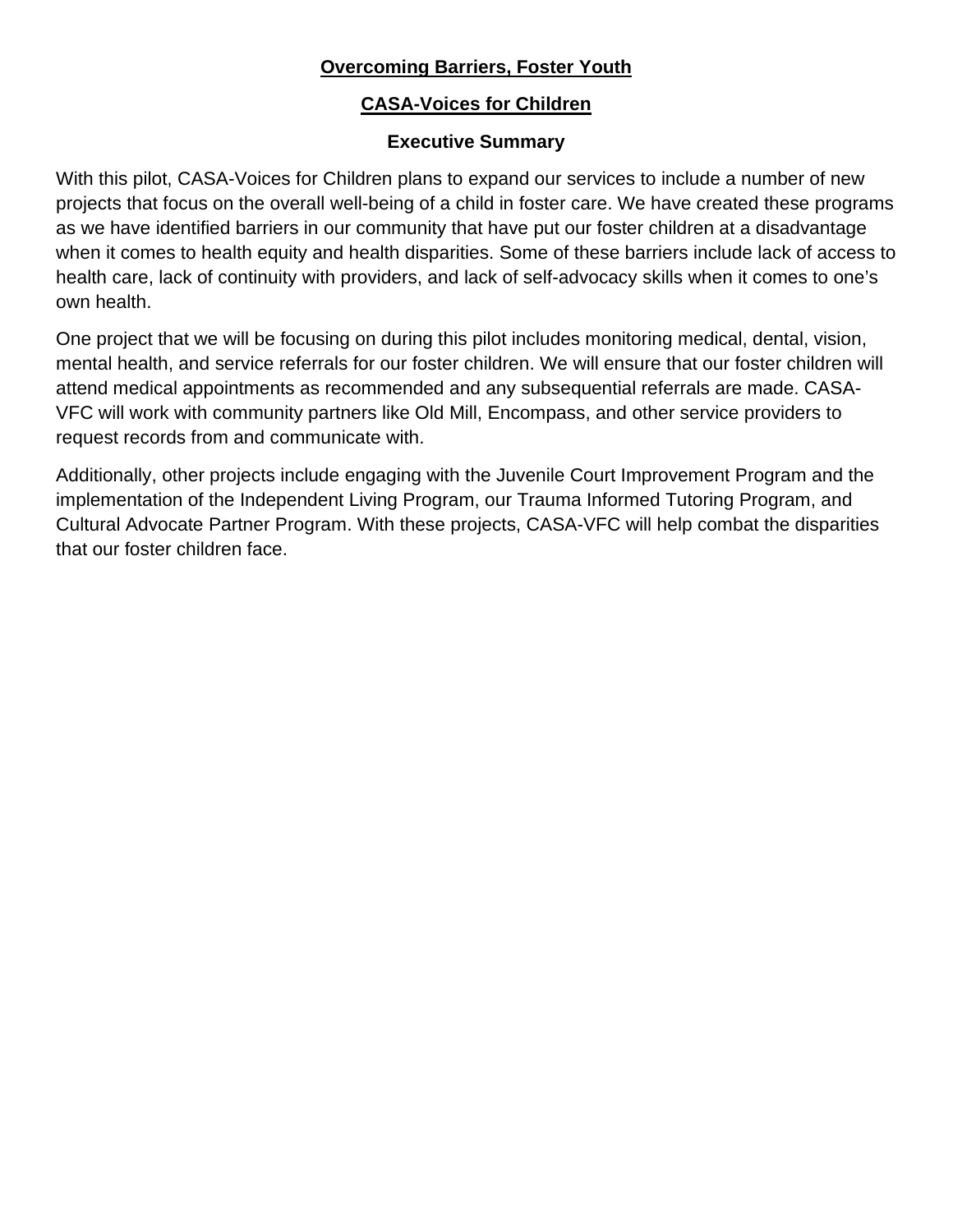**<u>Overcoming Barriers, Foster Youth</u>**

**<u>CASA-Voices for Children</u>**

**Executive Summary**

With this pilot, CASA-Voices for Children plans to expand our services to include a number of new projects that focus on the overall well-being of a child in foster care. We have created these programs as we have identified barriers in our community that have put our foster children at a disadvantage when it comes to health equity and health disparities. Some of these barriers include lack of access to health care, lack of continuity with providers, and lack of self-advocacy skills when it comes to one's own health.

One project that we will be focusing on during this pilot includes monitoring medical, dental, vision, mental health, and service referrals for our foster children. We will ensure that our foster children will attend medical appointments as recommended and any subsequential referrals are made. CASA-VFC will work with community partners like Old Mill, Encompass, and other service providers to request records from and communicate with.

Additionally, other projects include engaging with the Juvenile Court Improvement Program and the implementation of the Independent Living Program, our Trauma Informed Tutoring Program, and Cultural Advocate Partner Program. With these projects, CASA-VFC will help combat the disparities that our foster children face.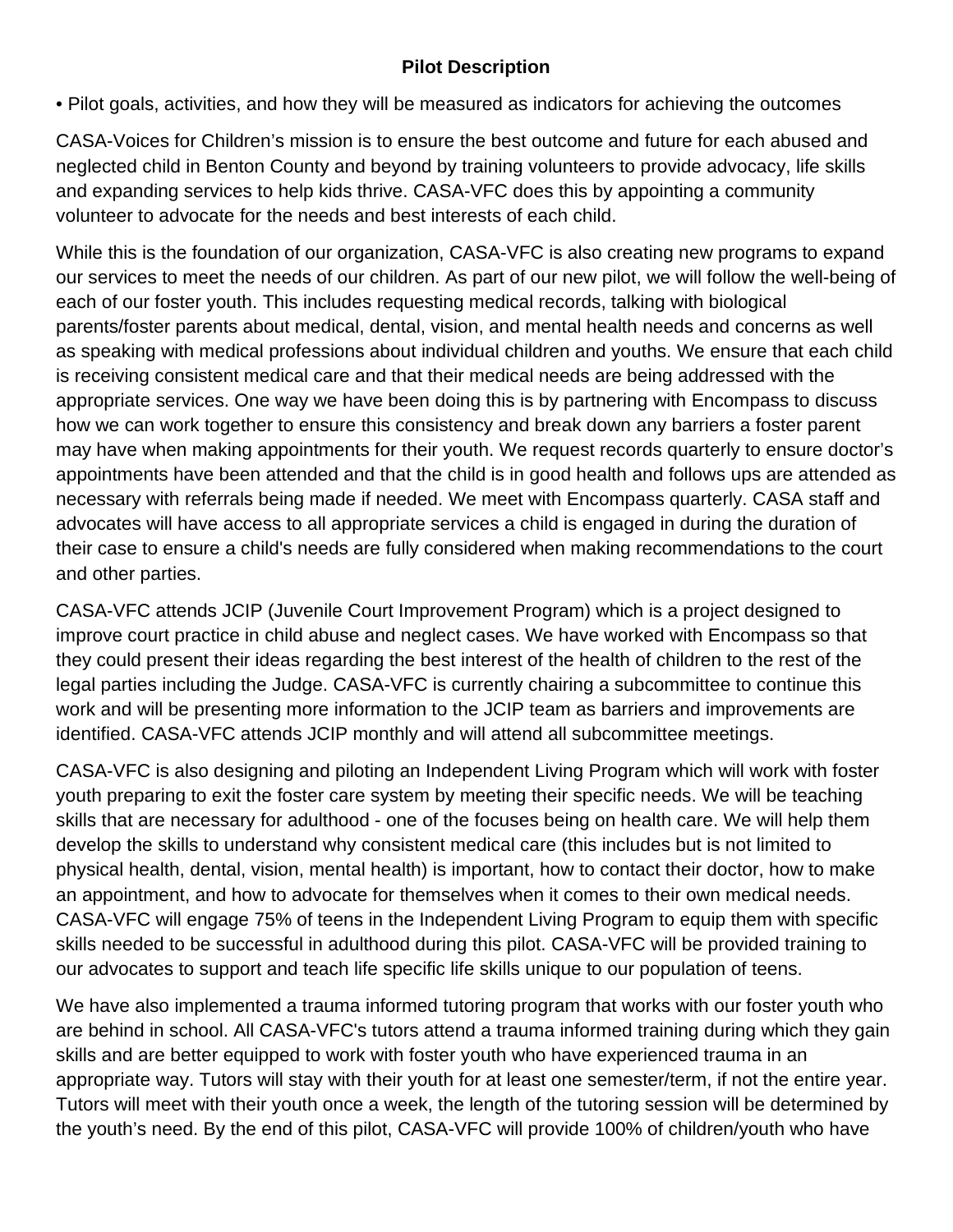**Pilot Description**

• Pilot goals, activities, and how they will be measured as indicators for achieving the outcomes

CASA-Voices for Children's mission is to ensure the best outcome and future for each abused and neglected child in Benton County and beyond by training volunteers to provide advocacy, life skills and expanding services to help kids thrive. CASA-VFC does this by appointing a community volunteer to advocate for the needs and best interests of each child.

While this is the foundation of our organization, CASA-VFC is also creating new programs to expand our services to meet the needs of our children. As part of our new pilot, we will follow the well-being of each of our foster youth. This includes requesting medical records, talking with biological parents/foster parents about medical, dental, vision, and mental health needs and concerns as well as speaking with medical professions about individual children and youths. We ensure that each child is receiving consistent medical care and that their medical needs are being addressed with the appropriate services. One way we have been doing this is by partnering with Encompass to discuss how we can work together to ensure this consistency and break down any barriers a foster parent may have when making appointments for their youth. We request records quarterly to ensure doctor's appointments have been attended and that the child is in good health and follows ups are attended as necessary with referrals being made if needed. We meet with Encompass quarterly. CASA staff and advocates will have access to all appropriate services a child is engaged in during the duration of their case to ensure a child's needs are fully considered when making recommendations to the court and other parties.

CASA-VFC attends JCIP (Juvenile Court Improvement Program) which is a project designed to improve court practice in child abuse and neglect cases. We have worked with Encompass so that they could present their ideas regarding the best interest of the health of children to the rest of the legal parties including the Judge. CASA-VFC is currently chairing a subcommittee to continue this work and will be presenting more information to the JCIP team as barriers and improvements are identified. CASA-VFC attends JCIP monthly and will attend all subcommittee meetings.

CASA-VFC is also designing and piloting an Independent Living Program which will work with foster youth preparing to exit the foster care system by meeting their specific needs. We will be teaching skills that are necessary for adulthood - one of the focuses being on health care. We will help them develop the skills to understand why consistent medical care (this includes but is not limited to physical health, dental, vision, mental health) is important, how to contact their doctor, how to make an appointment, and how to advocate for themselves when it comes to their own medical needs. CASA-VFC will engage 75% of teens in the Independent Living Program to equip them with specific skills needed to be successful in adulthood during this pilot. CASA-VFC will be provided training to our advocates to support and teach life specific life skills unique to our population of teens.

We have also implemented a trauma informed tutoring program that works with our foster youth who are behind in school. All CASA-VFC's tutors attend a trauma informed training during which they gain skills and are better equipped to work with foster youth who have experienced trauma in an appropriate way. Tutors will stay with their youth for at least one semester/term, if not the entire year. Tutors will meet with their youth once a week, the length of the tutoring session will be determined by the youth's need. By the end of this pilot, CASA-VFC will provide 100% of children/youth who have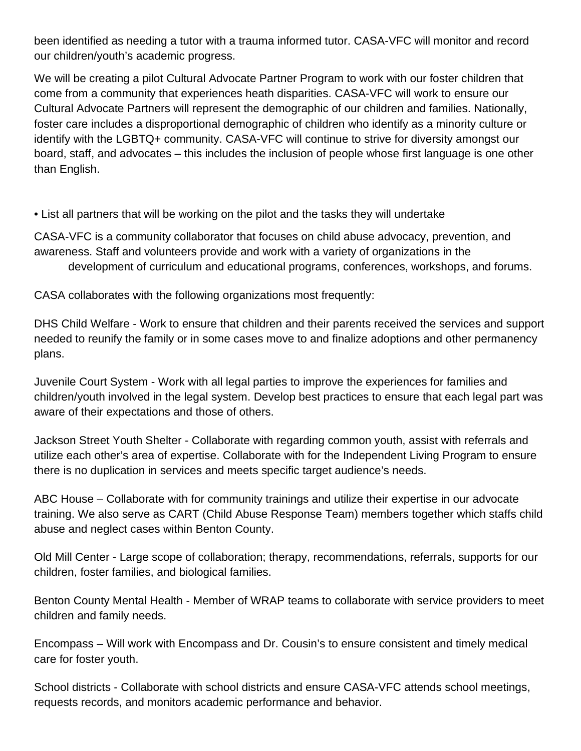been identified as needing a tutor with a trauma informed tutor. CASA-VFC will monitor and record our children/youth's academic progress.

We will be creating a pilot Cultural Advocate Partner Program to work with our foster children that come from a community that experiences heath disparities. CASA-VFC will work to ensure our Cultural Advocate Partners will represent the demographic of our children and families. Nationally, foster care includes a disproportional demographic of children who identify as a minority culture or identify with the LGBTQ+ community. CASA-VFC will continue to strive for diversity amongst our board, staff, and advocates – this includes the inclusion of people whose first language is one other than English.

• List all partners that will be working on the pilot and the tasks they will undertake

CASA-VFC is a community collaborator that focuses on child abuse advocacy, prevention, and awareness. Staff and volunteers provide and work with a variety of organizations in the development of curriculum and educational programs, conferences, workshops, and forums.

CASA collaborates with the following organizations most frequently:

DHS Child Welfare - Work to ensure that children and their parents received the services and support needed to reunify the family or in some cases move to and finalize adoptions and other permanency plans.

Juvenile Court System - Work with all legal parties to improve the experiences for families and children/youth involved in the legal system. Develop best practices to ensure that each legal part was aware of their expectations and those of others.

Jackson Street Youth Shelter - Collaborate with regarding common youth, assist with referrals and utilize each other's area of expertise. Collaborate with for the Independent Living Program to ensure there is no duplication in services and meets specific target audience's needs.

ABC House – Collaborate with for community trainings and utilize their expertise in our advocate training. We also serve as CART (Child Abuse Response Team) members together which staffs child abuse and neglect cases within Benton County.

Old Mill Center - Large scope of collaboration; therapy, recommendations, referrals, supports for our children, foster families, and biological families.

Benton County Mental Health - Member of WRAP teams to collaborate with service providers to meet children and family needs.

Encompass – Will work with Encompass and Dr. Cousin's to ensure consistent and timely medical care for foster youth.

School districts - Collaborate with school districts and ensure CASA-VFC attends school meetings, requests records, and monitors academic performance and behavior.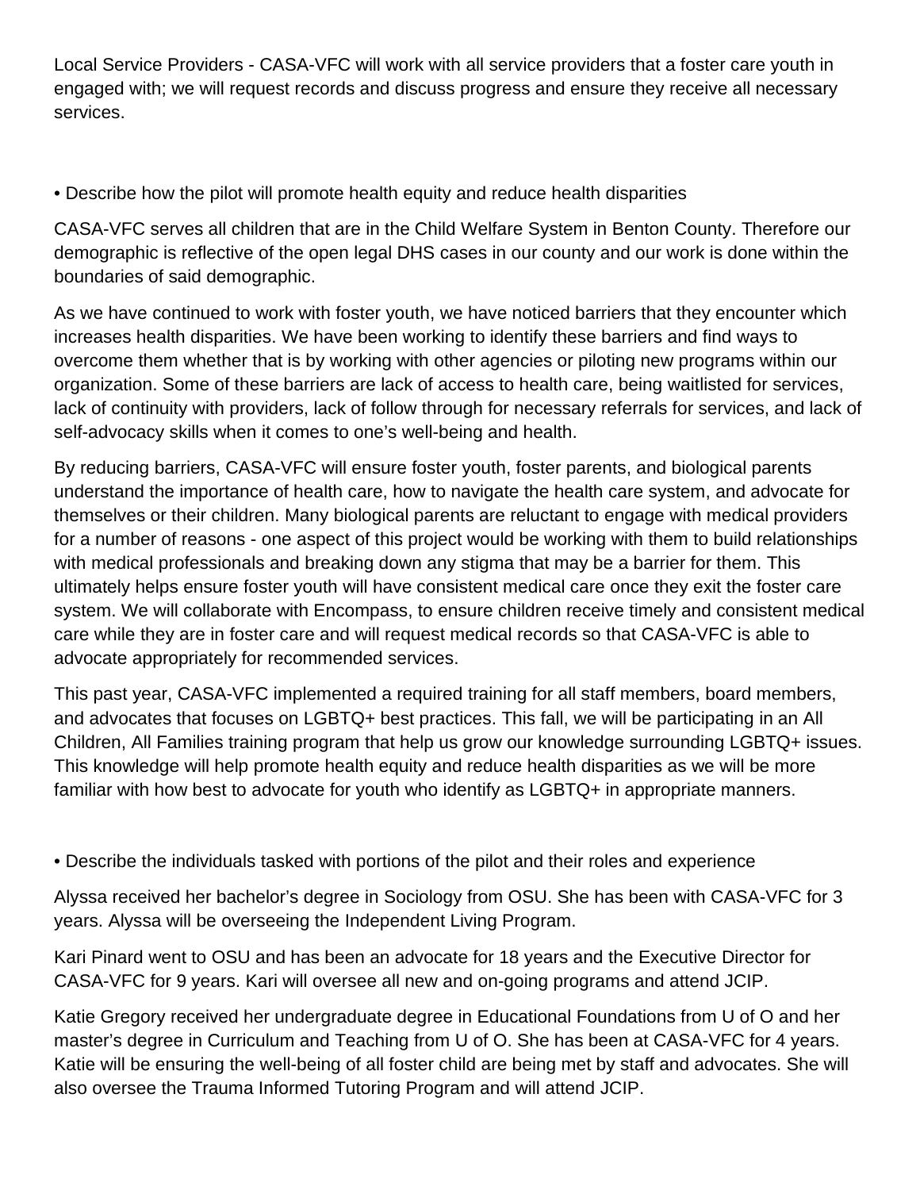Local Service Providers - CASA-VFC will work with all service providers that a foster care youth in engaged with; we will request records and discuss progress and ensure they receive all necessary services.

• Describe how the pilot will promote health equity and reduce health disparities

CASA-VFC serves all children that are in the Child Welfare System in Benton County. Therefore our demographic is reflective of the open legal DHS cases in our county and our work is done within the boundaries of said demographic.

As we have continued to work with foster youth, we have noticed barriers that they encounter which increases health disparities. We have been working to identify these barriers and find ways to overcome them whether that is by working with other agencies or piloting new programs within our organization. Some of these barriers are lack of access to health care, being waitlisted for services, lack of continuity with providers, lack of follow through for necessary referrals for services, and lack of self-advocacy skills when it comes to one's well-being and health.

By reducing barriers, CASA-VFC will ensure foster youth, foster parents, and biological parents understand the importance of health care, how to navigate the health care system, and advocate for themselves or their children. Many biological parents are reluctant to engage with medical providers for a number of reasons - one aspect of this project would be working with them to build relationships with medical professionals and breaking down any stigma that may be a barrier for them. This ultimately helps ensure foster youth will have consistent medical care once they exit the foster care system. We will collaborate with Encompass, to ensure children receive timely and consistent medical care while they are in foster care and will request medical records so that CASA-VFC is able to advocate appropriately for recommended services.

This past year, CASA-VFC implemented a required training for all staff members, board members, and advocates that focuses on LGBTQ+ best practices. This fall, we will be participating in an All Children, All Families training program that help us grow our knowledge surrounding LGBTQ+ issues. This knowledge will help promote health equity and reduce health disparities as we will be more familiar with how best to advocate for youth who identify as LGBTQ+ in appropriate manners.

• Describe the individuals tasked with portions of the pilot and their roles and experience

Alyssa received her bachelor's degree in Sociology from OSU. She has been with CASA-VFC for 3 years. Alyssa will be overseeing the Independent Living Program.

Kari Pinard went to OSU and has been an advocate for 18 years and the Executive Director for CASA-VFC for 9 years. Kari will oversee all new and on-going programs and attend JCIP.

Katie Gregory received her undergraduate degree in Educational Foundations from U of O and her master's degree in Curriculum and Teaching from U of O. She has been at CASA-VFC for 4 years. Katie will be ensuring the well-being of all foster child are being met by staff and advocates. She will also oversee the Trauma Informed Tutoring Program and will attend JCIP.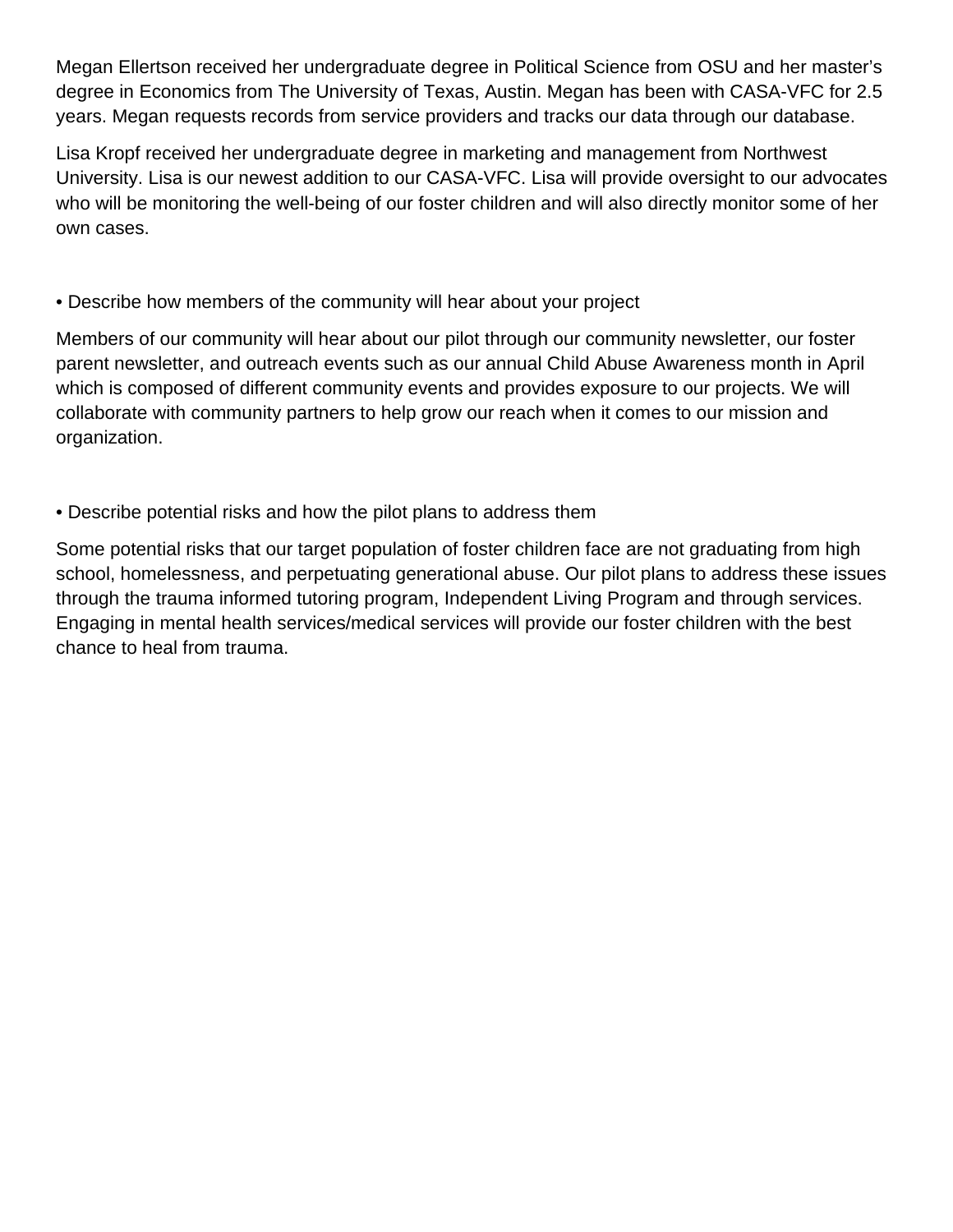Megan Ellertson received her undergraduate degree in Political Science from OSU and her master's degree in Economics from The University of Texas, Austin. Megan has been with CASA-VFC for 2.5 years. Megan requests records from service providers and tracks our data through our database.

Lisa Kropf received her undergraduate degree in marketing and management from Northwest University. Lisa is our newest addition to our CASA-VFC. Lisa will provide oversight to our advocates who will be monitoring the well-being of our foster children and will also directly monitor some of her own cases.

• Describe how members of the community will hear about your project

Members of our community will hear about our pilot through our community newsletter, our foster parent newsletter, and outreach events such as our annual Child Abuse Awareness month in April which is composed of different community events and provides exposure to our projects. We will collaborate with community partners to help grow our reach when it comes to our mission and organization.

• Describe potential risks and how the pilot plans to address them

Some potential risks that our target population of foster children face are not graduating from high school, homelessness, and perpetuating generational abuse. Our pilot plans to address these issues through the trauma informed tutoring program, Independent Living Program and through services. Engaging in mental health services/medical services will provide our foster children with the best chance to heal from trauma.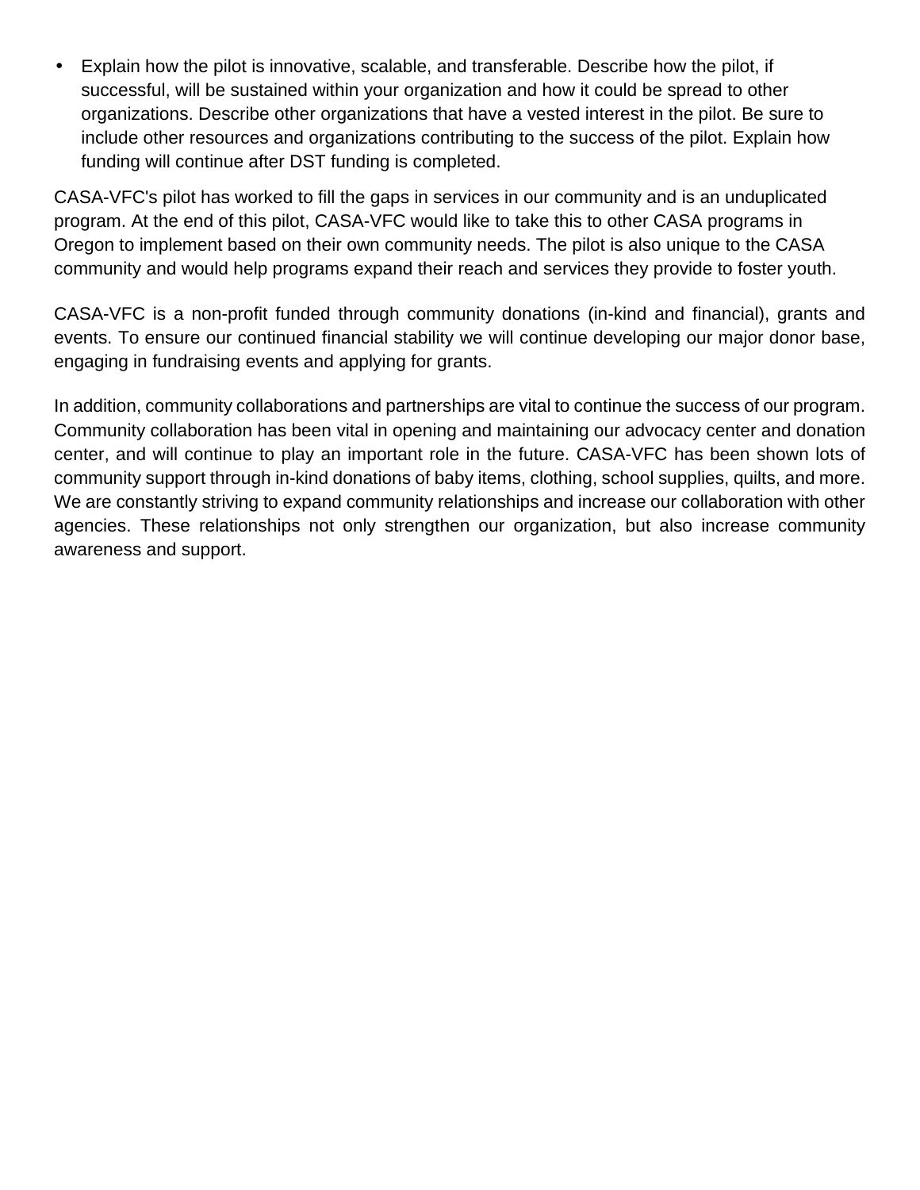- Explain how the pilot is innovative, scalable, and transferable. Describe how the pilot, if successful, will be sustained within your organization and how it could be spread to other organizations. Describe other organizations that have a vested interest in the pilot. Be sure to include other resources and organizations contributing to the success of the pilot. Explain how funding will continue after DST funding is completed.

CASA-VFC's pilot has worked to fill the gaps in services in our community and is an unduplicated program. At the end of this pilot, CASA-VFC would like to take this to other CASA programs in Oregon to implement based on their own community needs. The pilot is also unique to the CASA community and would help programs expand their reach and services they provide to foster youth.

CASA-VFC is a non-profit funded through community donations (in-kind and financial), grants and events. To ensure our continued financial stability we will continue developing our major donor base, engaging in fundraising events and applying for grants.

In addition, community collaborations and partnerships are vital to continue the success of our program. Community collaboration has been vital in opening and maintaining our advocacy center and donation center, and will continue to play an important role in the future. CASA-VFC has been shown lots of community support through in-kind donations of baby items, clothing, school supplies, quilts, and more. We are constantly striving to expand community relationships and increase our collaboration with other agencies. These relationships not only strengthen our organization, but also increase community awareness and support.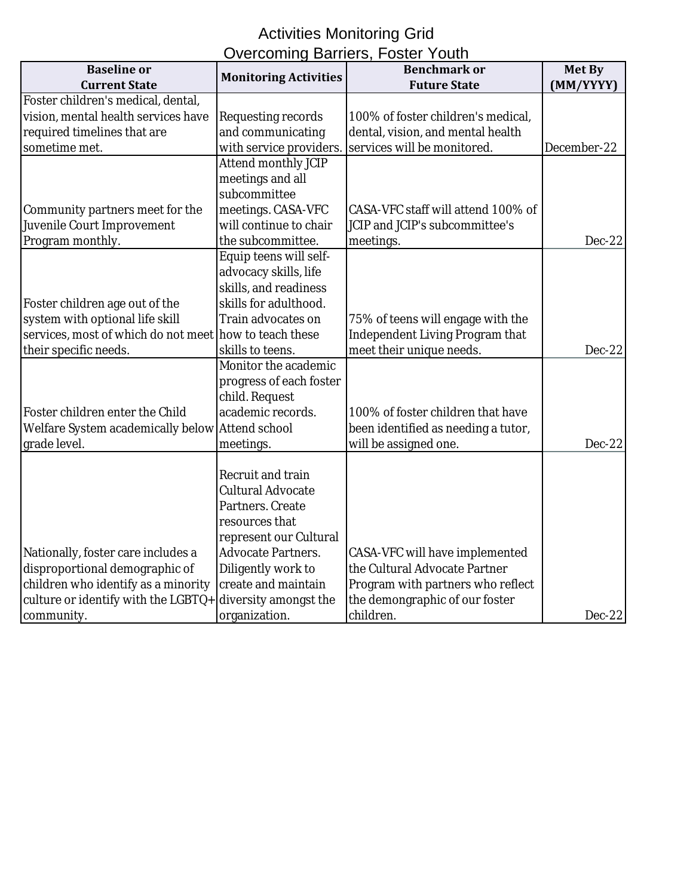# Activities Monitoring Grid
## Overcoming Barriers, Foster Youth

| Baseline or Current State | Monitoring Activities | Benchmark or Future State | Met By (MM/YYYY) |
|---|---|---|---|
| Foster children's medical, dental, vision, mental health services have required timelines that are sometime met. | Requesting records and communicating with service providers. | 100% of foster children's medical, dental, vision, and mental health services will be monitored. | December-22 |
| Community partners meet for the Juvenile Court Improvement Program monthly. | Attend monthly JCIP meetings and all subcommittee meetings. CASA-VFC will continue to chair the subcommittee. | CASA-VFC staff will attend 100% of JCIP and JCIP's subcommittee's meetings. | Dec-22 |
| Foster children age out of the system with optional life skill services, most of which do not meet their specific needs. | Equip teens will self-advocacy skills, life skills, and readiness skills for adulthood. Train advocates on how to teach these skills to teens. | 75% of teens will engage with the Independent Living Program that meet their unique needs. | Dec-22 |
| Foster children enter the Child Welfare System academically below grade level. | Monitor the academic progress of each foster child. Request academic records. Attend school meetings. | 100% of foster children that have been identified as needing a tutor, will be assigned one. | Dec-22 |
| Nationally, foster care includes a disproportional demographic of children who identify as a minority culture or identify with the LGBTQ+ community. | Recruit and train Cultural Advocate Partners. Create resources that represent our Cultural Advocate Partners. Diligently work to create and maintain diversity amongst the organization. | CASA-VFC will have implemented the Cultural Advocate Partner Program with partners who reflect the demongraphic of our foster children. | Dec-22 |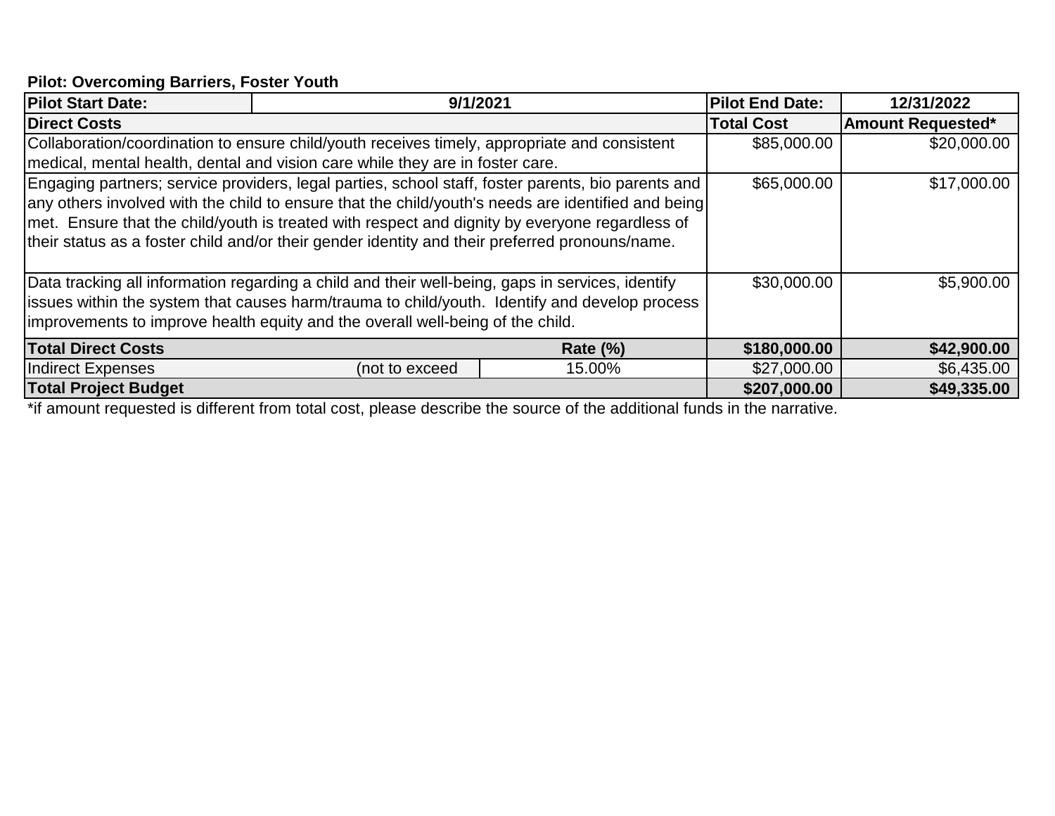**Pilot: Overcoming Barriers, Foster Youth**

| Pilot Start Date: | 9/1/2021 | | | Pilot End Date: | 12/31/2022 |
|---|---|---|---|---|---|
| **Direct Costs** | | | | **Total Cost** | **Amount Requested*** |
| Collaboration/coordination to ensure child/youth receives timely, appropriate and consistent medical, mental health, dental and vision care while they are in foster care. | | | | $85,000.00 | $20,000.00 |
| Engaging partners; service providers, legal parties, school staff, foster parents, bio parents and any others involved with the child to ensure that the child/youth's needs are identified and being met. Ensure that the child/youth is treated with respect and dignity by everyone regardless of their status as a foster child and/or their gender identity and their preferred pronouns/name. | | | | $65,000.00 | $17,000.00 |
| Data tracking all information regarding a child and their well-being, gaps in services, identify issues within the system that causes harm/trauma to child/youth. Identify and develop process improvements to improve health equity and the overall well-being of the child. | | | | $30,000.00 | $5,900.00 |
| **Total Direct Costs** | | | **Rate (%)** | **$180,000.00** | **$42,900.00** |
| Indirect Expenses | | (not to exceed | 15.00% | $27,000.00 | $6,435.00 |
| **Total Project Budget** | | | | **$207,000.00** | **$49,335.00** |

*if amount requested is different from total cost, please describe the source of the additional funds in the narrative.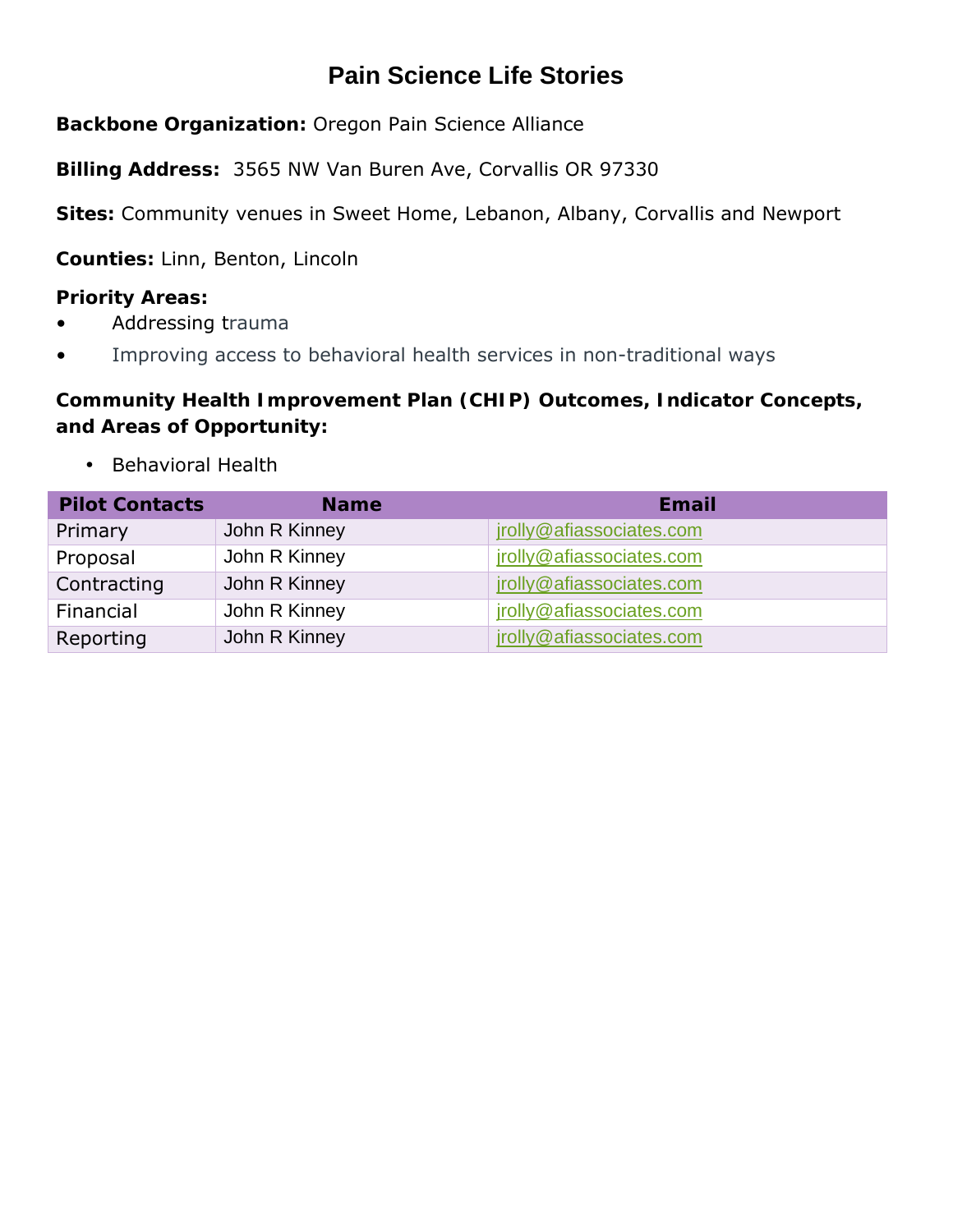# Pain Science Life Stories

**Backbone Organization:** Oregon Pain Science Alliance

**Billing Address:** 3565 NW Van Buren Ave, Corvallis OR 97330

**Sites:** Community venues in Sweet Home, Lebanon, Albany, Corvallis and Newport

**Counties:** Linn, Benton, Lincoln

**Priority Areas:**

- Addressing trauma
- Improving access to behavioral health services in non-traditional ways

**Community Health Improvement Plan (CHIP) Outcomes, Indicator Concepts, and Areas of Opportunity:**

- Behavioral Health

| Pilot Contacts | Name | Email |
|---|---|---|
| Primary | John R Kinney | jrolly@afiassociates.com |
| Proposal | John R Kinney | jrolly@afiassociates.com |
| Contracting | John R Kinney | jrolly@afiassociates.com |
| Financial | John R Kinney | jrolly@afiassociates.com |
| Reporting | John R Kinney | jrolly@afiassociates.com |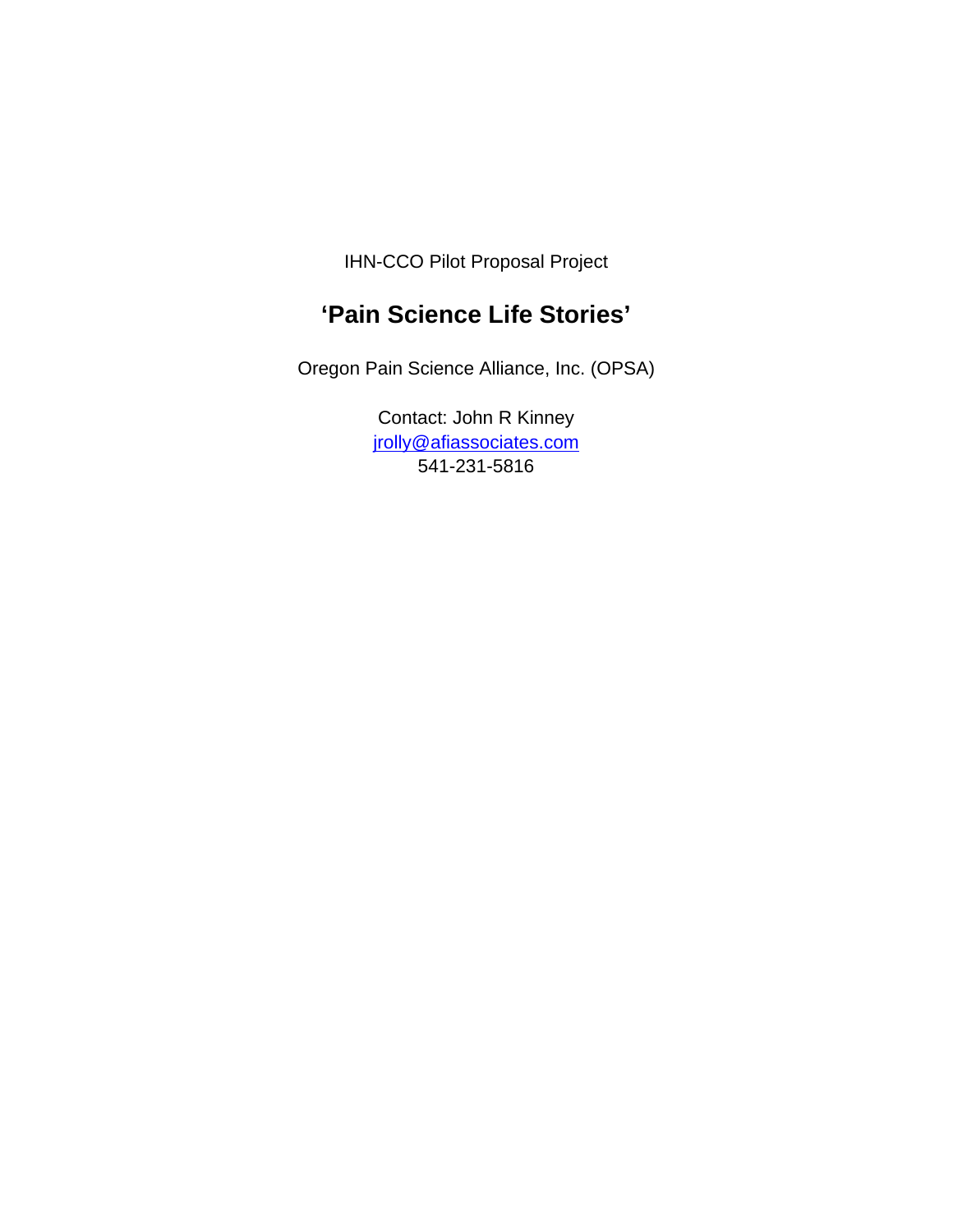IHN-CCO Pilot Proposal Project

# 'Pain Science Life Stories'

Oregon Pain Science Alliance, Inc. (OPSA)

Contact: John R Kinney
[jrolly@afiassociates.com](mailto:jrolly@afiassociates.com)
541-231-5816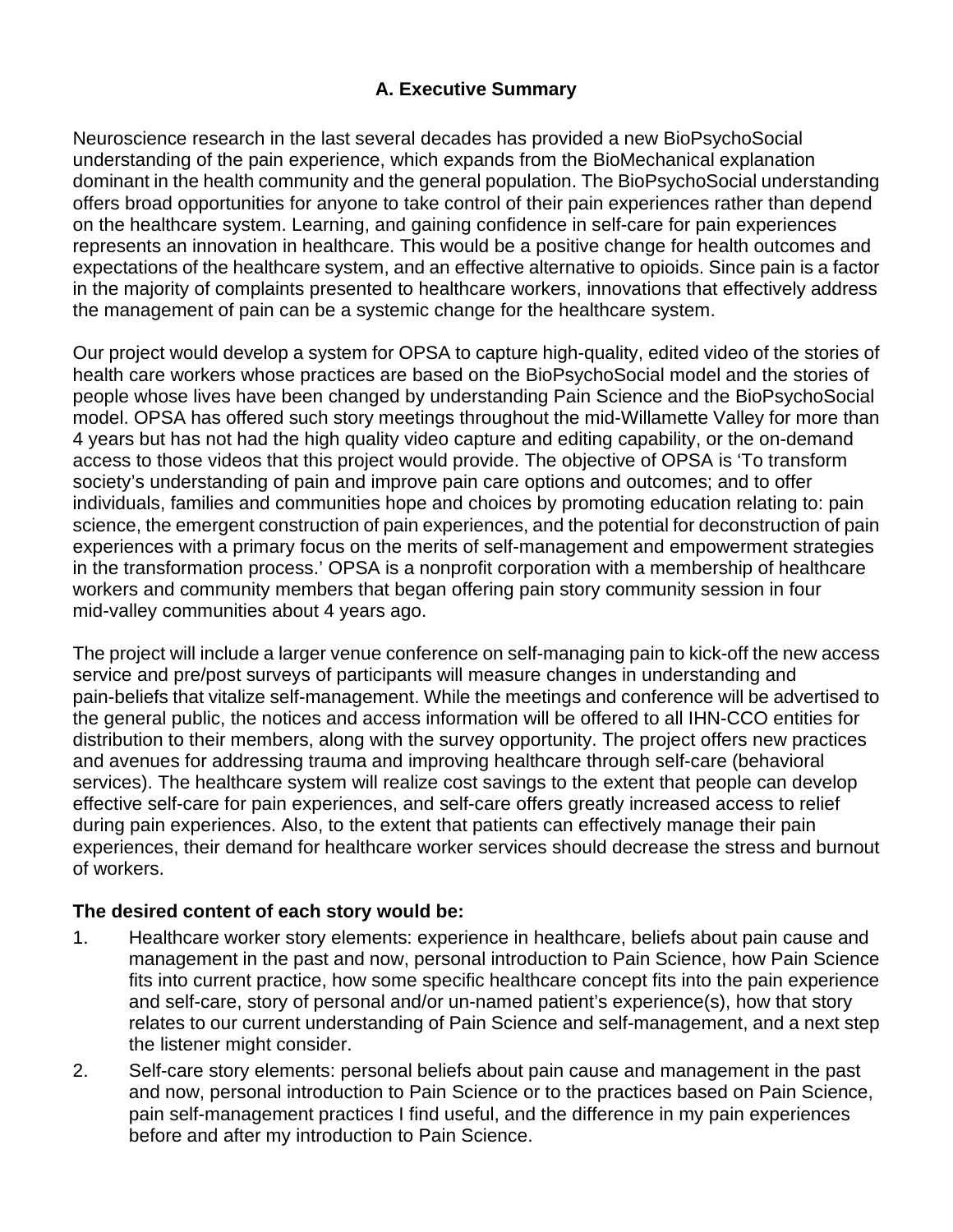## A. Executive Summary

Neuroscience research in the last several decades has provided a new BioPsychoSocial understanding of the pain experience, which expands from the BioMechanical explanation dominant in the health community and the general population. The BioPsychoSocial understanding offers broad opportunities for anyone to take control of their pain experiences rather than depend on the healthcare system. Learning, and gaining confidence in self-care for pain experiences represents an innovation in healthcare. This would be a positive change for health outcomes and expectations of the healthcare system, and an effective alternative to opioids. Since pain is a factor in the majority of complaints presented to healthcare workers, innovations that effectively address the management of pain can be a systemic change for the healthcare system.

Our project would develop a system for OPSA to capture high-quality, edited video of the stories of health care workers whose practices are based on the BioPsychoSocial model and the stories of people whose lives have been changed by understanding Pain Science and the BioPsychoSocial model. OPSA has offered such story meetings throughout the mid-Willamette Valley for more than 4 years but has not had the high quality video capture and editing capability, or the on-demand access to those videos that this project would provide. The objective of OPSA is 'To transform society's understanding of pain and improve pain care options and outcomes; and to offer individuals, families and communities hope and choices by promoting education relating to: pain science, the emergent construction of pain experiences, and the potential for deconstruction of pain experiences with a primary focus on the merits of self-management and empowerment strategies in the transformation process.' OPSA is a nonprofit corporation with a membership of healthcare workers and community members that began offering pain story community session in four mid-valley communities about 4 years ago.

The project will include a larger venue conference on self-managing pain to kick-off the new access service and pre/post surveys of participants will measure changes in understanding and pain-beliefs that vitalize self-management. While the meetings and conference will be advertised to the general public, the notices and access information will be offered to all IHN-CCO entities for distribution to their members, along with the survey opportunity. The project offers new practices and avenues for addressing trauma and improving healthcare through self-care (behavioral services). The healthcare system will realize cost savings to the extent that people can develop effective self-care for pain experiences, and self-care offers greatly increased access to relief during pain experiences. Also, to the extent that patients can effectively manage their pain experiences, their demand for healthcare worker services should decrease the stress and burnout of workers.

**The desired content of each story would be:**

1. Healthcare worker story elements: experience in healthcare, beliefs about pain cause and management in the past and now, personal introduction to Pain Science, how Pain Science fits into current practice, how some specific healthcare concept fits into the pain experience and self-care, story of personal and/or un-named patient's experience(s), how that story relates to our current understanding of Pain Science and self-management, and a next step the listener might consider.
2. Self-care story elements: personal beliefs about pain cause and management in the past and now, personal introduction to Pain Science or to the practices based on Pain Science, pain self-management practices I find useful, and the difference in my pain experiences before and after my introduction to Pain Science.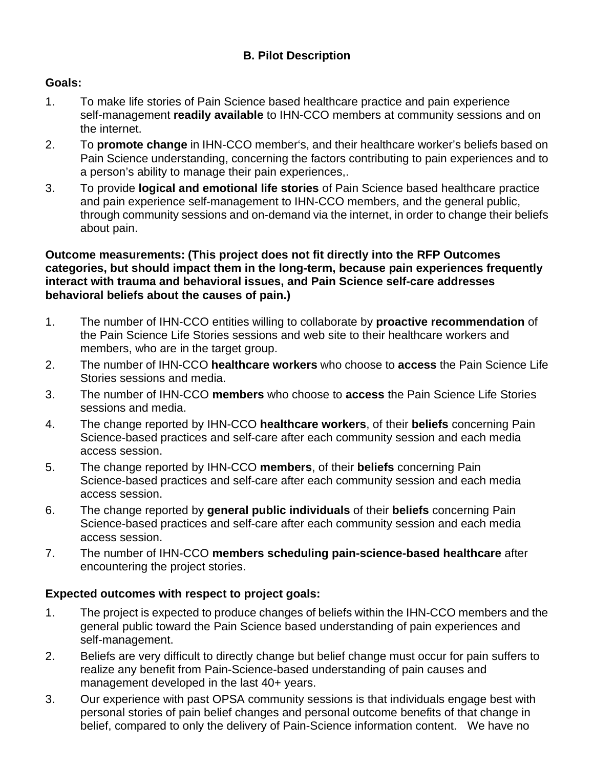## B. Pilot Description

**Goals:**

1. To make life stories of Pain Science based healthcare practice and pain experience self-management **readily available** to IHN-CCO members at community sessions and on the internet.
2. To **promote change** in IHN-CCO member's, and their healthcare worker's beliefs based on Pain Science understanding, concerning the factors contributing to pain experiences and to a person's ability to manage their pain experiences,.
3. To provide **logical and emotional life stories** of Pain Science based healthcare practice and pain experience self-management to IHN-CCO members, and the general public, through community sessions and on-demand via the internet, in order to change their beliefs about pain.

**Outcome measurements: (This project does not fit directly into the RFP Outcomes categories, but should impact them in the long-term, because pain experiences frequently interact with trauma and behavioral issues, and Pain Science self-care addresses behavioral beliefs about the causes of pain.)**

1. The number of IHN-CCO entities willing to collaborate by **proactive recommendation** of the Pain Science Life Stories sessions and web site to their healthcare workers and members, who are in the target group.
2. The number of IHN-CCO **healthcare workers** who choose to **access** the Pain Science Life Stories sessions and media.
3. The number of IHN-CCO **members** who choose to **access** the Pain Science Life Stories sessions and media.
4. The change reported by IHN-CCO **healthcare workers**, of their **beliefs** concerning Pain Science-based practices and self-care after each community session and each media access session.
5. The change reported by IHN-CCO **members**, of their **beliefs** concerning Pain Science-based practices and self-care after each community session and each media access session.
6. The change reported by **general public individuals** of their **beliefs** concerning Pain Science-based practices and self-care after each community session and each media access session.
7. The number of IHN-CCO **members scheduling pain-science-based healthcare** after encountering the project stories.

**Expected outcomes with respect to project goals:**

1. The project is expected to produce changes of beliefs within the IHN-CCO members and the general public toward the Pain Science based understanding of pain experiences and self-management.
2. Beliefs are very difficult to directly change but belief change must occur for pain suffers to realize any benefit from Pain-Science-based understanding of pain causes and management developed in the last 40+ years.
3. Our experience with past OPSA community sessions is that individuals engage best with personal stories of pain belief changes and personal outcome benefits of that change in belief, compared to only the delivery of Pain-Science information content. We have no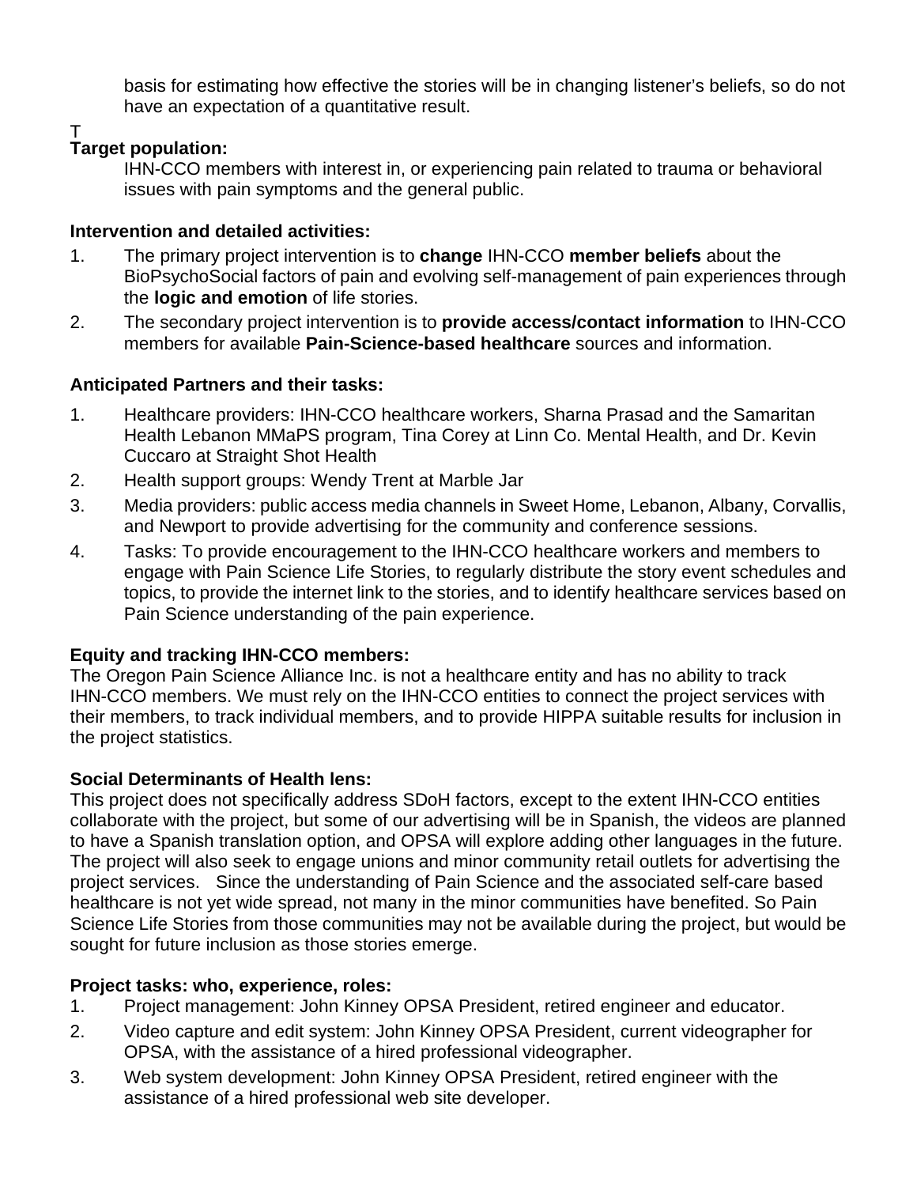basis for estimating how effective the stories will be in changing listener's beliefs, so do not have an expectation of a quantitative result.

T

**Target population:**

IHN-CCO members with interest in, or experiencing pain related to trauma or behavioral issues with pain symptoms and the general public.

**Intervention and detailed activities:**

1. The primary project intervention is to **change** IHN-CCO **member beliefs** about the BioPsychoSocial factors of pain and evolving self-management of pain experiences through the **logic and emotion** of life stories.
2. The secondary project intervention is to **provide access/contact information** to IHN-CCO members for available **Pain-Science-based healthcare** sources and information.

**Anticipated Partners and their tasks:**

1. Healthcare providers: IHN-CCO healthcare workers, Sharna Prasad and the Samaritan Health Lebanon MMaPS program, Tina Corey at Linn Co. Mental Health, and Dr. Kevin Cuccaro at Straight Shot Health
2. Health support groups: Wendy Trent at Marble Jar
3. Media providers: public access media channels in Sweet Home, Lebanon, Albany, Corvallis, and Newport to provide advertising for the community and conference sessions.
4. Tasks: To provide encouragement to the IHN-CCO healthcare workers and members to engage with Pain Science Life Stories, to regularly distribute the story event schedules and topics, to provide the internet link to the stories, and to identify healthcare services based on Pain Science understanding of the pain experience.

**Equity and tracking IHN-CCO members:**

The Oregon Pain Science Alliance Inc. is not a healthcare entity and has no ability to track IHN-CCO members. We must rely on the IHN-CCO entities to connect the project services with their members, to track individual members, and to provide HIPPA suitable results for inclusion in the project statistics.

**Social Determinants of Health lens:**

This project does not specifically address SDoH factors, except to the extent IHN-CCO entities collaborate with the project, but some of our advertising will be in Spanish, the videos are planned to have a Spanish translation option, and OPSA will explore adding other languages in the future. The project will also seek to engage unions and minor community retail outlets for advertising the project services. Since the understanding of Pain Science and the associated self-care based healthcare is not yet wide spread, not many in the minor communities have benefited. So Pain Science Life Stories from those communities may not be available during the project, but would be sought for future inclusion as those stories emerge.

**Project tasks: who, experience, roles:**

1. Project management: John Kinney OPSA President, retired engineer and educator.
2. Video capture and edit system: John Kinney OPSA President, current videographer for OPSA, with the assistance of a hired professional videographer.
3. Web system development: John Kinney OPSA President, retired engineer with the assistance of a hired professional web site developer.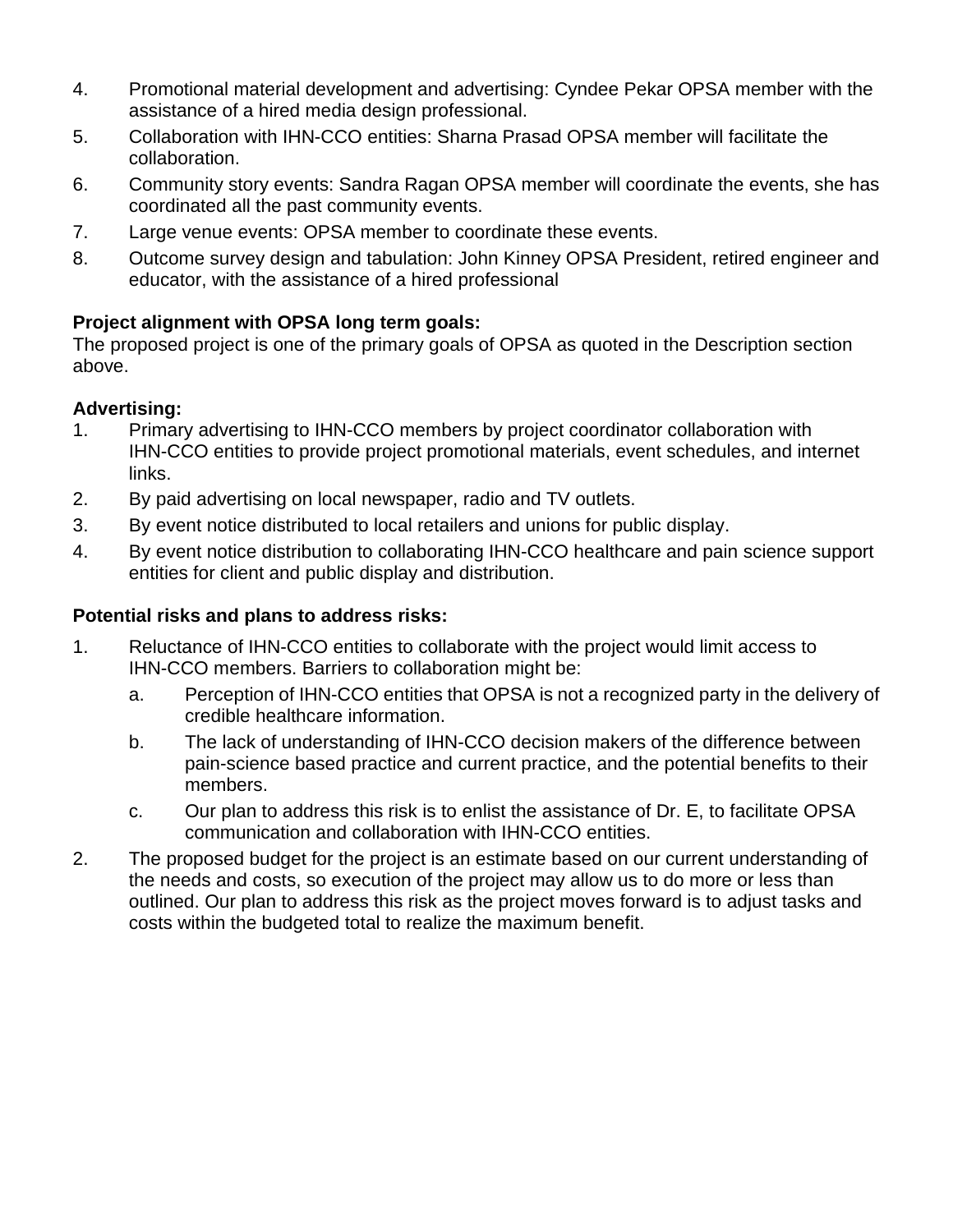4. Promotional material development and advertising: Cyndee Pekar OPSA member with the assistance of a hired media design professional.
5. Collaboration with IHN-CCO entities: Sharna Prasad OPSA member will facilitate the collaboration.
6. Community story events: Sandra Ragan OPSA member will coordinate the events, she has coordinated all the past community events.
7. Large venue events: OPSA member to coordinate these events.
8. Outcome survey design and tabulation: John Kinney OPSA President, retired engineer and educator, with the assistance of a hired professional

**Project alignment with OPSA long term goals:**
The proposed project is one of the primary goals of OPSA as quoted in the Description section above.

**Advertising:**

1. Primary advertising to IHN-CCO members by project coordinator collaboration with IHN-CCO entities to provide project promotional materials, event schedules, and internet links.
2. By paid advertising on local newspaper, radio and TV outlets.
3. By event notice distributed to local retailers and unions for public display.
4. By event notice distribution to collaborating IHN-CCO healthcare and pain science support entities for client and public display and distribution.

**Potential risks and plans to address risks:**

1. Reluctance of IHN-CCO entities to collaborate with the project would limit access to IHN-CCO members. Barriers to collaboration might be:
   a. Perception of IHN-CCO entities that OPSA is not a recognized party in the delivery of credible healthcare information.
   b. The lack of understanding of IHN-CCO decision makers of the difference between pain-science based practice and current practice, and the potential benefits to their members.
   c. Our plan to address this risk is to enlist the assistance of Dr. E, to facilitate OPSA communication and collaboration with IHN-CCO entities.
2. The proposed budget for the project is an estimate based on our current understanding of the needs and costs, so execution of the project may allow us to do more or less than outlined. Our plan to address this risk as the project moves forward is to adjust tasks and costs within the budgeted total to realize the maximum benefit.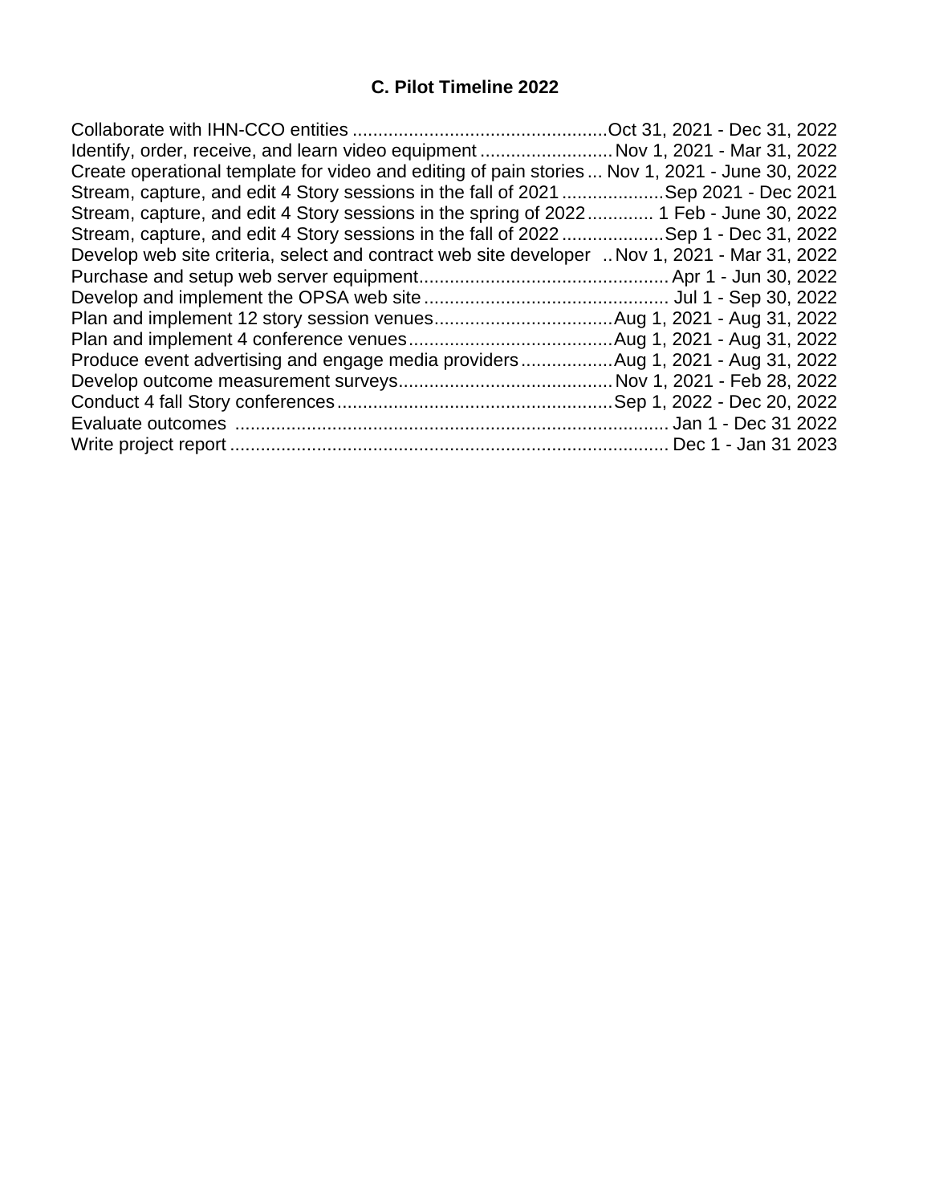### C. Pilot Timeline 2022

Collaborate with IHN-CCO entities ..................................................Oct 31, 2021 - Dec 31, 2022
Identify, order, receive, and learn video equipment ..........................Nov 1, 2021 - Mar 31, 2022
Create operational template for video and editing of pain stories ... Nov 1, 2021 - June 30, 2022
Stream, capture, and edit 4 Story sessions in the fall of 2021 ....................Sep 2021 - Dec 2021
Stream, capture, and edit 4 Story sessions in the spring of 2022............. 1 Feb - June 30, 2022
Stream, capture, and edit 4 Story sessions in the fall of 2022 ....................Sep 1 - Dec 31, 2022
Develop web site criteria, select and contract web site developer .. Nov 1, 2021 - Mar 31, 2022
Purchase and setup web server equipment................................................. Apr 1 - Jun 30, 2022
Develop and implement the OPSA web site ................................................ Jul 1 - Sep 30, 2022
Plan and implement 12 story session venues...................................Aug 1, 2021 - Aug 31, 2022
Plan and implement 4 conference venues........................................Aug 1, 2021 - Aug 31, 2022
Produce event advertising and engage media providers..................Aug 1, 2021 - Aug 31, 2022
Develop outcome measurement surveys..........................................Nov 1, 2021 - Feb 28, 2022
Conduct 4 fall Story conferences.....................................................Sep 1, 2022 - Dec 20, 2022
Evaluate outcomes ..................................................................................... Jan 1 - Dec 31 2022
Write project report ...................................................................................... Dec 1 - Jan 31 2023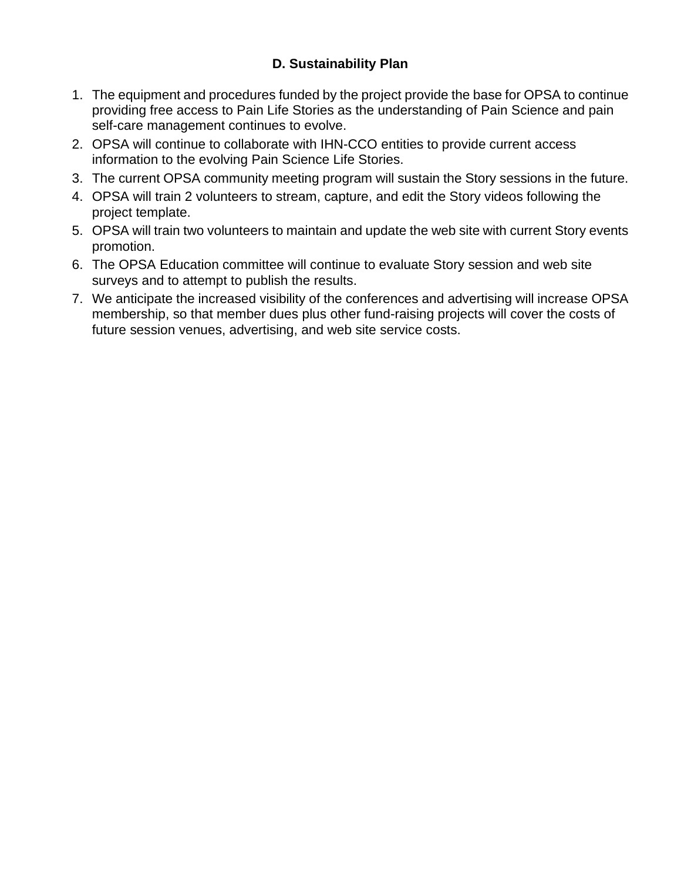## D. Sustainability Plan

1. The equipment and procedures funded by the project provide the base for OPSA to continue providing free access to Pain Life Stories as the understanding of Pain Science and pain self-care management continues to evolve.
2. OPSA will continue to collaborate with IHN-CCO entities to provide current access information to the evolving Pain Science Life Stories.
3. The current OPSA community meeting program will sustain the Story sessions in the future.
4. OPSA will train 2 volunteers to stream, capture, and edit the Story videos following the project template.
5. OPSA will train two volunteers to maintain and update the web site with current Story events promotion.
6. The OPSA Education committee will continue to evaluate Story session and web site surveys and to attempt to publish the results.
7. We anticipate the increased visibility of the conferences and advertising will increase OPSA membership, so that member dues plus other fund-raising projects will cover the costs of future session venues, advertising, and web site service costs.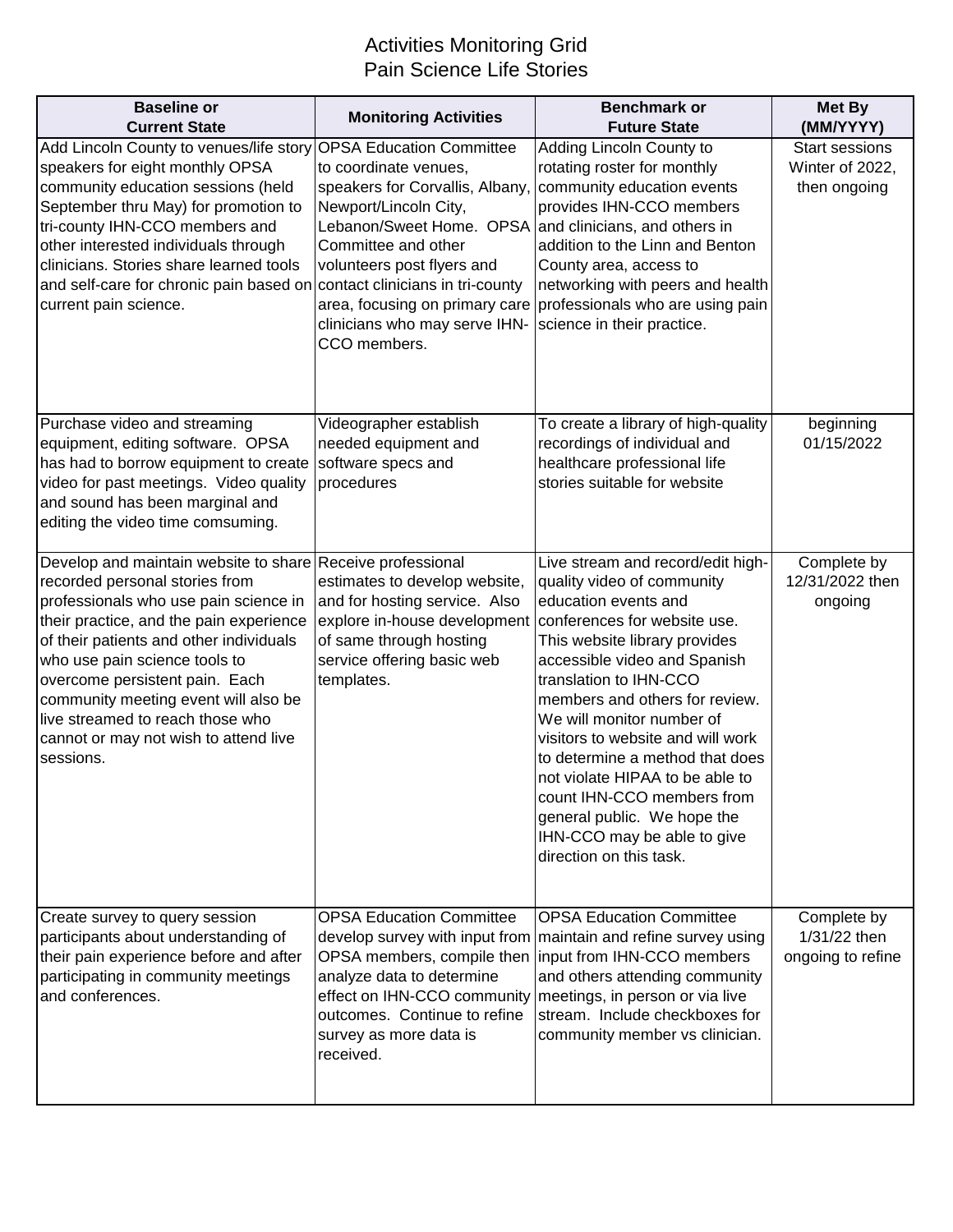# Activities Monitoring Grid
## Pain Science Life Stories

| Baseline or Current State | Monitoring Activities | Benchmark or Future State | Met By (MM/YYYY) |
|---|---|---|---|
| Add Lincoln County to venues/life story speakers for eight monthly OPSA community education sessions (held September thru May) for promotion to tri-county IHN-CCO members and other interested individuals through clinicians. Stories share learned tools and self-care for chronic pain based on current pain science. | OPSA Education Committee to coordinate venues, speakers for Corvallis, Albany, Newport/Lincoln City, Lebanon/Sweet Home. OPSA Committee and other volunteers post flyers and contact clinicians in tri-county area, focusing on primary care clinicians who may serve IHN-CCO members. | Adding Lincoln County to rotating roster for monthly community education events provides IHN-CCO members and clinicians, and others in addition to the Linn and Benton County area, access to networking with peers and health professionals who are using pain science in their practice. | Start sessions Winter of 2022, then ongoing |
| Purchase video and streaming equipment, editing software. OPSA has had to borrow equipment to create video for past meetings. Video quality and sound has been marginal and editing the video time comsuming. | Videographer establish needed equipment and software specs and procedures | To create a library of high-quality recordings of individual and healthcare professional life stories suitable for website | beginning 01/15/2022 |
| Develop and maintain website to share recorded personal stories from professionals who use pain science in their practice, and the pain experience of their patients and other individuals who use pain science tools to overcome persistent pain. Each community meeting event will also be live streamed to reach those who cannot or may not wish to attend live sessions. | Receive professional estimates to develop website, and for hosting service. Also explore in-house development of same through hosting service offering basic web templates. | Live stream and record/edit high-quality video of community education events and conferences for website use. This website library provides accessible video and Spanish translation to IHN-CCO members and others for review. We will monitor number of visitors to website and will work to determine a method that does not violate HIPAA to be able to count IHN-CCO members from general public. We hope the IHN-CCO may be able to give direction on this task. | Complete by 12/31/2022 then ongoing |
| Create survey to query session participants about understanding of their pain experience before and after participating in community meetings and conferences. | OPSA Education Committee develop survey with input from OPSA members, compile then analyze data to determine effect on IHN-CCO community outcomes. Continue to refine survey as more data is received. | OPSA Education Committee maintain and refine survey using input from IHN-CCO members and others attending community meetings, in person or via live stream. Include checkboxes for community member vs clinician. | Complete by 1/31/22 then ongoing to refine |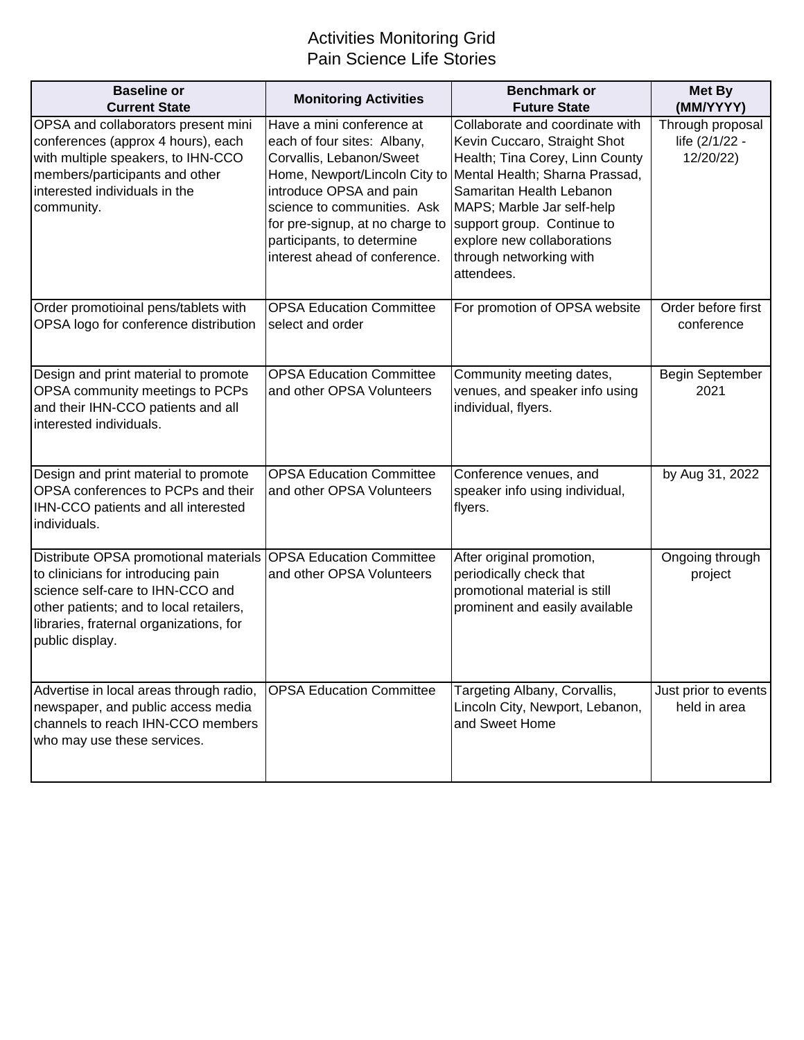# Activities Monitoring Grid
## Pain Science Life Stories

| Baseline or Current State | Monitoring Activities | Benchmark or Future State | Met By (MM/YYYY) |
|---|---|---|---|
| OPSA and collaborators present mini conferences (approx 4 hours), each with multiple speakers, to IHN-CCO members/participants and other interested individuals in the community. | Have a mini conference at each of four sites: Albany, Corvallis, Lebanon/Sweet Home, Newport/Lincoln City to introduce OPSA and pain science to communities. Ask for pre-signup, at no charge to participants, to determine interest ahead of conference. | Collaborate and coordinate with Kevin Cuccaro, Straight Shot Health; Tina Corey, Linn County Mental Health; Sharna Prassad, Samaritan Health Lebanon MAPS; Marble Jar self-help support group. Continue to explore new collaborations through networking with attendees. | Through proposal life (2/1/22 - 12/20/22) |
| Order promotioinal pens/tablets with OPSA logo for conference distribution | OPSA Education Committee select and order | For promotion of OPSA website | Order before first conference |
| Design and print material to promote OPSA community meetings to PCPs and their IHN-CCO patients and all interested individuals. | OPSA Education Committee and other OPSA Volunteers | Community meeting dates, venues, and speaker info using individual, flyers. | Begin September 2021 |
| Design and print material to promote OPSA conferences to PCPs and their IHN-CCO patients and all interested individuals. | OPSA Education Committee and other OPSA Volunteers | Conference venues, and speaker info using individual, flyers. | by Aug 31, 2022 |
| Distribute OPSA promotional materials to clinicians for introducing pain science self-care to IHN-CCO and other patients; and to local retailers, libraries, fraternal organizations, for public display. | OPSA Education Committee and other OPSA Volunteers | After original promotion, periodically check that promotional material is still prominent and easily available | Ongoing through project |
| Advertise in local areas through radio, newspaper, and public access media channels to reach IHN-CCO members who may use these services. | OPSA Education Committee | Targeting Albany, Corvallis, Lincoln City, Newport, Lebanon, and Sweet Home | Just prior to events held in area |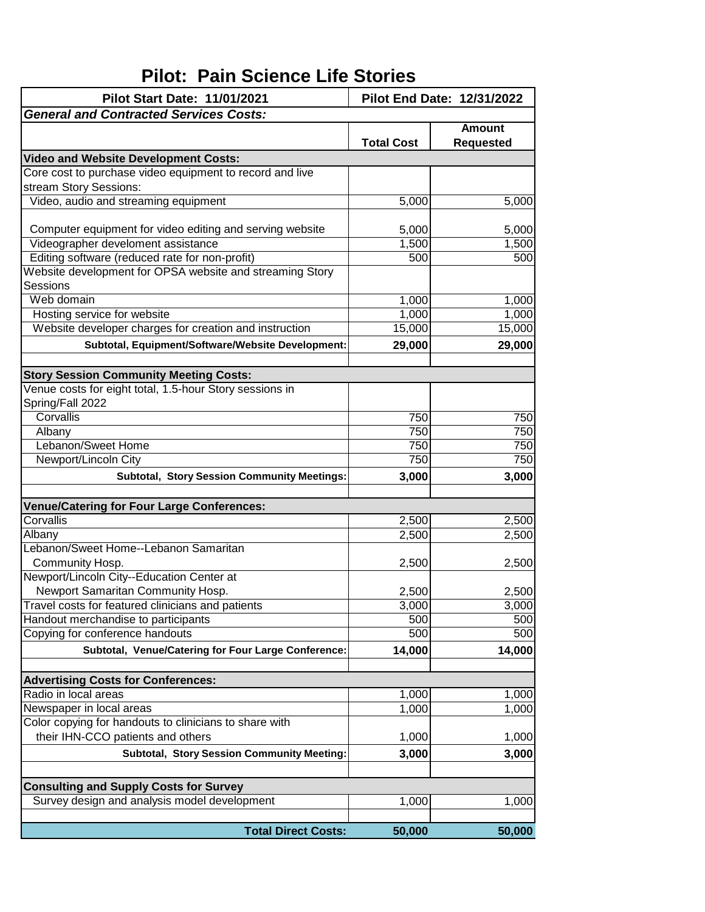# Pilot: Pain Science Life Stories

| Pilot Start Date: 11/01/2021 | Pilot End Date: 12/31/2022 | |
|---|---|---|
| ***General and Contracted Services Costs:*** | | |
| | **Total Cost** | **Amount Requested** |
| **Video and Website Development Costs:** | | |
| Core cost to purchase video equipment to record and live stream Story Sessions: | | |
| Video, audio and streaming equipment | 5,000 | 5,000 |
| Computer equipment for video editing and serving website | 5,000 | 5,000 |
| Videographer develoment assistance | 1,500 | 1,500 |
| Editing software (reduced rate for non-profit) | 500 | 500 |
| Website development for OPSA website and streaming Story Sessions | | |
| Web domain | 1,000 | 1,000 |
| Hosting service for website | 1,000 | 1,000 |
| Website developer charges for creation and instruction | 15,000 | 15,000 |
| **Subtotal, Equipment/Software/Website Development:** | **29,000** | **29,000** |
| | | |
| **Story Session Community Meeting Costs:** | | |
| Venue costs for eight total, 1.5-hour Story sessions in Spring/Fall 2022 | | |
| Corvallis | 750 | 750 |
| Albany | 750 | 750 |
| Lebanon/Sweet Home | 750 | 750 |
| Newport/Lincoln City | 750 | 750 |
| **Subtotal, Story Session Community Meetings:** | **3,000** | **3,000** |
| | | |
| **Venue/Catering for Four Large Conferences:** | | |
| Corvallis | 2,500 | 2,500 |
| Albany | 2,500 | 2,500 |
| Lebanon/Sweet Home--Lebanon Samaritan Community Hosp. | 2,500 | 2,500 |
| Newport/Lincoln City--Education Center at Newport Samaritan Community Hosp. | 2,500 | 2,500 |
| Travel costs for featured clinicians and patients | 3,000 | 3,000 |
| Handout merchandise to participants | 500 | 500 |
| Copying for conference handouts | 500 | 500 |
| **Subtotal, Venue/Catering for Four Large Conference:** | **14,000** | **14,000** |
| | | |
| **Advertising Costs for Conferences:** | | |
| Radio in local areas | 1,000 | 1,000 |
| Newspaper in local areas | 1,000 | 1,000 |
| Color copying for handouts to clinicians to share with their IHN-CCO patients and others | 1,000 | 1,000 |
| **Subtotal, Story Session Community Meeting:** | **3,000** | **3,000** |
| | | |
| **Consulting and Supply Costs for Survey** | | |
| Survey design and analysis model development | 1,000 | 1,000 |
| | | |
| **Total Direct Costs:** | **50,000** | **50,000** |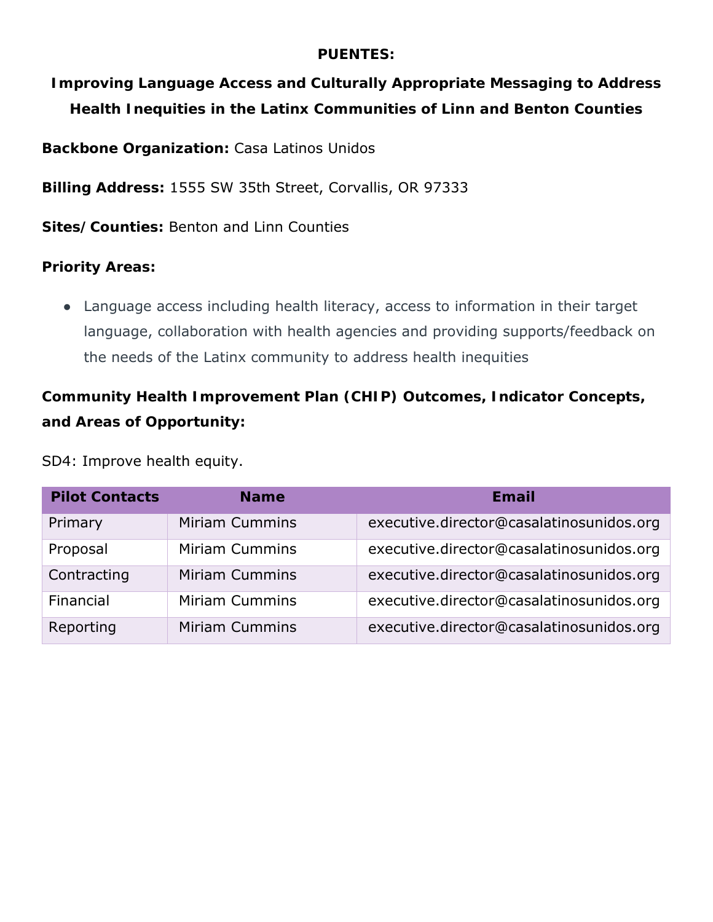**PUENTES:**

**Improving Language Access and Culturally Appropriate Messaging to Address Health Inequities in the Latinx Communities of Linn and Benton Counties**

**Backbone Organization:** Casa Latinos Unidos

**Billing Address:** 1555 SW 35th Street, Corvallis, OR 97333

**Sites/Counties:** Benton and Linn Counties

**Priority Areas:**

- Language access including health literacy, access to information in their target language, collaboration with health agencies and providing supports/feedback on the needs of the Latinx community to address health inequities

**Community Health Improvement Plan (CHIP) Outcomes, Indicator Concepts, and Areas of Opportunity:**

SD4: Improve health equity.

| Pilot Contacts | Name | Email |
|---|---|---|
| Primary | Miriam Cummins | executive.director@casalatinosunidos.org |
| Proposal | Miriam Cummins | executive.director@casalatinosunidos.org |
| Contracting | Miriam Cummins | executive.director@casalatinosunidos.org |
| Financial | Miriam Cummins | executive.director@casalatinosunidos.org |
| Reporting | Miriam Cummins | executive.director@casalatinosunidos.org |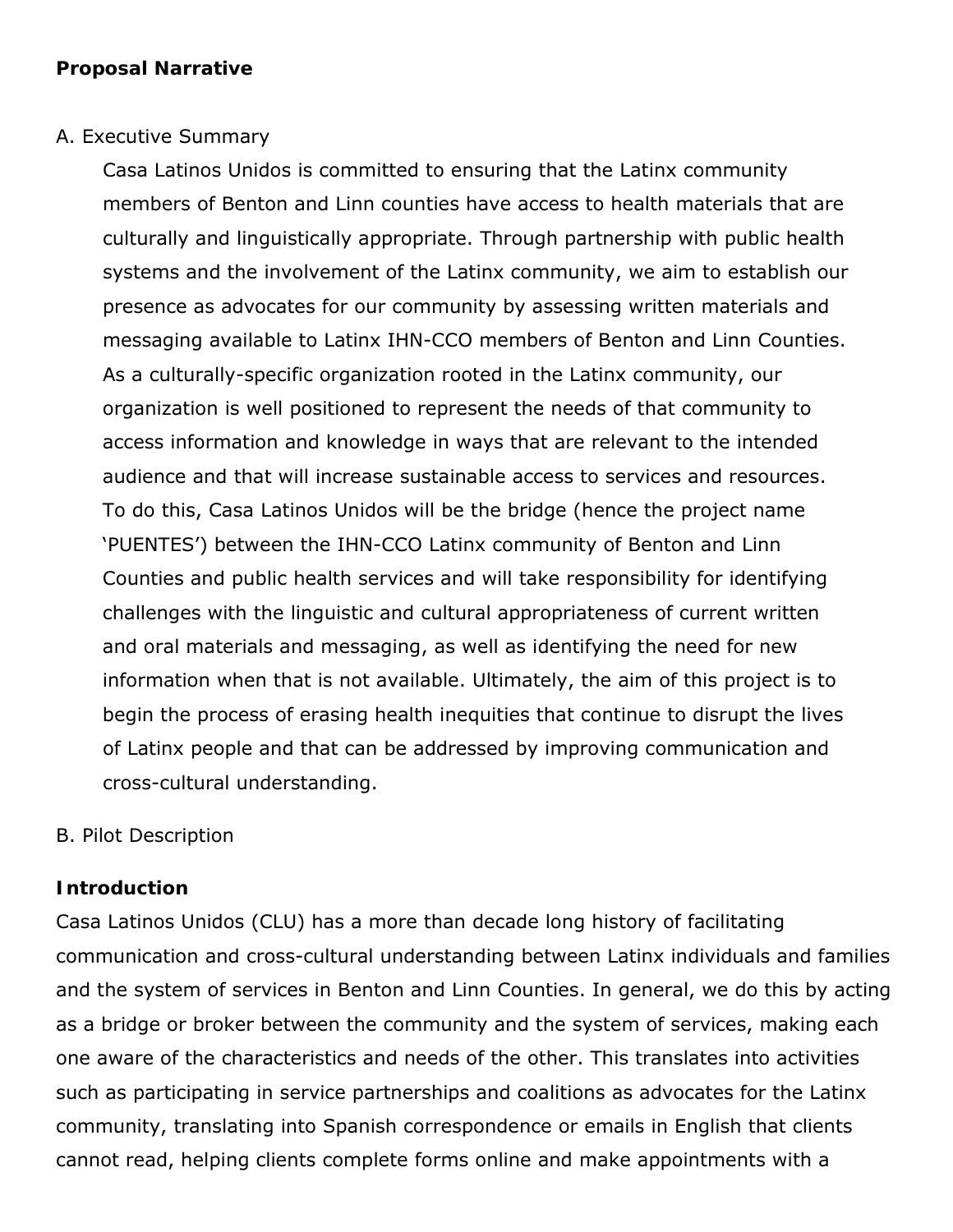**Proposal Narrative**

A. Executive Summary

Casa Latinos Unidos is committed to ensuring that the Latinx community members of Benton and Linn counties have access to health materials that are culturally and linguistically appropriate. Through partnership with public health systems and the involvement of the Latinx community, we aim to establish our presence as advocates for our community by assessing written materials and messaging available to Latinx IHN-CCO members of Benton and Linn Counties. As a culturally-specific organization rooted in the Latinx community, our organization is well positioned to represent the needs of that community to access information and knowledge in ways that are relevant to the intended audience and that will increase sustainable access to services and resources. To do this, Casa Latinos Unidos will be the bridge (hence the project name 'PUENTES') between the IHN-CCO Latinx community of Benton and Linn Counties and public health services and will take responsibility for identifying challenges with the linguistic and cultural appropriateness of current written and oral materials and messaging, as well as identifying the need for new information when that is not available. Ultimately, the aim of this project is to begin the process of erasing health inequities that continue to disrupt the lives of Latinx people and that can be addressed by improving communication and cross-cultural understanding.

B. Pilot Description

**Introduction**

Casa Latinos Unidos (CLU) has a more than decade long history of facilitating communication and cross-cultural understanding between Latinx individuals and families and the system of services in Benton and Linn Counties. In general, we do this by acting as a bridge or broker between the community and the system of services, making each one aware of the characteristics and needs of the other. This translates into activities such as participating in service partnerships and coalitions as advocates for the Latinx community, translating into Spanish correspondence or emails in English that clients cannot read, helping clients complete forms online and make appointments with a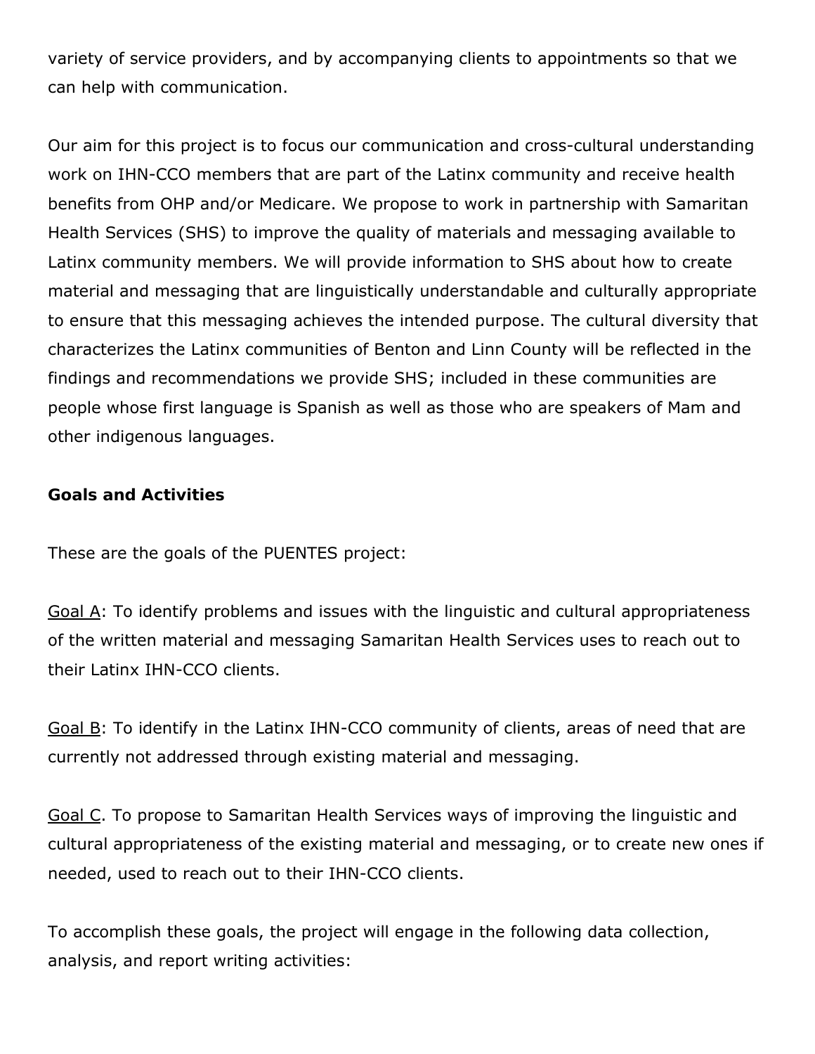variety of service providers, and by accompanying clients to appointments so that we can help with communication.

Our aim for this project is to focus our communication and cross-cultural understanding work on IHN-CCO members that are part of the Latinx community and receive health benefits from OHP and/or Medicare. We propose to work in partnership with Samaritan Health Services (SHS) to improve the quality of materials and messaging available to Latinx community members. We will provide information to SHS about how to create material and messaging that are linguistically understandable and culturally appropriate to ensure that this messaging achieves the intended purpose. The cultural diversity that characterizes the Latinx communities of Benton and Linn County will be reflected in the findings and recommendations we provide SHS; included in these communities are people whose first language is Spanish as well as those who are speakers of Mam and other indigenous languages.

**Goals and Activities**

These are the goals of the PUENTES project:

<u>Goal A</u>: To identify problems and issues with the linguistic and cultural appropriateness of the written material and messaging Samaritan Health Services uses to reach out to their Latinx IHN-CCO clients.

<u>Goal B</u>: To identify in the Latinx IHN-CCO community of clients, areas of need that are currently not addressed through existing material and messaging.

<u>Goal C</u>. To propose to Samaritan Health Services ways of improving the linguistic and cultural appropriateness of the existing material and messaging, or to create new ones if needed, used to reach out to their IHN-CCO clients.

To accomplish these goals, the project will engage in the following data collection, analysis, and report writing activities: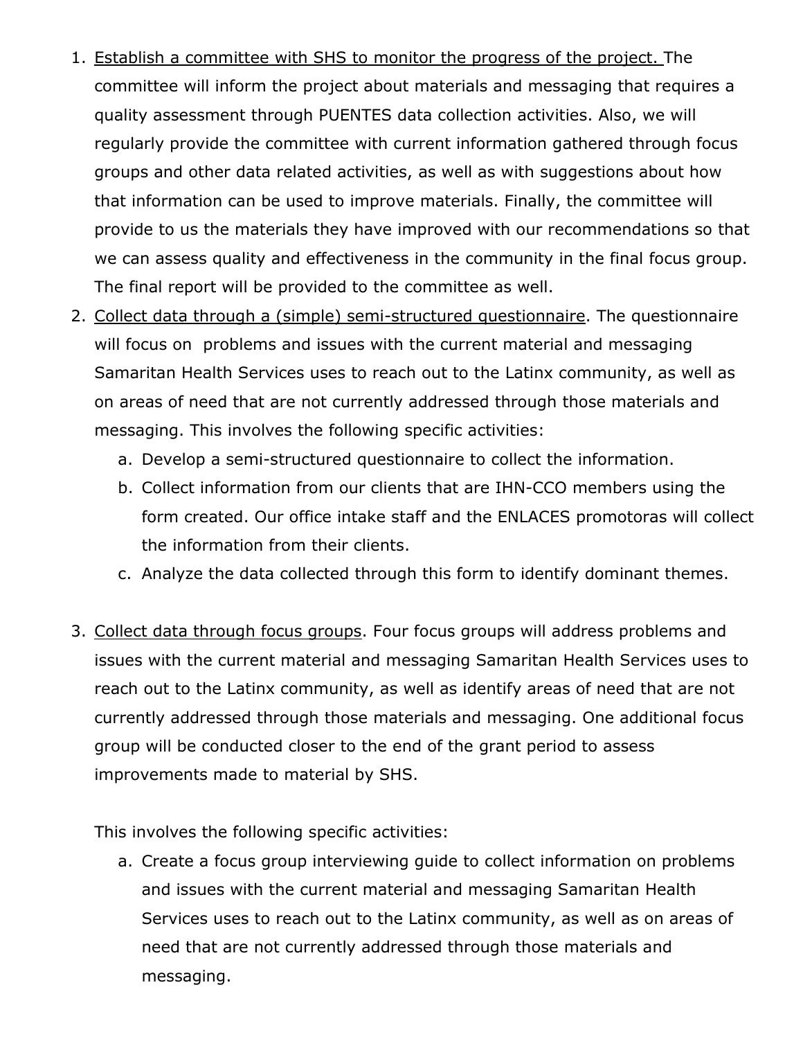1. <u>Establish a committee with SHS to monitor the progress of the project.</u> The committee will inform the project about materials and messaging that requires a quality assessment through PUENTES data collection activities. Also, we will regularly provide the committee with current information gathered through focus groups and other data related activities, as well as with suggestions about how that information can be used to improve materials. Finally, the committee will provide to us the materials they have improved with our recommendations so that we can assess quality and effectiveness in the community in the final focus group. The final report will be provided to the committee as well.
2. <u>Collect data through a (simple) semi-structured questionnaire</u>. The questionnaire will focus on problems and issues with the current material and messaging Samaritan Health Services uses to reach out to the Latinx community, as well as on areas of need that are not currently addressed through those materials and messaging. This involves the following specific activities:
   a. Develop a semi-structured questionnaire to collect the information.
   b. Collect information from our clients that are IHN-CCO members using the form created. Our office intake staff and the ENLACES promotoras will collect the information from their clients.
   c. Analyze the data collected through this form to identify dominant themes.

3. <u>Collect data through focus groups</u>. Four focus groups will address problems and issues with the current material and messaging Samaritan Health Services uses to reach out to the Latinx community, as well as identify areas of need that are not currently addressed through those materials and messaging. One additional focus group will be conducted closer to the end of the grant period to assess improvements made to material by SHS.

   This involves the following specific activities:

   a. Create a focus group interviewing guide to collect information on problems and issues with the current material and messaging Samaritan Health Services uses to reach out to the Latinx community, as well as on areas of need that are not currently addressed through those materials and messaging.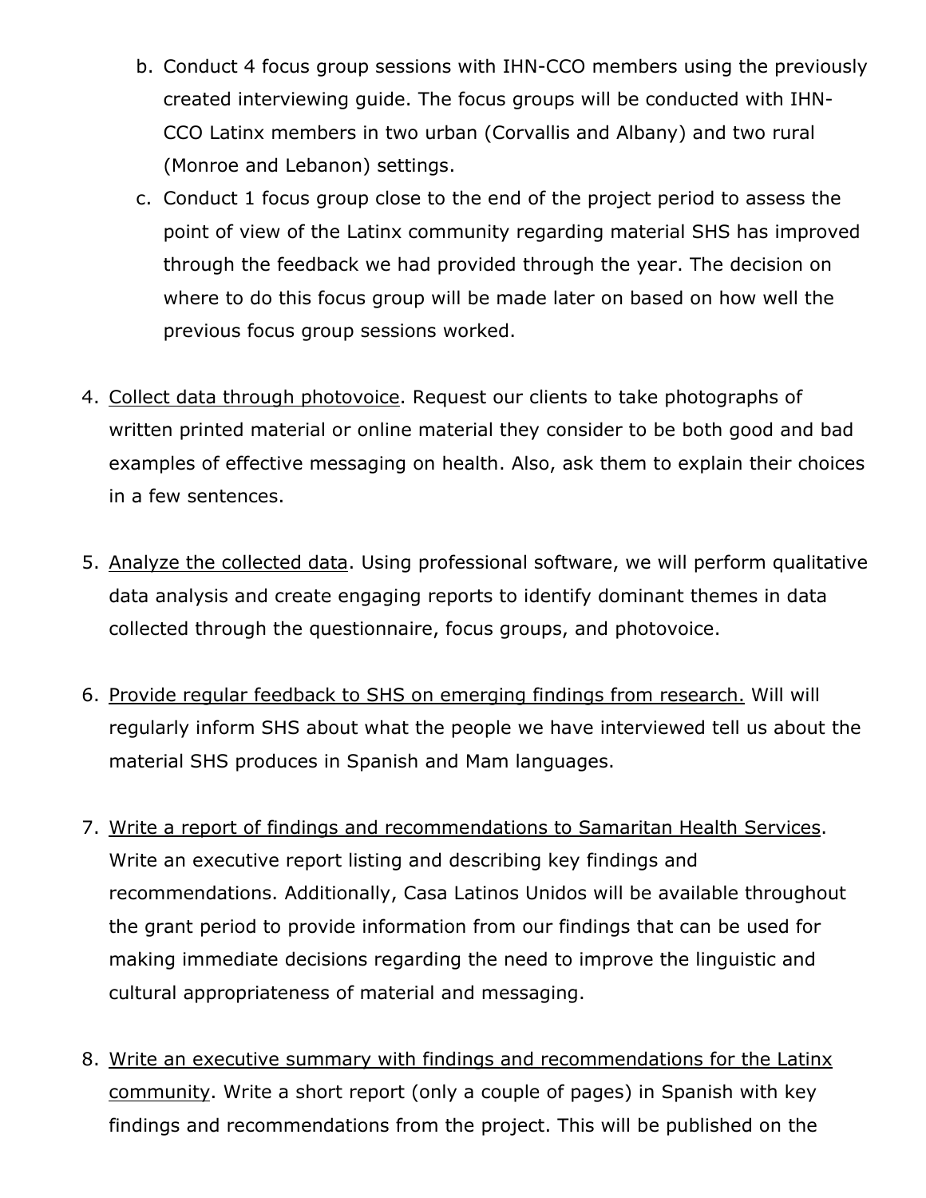b. Conduct 4 focus group sessions with IHN-CCO members using the previously created interviewing guide. The focus groups will be conducted with IHN-CCO Latinx members in two urban (Corvallis and Albany) and two rural (Monroe and Lebanon) settings.

c. Conduct 1 focus group close to the end of the project period to assess the point of view of the Latinx community regarding material SHS has improved through the feedback we had provided through the year. The decision on where to do this focus group will be made later on based on how well the previous focus group sessions worked.

4. <u>Collect data through photovoice</u>. Request our clients to take photographs of written printed material or online material they consider to be both good and bad examples of effective messaging on health. Also, ask them to explain their choices in a few sentences.

5. <u>Analyze the collected data</u>. Using professional software, we will perform qualitative data analysis and create engaging reports to identify dominant themes in data collected through the questionnaire, focus groups, and photovoice.

6. <u>Provide regular feedback to SHS on emerging findings from research.</u> Will will regularly inform SHS about what the people we have interviewed tell us about the material SHS produces in Spanish and Mam languages.

7. <u>Write a report of findings and recommendations to Samaritan Health Services</u>. Write an executive report listing and describing key findings and recommendations. Additionally, Casa Latinos Unidos will be available throughout the grant period to provide information from our findings that can be used for making immediate decisions regarding the need to improve the linguistic and cultural appropriateness of material and messaging.

8. <u>Write an executive summary with findings and recommendations for the Latinx community</u>. Write a short report (only a couple of pages) in Spanish with key findings and recommendations from the project. This will be published on the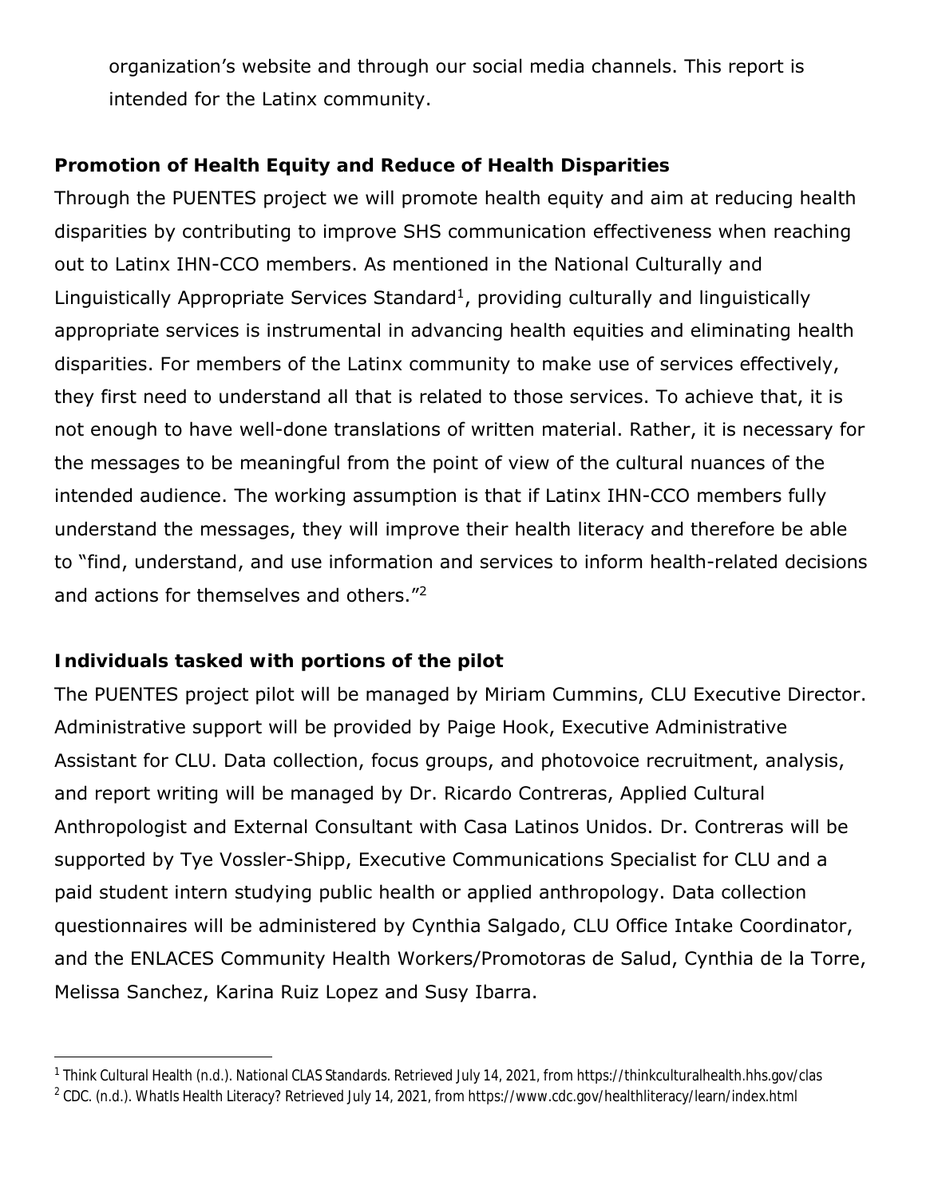organization's website and through our social media channels. This report is intended for the Latinx community.

**Promotion of Health Equity and Reduce of Health Disparities**

Through the PUENTES project we will promote health equity and aim at reducing health disparities by contributing to improve SHS communication effectiveness when reaching out to Latinx IHN-CCO members. As mentioned in the National Culturally and Linguistically Appropriate Services Standard[1], providing culturally and linguistically appropriate services is instrumental in advancing health equities and eliminating health disparities. For members of the Latinx community to make use of services effectively, they first need to understand all that is related to those services. To achieve that, it is not enough to have well-done translations of written material. Rather, it is necessary for the messages to be meaningful from the point of view of the cultural nuances of the intended audience. The working assumption is that if Latinx IHN-CCO members fully understand the messages, they will improve their health literacy and therefore be able to "find, understand, and use information and services to inform health-related decisions and actions for themselves and others."[2]

**Individuals tasked with portions of the pilot**

The PUENTES project pilot will be managed by Miriam Cummins, CLU Executive Director. Administrative support will be provided by Paige Hook, Executive Administrative Assistant for CLU. Data collection, focus groups, and photovoice recruitment, analysis, and report writing will be managed by Dr. Ricardo Contreras, Applied Cultural Anthropologist and External Consultant with Casa Latinos Unidos. Dr. Contreras will be supported by Tye Vossler-Shipp, Executive Communications Specialist for CLU and a paid student intern studying public health or applied anthropology. Data collection questionnaires will be administered by Cynthia Salgado, CLU Office Intake Coordinator, and the ENLACES Community Health Workers/Promotoras de Salud, Cynthia de la Torre, Melissa Sanchez, Karina Ruiz Lopez and Susy Ibarra.

---

[1] Think Cultural Health (n.d.). National CLAS Standards. Retrieved July 14, 2021, from https://thinkculturalhealth.hhs.gov/clas

[2] CDC. (n.d.). WhatIs Health Literacy? Retrieved July 14, 2021, from https://www.cdc.gov/healthliteracy/learn/index.html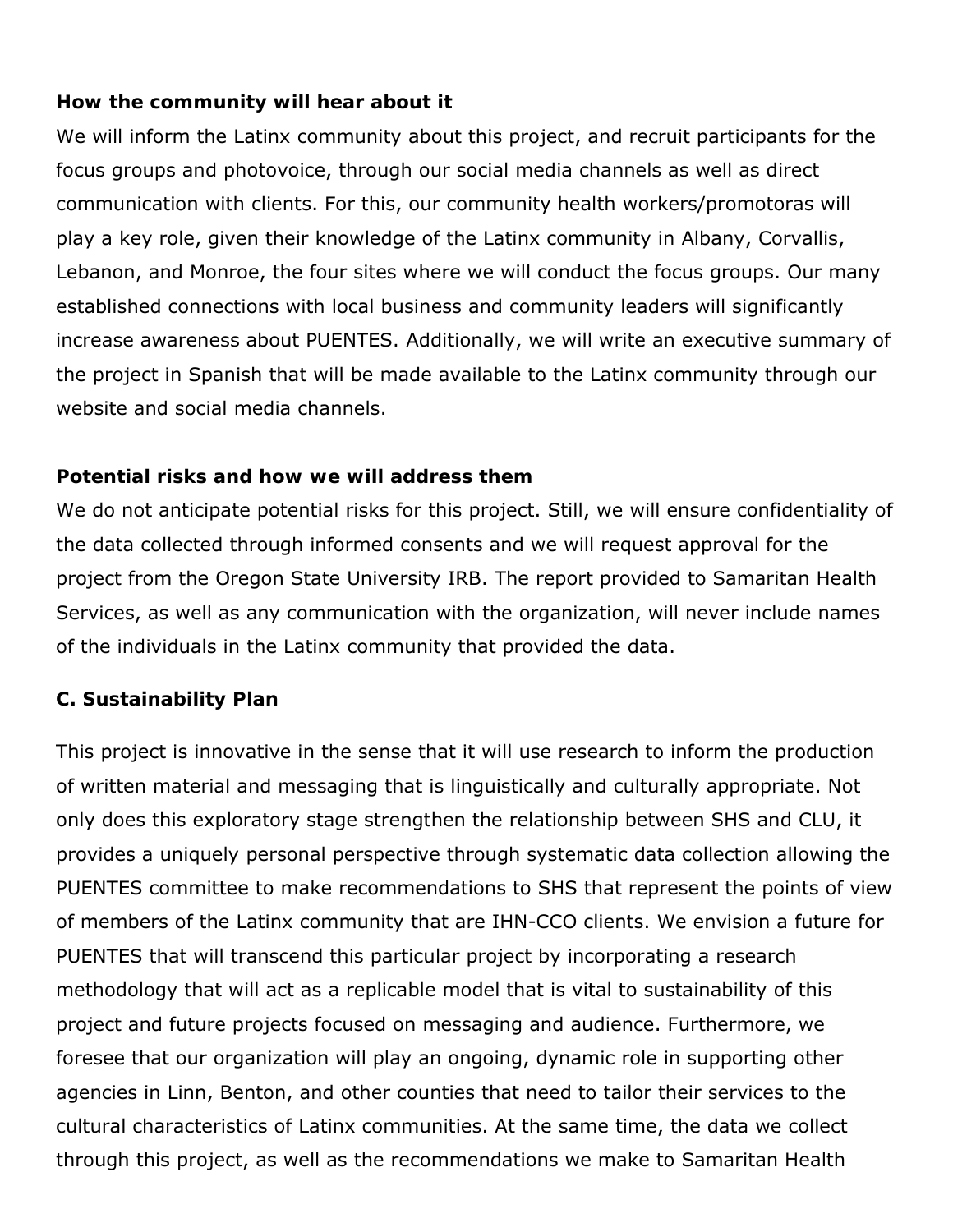**How the community will hear about it**

We will inform the Latinx community about this project, and recruit participants for the focus groups and photovoice, through our social media channels as well as direct communication with clients. For this, our community health workers/promotoras will play a key role, given their knowledge of the Latinx community in Albany, Corvallis, Lebanon, and Monroe, the four sites where we will conduct the focus groups. Our many established connections with local business and community leaders will significantly increase awareness about PUENTES. Additionally, we will write an executive summary of the project in Spanish that will be made available to the Latinx community through our website and social media channels.

**Potential risks and how we will address them**

We do not anticipate potential risks for this project. Still, we will ensure confidentiality of the data collected through informed consents and we will request approval for the project from the Oregon State University IRB. The report provided to Samaritan Health Services, as well as any communication with the organization, will never include names of the individuals in the Latinx community that provided the data.

**C. Sustainability Plan**

This project is innovative in the sense that it will use research to inform the production of written material and messaging that is linguistically and culturally appropriate. Not only does this exploratory stage strengthen the relationship between SHS and CLU, it provides a uniquely personal perspective through systematic data collection allowing the PUENTES committee to make recommendations to SHS that represent the points of view of members of the Latinx community that are IHN-CCO clients. We envision a future for PUENTES that will transcend this particular project by incorporating a research methodology that will act as a replicable model that is vital to sustainability of this project and future projects focused on messaging and audience. Furthermore, we foresee that our organization will play an ongoing, dynamic role in supporting other agencies in Linn, Benton, and other counties that need to tailor their services to the cultural characteristics of Latinx communities. At the same time, the data we collect through this project, as well as the recommendations we make to Samaritan Health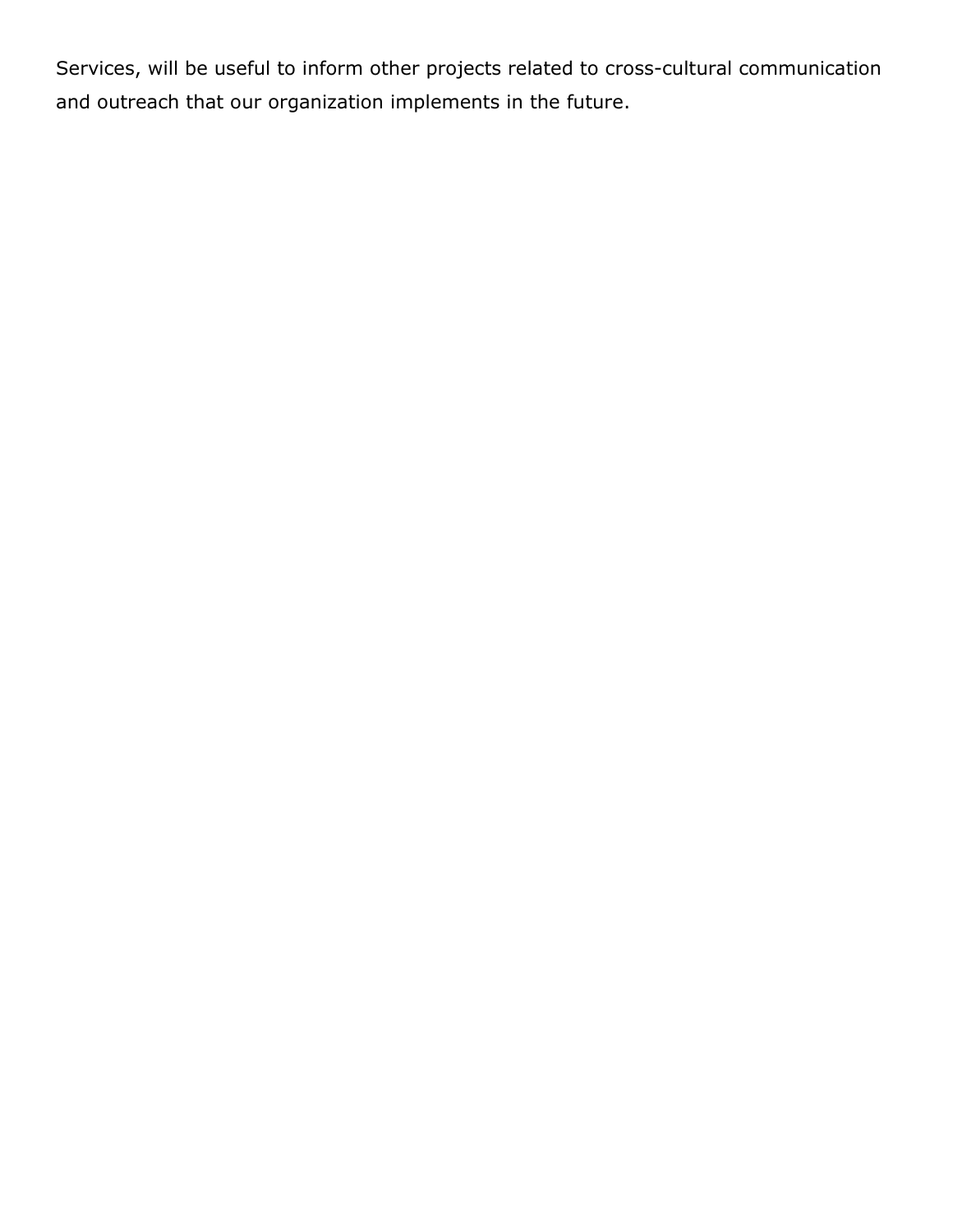Services, will be useful to inform other projects related to cross-cultural communication and outreach that our organization implements in the future.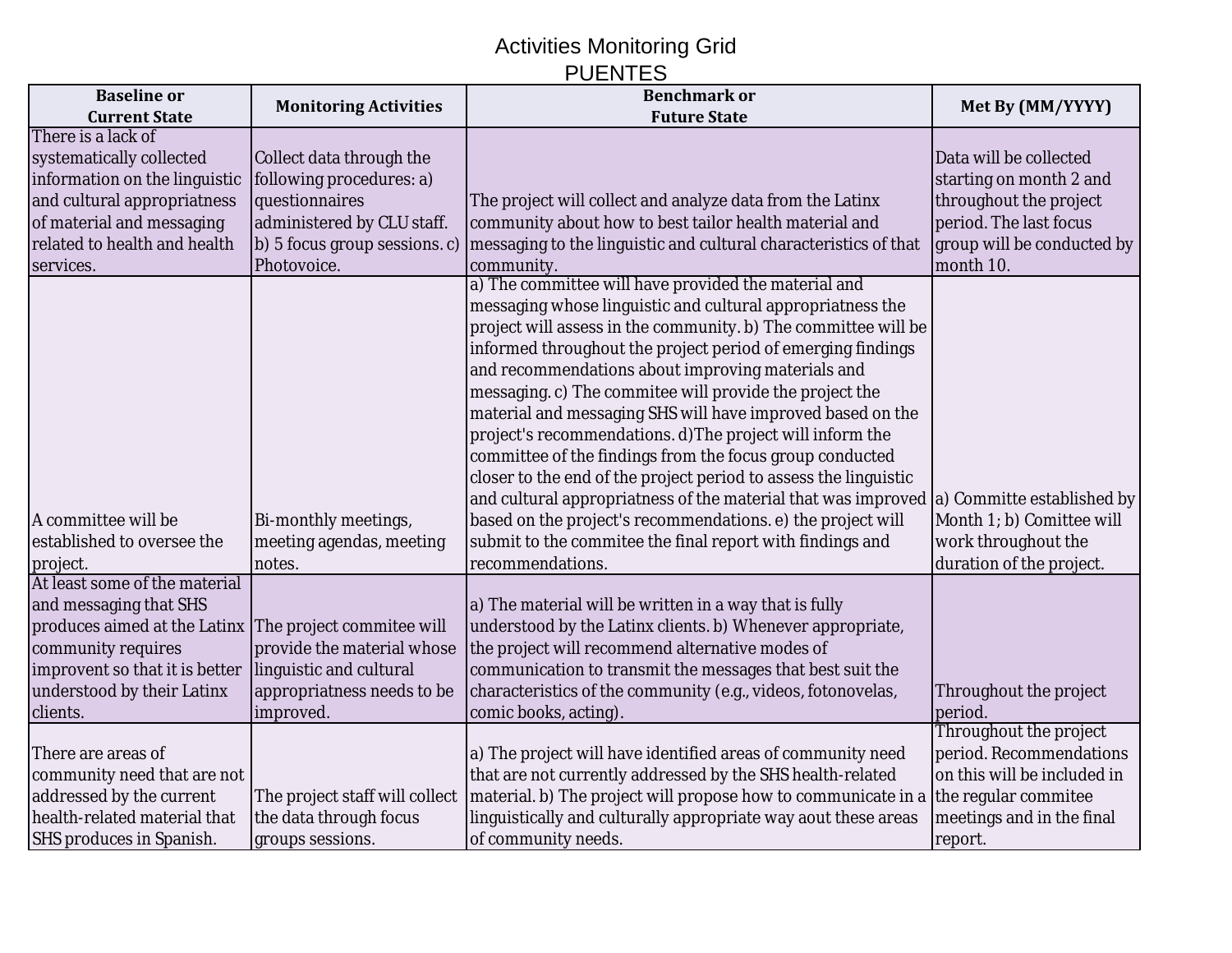# Activities Monitoring Grid

## PUENTES

| Baseline or Current State | Monitoring Activities | Benchmark or Future State | Met By (MM/YYYY) |
|---|---|---|---|
| There is a lack of systematically collected information on the linguistic and cultural appropriatness of material and messaging related to health and health services. | Collect data through the following procedures: a) questionnaires administered by CLU staff. b) 5 focus group sessions. c) Photovoice. | The project will collect and analyze data from the Latinx community about how to best tailor health material and messaging to the linguistic and cultural characteristics of that community. | Data will be collected starting on month 2 and throughout the project period. The last focus group will be conducted by month 10. |
| A committee will be established to oversee the project. | Bi-monthly meetings, meeting agendas, meeting notes. | a) The committee will have provided the material and messaging whose linguistic and cultural appropriatness the project will assess in the community. b) The committee will be informed throughout the project period of emerging findings and recommendations about improving materials and messaging. c) The commitee will provide the project the material and messaging SHS will have improved based on the project's recommendations. d)The project will inform the committee of the findings from the focus group conducted closer to the end of the project period to assess the linguistic and cultural appropriatness of the material that was improved based on the project's recommendations. e) the project will submit to the commitee the final report with findings and recommendations. | a) Committe established by Month 1; b) Comittee will work throughout the duration of the project. |
| At least some of the material and messaging that SHS produces aimed at the Latinx community requires improvent so that it is better understood by their Latinx clients. | The project commitee will provide the material whose linguistic and cultural appropriatness needs to be improved. | a) The material will be written in a way that is fully understood by the Latinx clients. b) Whenever appropriate, the project will recommend alternative modes of communication to transmit the messages that best suit the characteristics of the community (e.g., videos, fotonovelas, comic books, acting). | Throughout the project period. |
| There are areas of community need that are not addressed by the current health-related material that SHS produces in Spanish. | The project staff will collect the data through focus groups sessions. | a) The project will have identified areas of community need that are not currently addressed by the SHS health-related material. b) The project will propose how to communicate in a linguistically and culturally appropriate way aout these areas of community needs. | Throughout the project period. Recommendations on this will be included in the regular commitee meetings and in the final report. |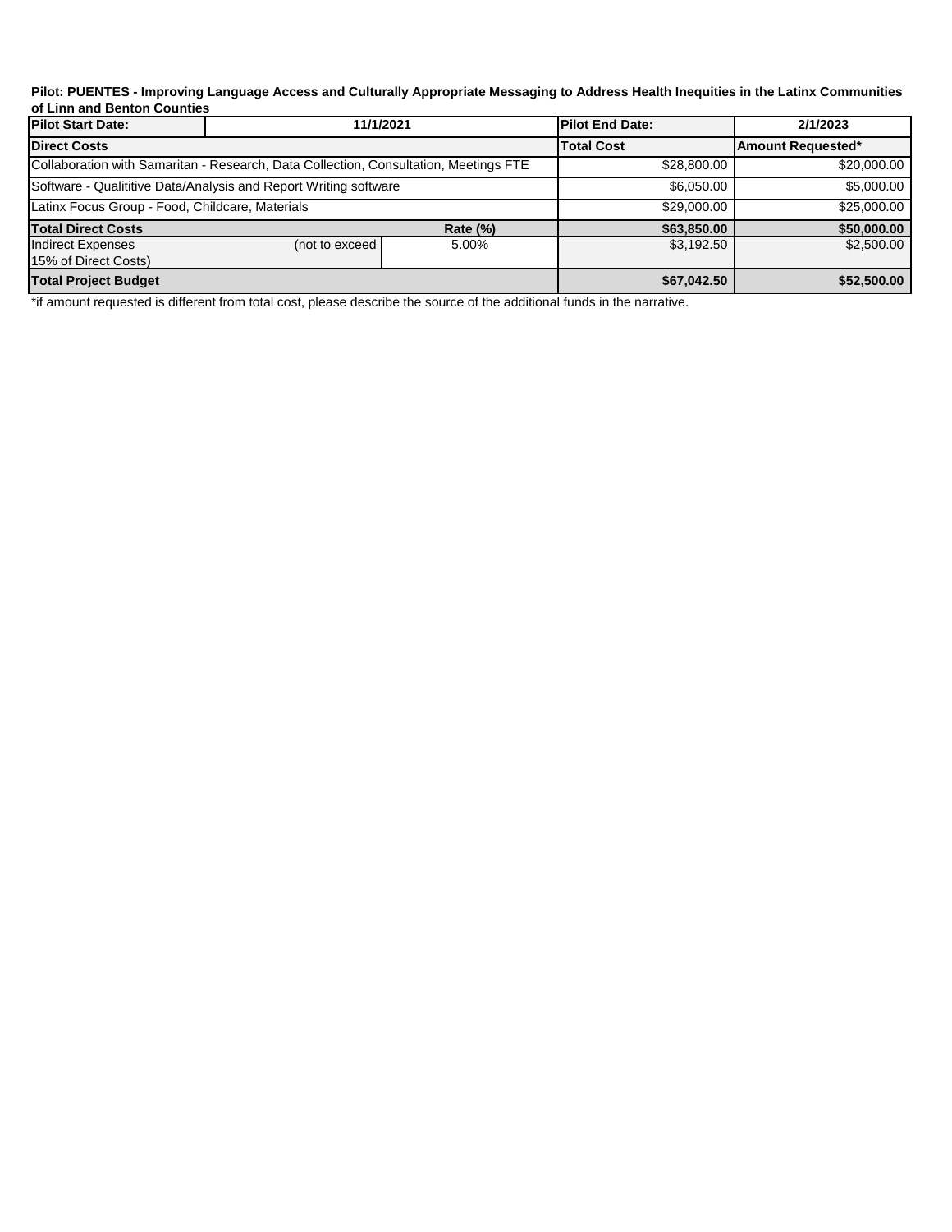**Pilot: PUENTES - Improving Language Access and Culturally Appropriate Messaging to Address Health Inequities in the Latinx Communities of Linn and Benton Counties**

| **Pilot Start Date:** | **11/1/2021** | | **Pilot End Date:** | **2/1/2023** |
|---|---|---|---|---|
| **Direct Costs** | | | **Total Cost** | **Amount Requested*** |
| Collaboration with Samaritan - Research, Data Collection, Consultation, Meetings FTE | | | $28,800.00 | $20,000.00 |
| Software - Qualititive Data/Analysis and Report Writing software | | | $6,050.00 | $5,000.00 |
| Latinx Focus Group - Food, Childcare, Materials | | | $29,000.00 | $25,000.00 |
| **Total Direct Costs** | | **Rate (%)** | **$63,850.00** | **$50,000.00** |
| Indirect Expenses 15% of Direct Costs) | (not to exceed | 5.00% | $3,192.50 | $2,500.00 |
| **Total Project Budget** | | | **$67,042.50** | **$52,500.00** |

*if amount requested is different from total cost, please describe the source of the additional funds in the narrative.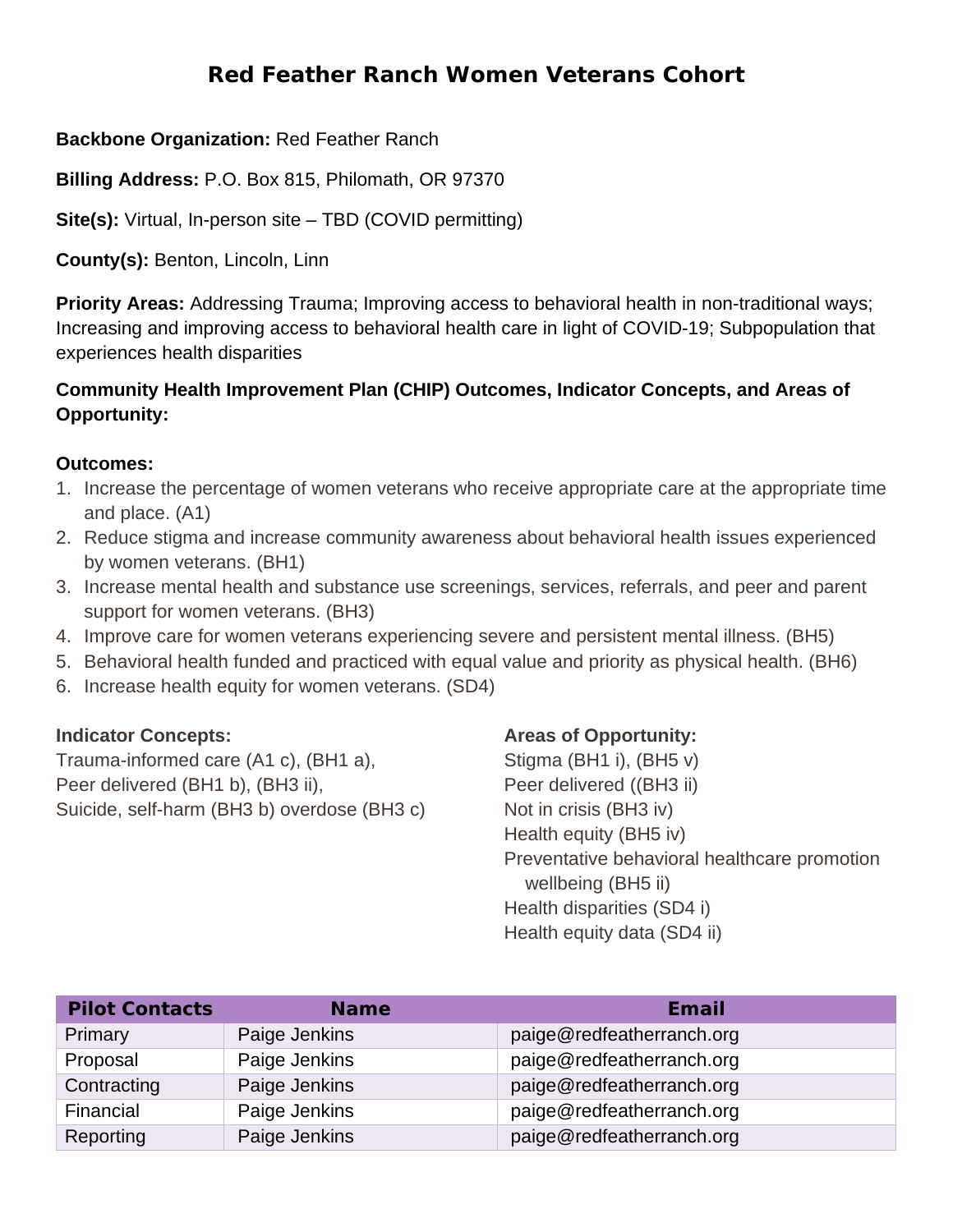# Red Feather Ranch Women Veterans Cohort

**Backbone Organization:** Red Feather Ranch

**Billing Address:** P.O. Box 815, Philomath, OR 97370

**Site(s):** Virtual, In-person site – TBD (COVID permitting)

**County(s):** Benton, Lincoln, Linn

**Priority Areas:** Addressing Trauma; Improving access to behavioral health in non-traditional ways; Increasing and improving access to behavioral health care in light of COVID-19; Subpopulation that experiences health disparities

**Community Health Improvement Plan (CHIP) Outcomes, Indicator Concepts, and Areas of Opportunity:**

**Outcomes:**

1. Increase the percentage of women veterans who receive appropriate care at the appropriate time and place. (A1)
2. Reduce stigma and increase community awareness about behavioral health issues experienced by women veterans. (BH1)
3. Increase mental health and substance use screenings, services, referrals, and peer and parent support for women veterans. (BH3)
4. Improve care for women veterans experiencing severe and persistent mental illness. (BH5)
5. Behavioral health funded and practiced with equal value and priority as physical health. (BH6)
6. Increase health equity for women veterans. (SD4)

**Indicator Concepts:**

Trauma-informed care (A1 c), (BH1 a),
Peer delivered (BH1 b), (BH3 ii),
Suicide, self-harm (BH3 b) overdose (BH3 c)

**Areas of Opportunity:**

Stigma (BH1 i), (BH5 v)
Peer delivered ((BH3 ii)
Not in crisis (BH3 iv)
Health equity (BH5 iv)
Preventative behavioral healthcare promotion wellbeing (BH5 ii)
Health disparities (SD4 i)
Health equity data (SD4 ii)

| Pilot Contacts | Name | Email |
|---|---|---|
| Primary | Paige Jenkins | paige@redfeatherranch.org |
| Proposal | Paige Jenkins | paige@redfeatherranch.org |
| Contracting | Paige Jenkins | paige@redfeatherranch.org |
| Financial | Paige Jenkins | paige@redfeatherranch.org |
| Reporting | Paige Jenkins | paige@redfeatherranch.org |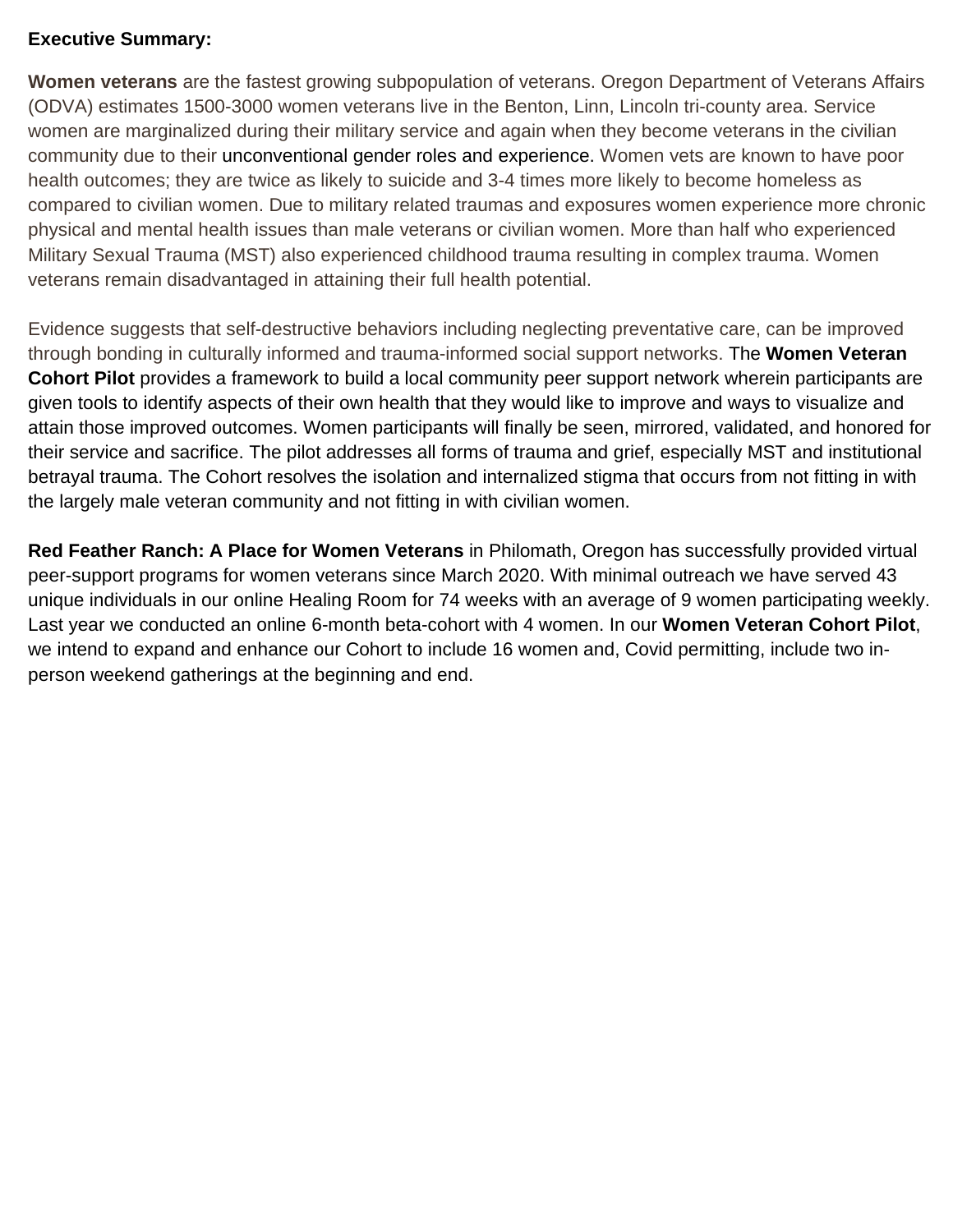**Executive Summary:**

**Women veterans** are the fastest growing subpopulation of veterans. Oregon Department of Veterans Affairs (ODVA) estimates 1500-3000 women veterans live in the Benton, Linn, Lincoln tri-county area. Service women are marginalized during their military service and again when they become veterans in the civilian community due to their unconventional gender roles and experience. Women vets are known to have poor health outcomes; they are twice as likely to suicide and 3-4 times more likely to become homeless as compared to civilian women. Due to military related traumas and exposures women experience more chronic physical and mental health issues than male veterans or civilian women. More than half who experienced Military Sexual Trauma (MST) also experienced childhood trauma resulting in complex trauma. Women veterans remain disadvantaged in attaining their full health potential.

Evidence suggests that self-destructive behaviors including neglecting preventative care, can be improved through bonding in culturally informed and trauma-informed social support networks. The **Women Veteran Cohort Pilot** provides a framework to build a local community peer support network wherein participants are given tools to identify aspects of their own health that they would like to improve and ways to visualize and attain those improved outcomes. Women participants will finally be seen, mirrored, validated, and honored for their service and sacrifice. The pilot addresses all forms of trauma and grief, especially MST and institutional betrayal trauma. The Cohort resolves the isolation and internalized stigma that occurs from not fitting in with the largely male veteran community and not fitting in with civilian women.

**Red Feather Ranch: A Place for Women Veterans** in Philomath, Oregon has successfully provided virtual peer-support programs for women veterans since March 2020. With minimal outreach we have served 43 unique individuals in our online Healing Room for 74 weeks with an average of 9 women participating weekly. Last year we conducted an online 6-month beta-cohort with 4 women. In our **Women Veteran Cohort Pilot**, we intend to expand and enhance our Cohort to include 16 women and, Covid permitting, include two in-person weekend gatherings at the beginning and end.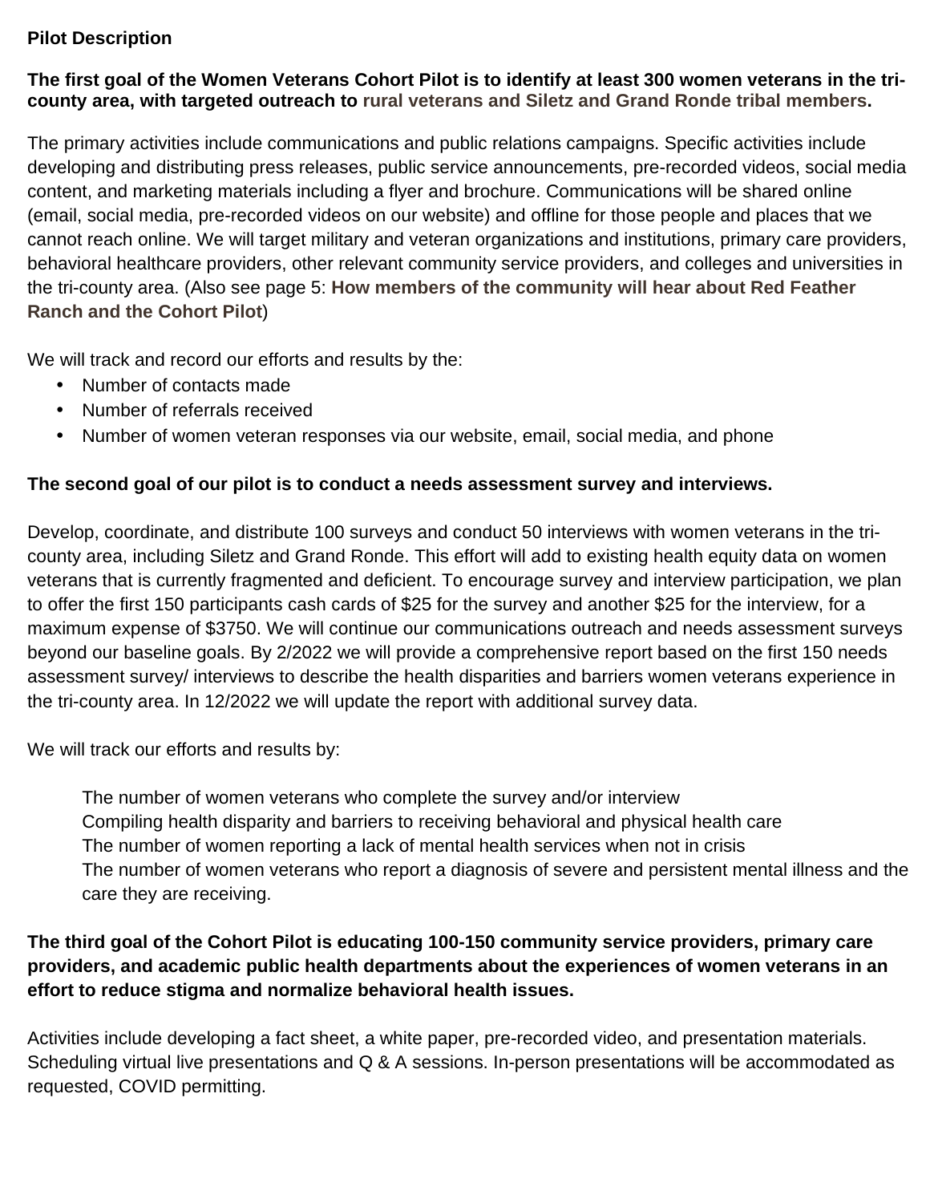**Pilot Description**

**The first goal of the Women Veterans Cohort Pilot is to identify at least 300 women veterans in the tri-county area, with targeted outreach to rural veterans and Siletz and Grand Ronde tribal members.**

The primary activities include communications and public relations campaigns. Specific activities include developing and distributing press releases, public service announcements, pre-recorded videos, social media content, and marketing materials including a flyer and brochure. Communications will be shared online (email, social media, pre-recorded videos on our website) and offline for those people and places that we cannot reach online. We will target military and veteran organizations and institutions, primary care providers, behavioral healthcare providers, other relevant community service providers, and colleges and universities in the tri-county area. (Also see page 5: **How members of the community will hear about Red Feather Ranch and the Cohort Pilot**)

We will track and record our efforts and results by the:

- Number of contacts made
- Number of referrals received
- Number of women veteran responses via our website, email, social media, and phone

**The second goal of our pilot is to conduct a needs assessment survey and interviews.**

Develop, coordinate, and distribute 100 surveys and conduct 50 interviews with women veterans in the tri-county area, including Siletz and Grand Ronde. This effort will add to existing health equity data on women veterans that is currently fragmented and deficient. To encourage survey and interview participation, we plan to offer the first 150 participants cash cards of $25 for the survey and another $25 for the interview, for a maximum expense of $3750. We will continue our communications outreach and needs assessment surveys beyond our baseline goals. By 2/2022 we will provide a comprehensive report based on the first 150 needs assessment survey/ interviews to describe the health disparities and barriers women veterans experience in the tri-county area. In 12/2022 we will update the report with additional survey data.

We will track our efforts and results by:

The number of women veterans who complete the survey and/or interview
Compiling health disparity and barriers to receiving behavioral and physical health care
The number of women reporting a lack of mental health services when not in crisis
The number of women veterans who report a diagnosis of severe and persistent mental illness and the care they are receiving.

**The third goal of the Cohort Pilot is educating 100-150 community service providers, primary care providers, and academic public health departments about the experiences of women veterans in an effort to reduce stigma and normalize behavioral health issues.**

Activities include developing a fact sheet, a white paper, pre-recorded video, and presentation materials. Scheduling virtual live presentations and Q & A sessions. In-person presentations will be accommodated as requested, COVID permitting.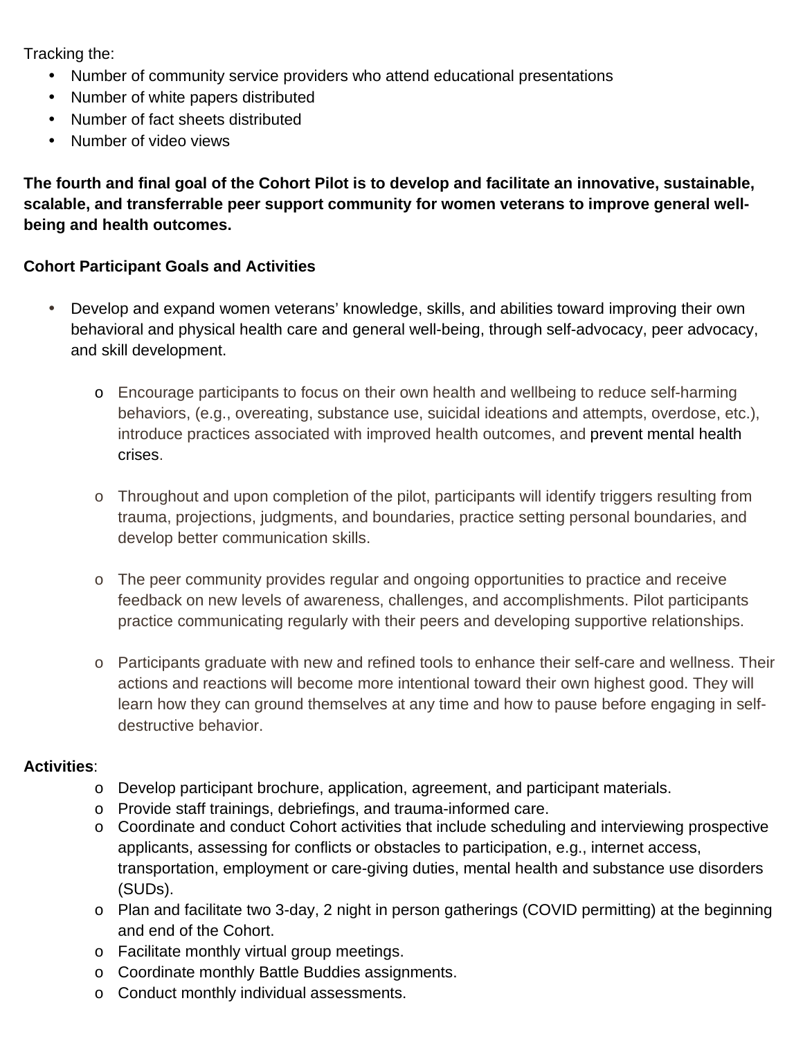Tracking the:

- Number of community service providers who attend educational presentations
- Number of white papers distributed
- Number of fact sheets distributed
- Number of video views

**The fourth and final goal of the Cohort Pilot is to develop and facilitate an innovative, sustainable, scalable, and transferrable peer support community for women veterans to improve general well-being and health outcomes.**

**Cohort Participant Goals and Activities**

- Develop and expand women veterans' knowledge, skills, and abilities toward improving their own behavioral and physical health care and general well-being, through self-advocacy, peer advocacy, and skill development.

    - Encourage participants to focus on their own health and wellbeing to reduce self-harming behaviors, (e.g., overeating, substance use, suicidal ideations and attempts, overdose, etc.), introduce practices associated with improved health outcomes, and prevent mental health crises.

    - Throughout and upon completion of the pilot, participants will identify triggers resulting from trauma, projections, judgments, and boundaries, practice setting personal boundaries, and develop better communication skills.

    - The peer community provides regular and ongoing opportunities to practice and receive feedback on new levels of awareness, challenges, and accomplishments. Pilot participants practice communicating regularly with their peers and developing supportive relationships.

    - Participants graduate with new and refined tools to enhance their self-care and wellness. Their actions and reactions will become more intentional toward their own highest good. They will learn how they can ground themselves at any time and how to pause before engaging in self-destructive behavior.

**Activities**:

- Develop participant brochure, application, agreement, and participant materials.
- Provide staff trainings, debriefings, and trauma-informed care.
- Coordinate and conduct Cohort activities that include scheduling and interviewing prospective applicants, assessing for conflicts or obstacles to participation, e.g., internet access, transportation, employment or care-giving duties, mental health and substance use disorders (SUDs).
- Plan and facilitate two 3-day, 2 night in person gatherings (COVID permitting) at the beginning and end of the Cohort.
- Facilitate monthly virtual group meetings.
- Coordinate monthly Battle Buddies assignments.
- Conduct monthly individual assessments.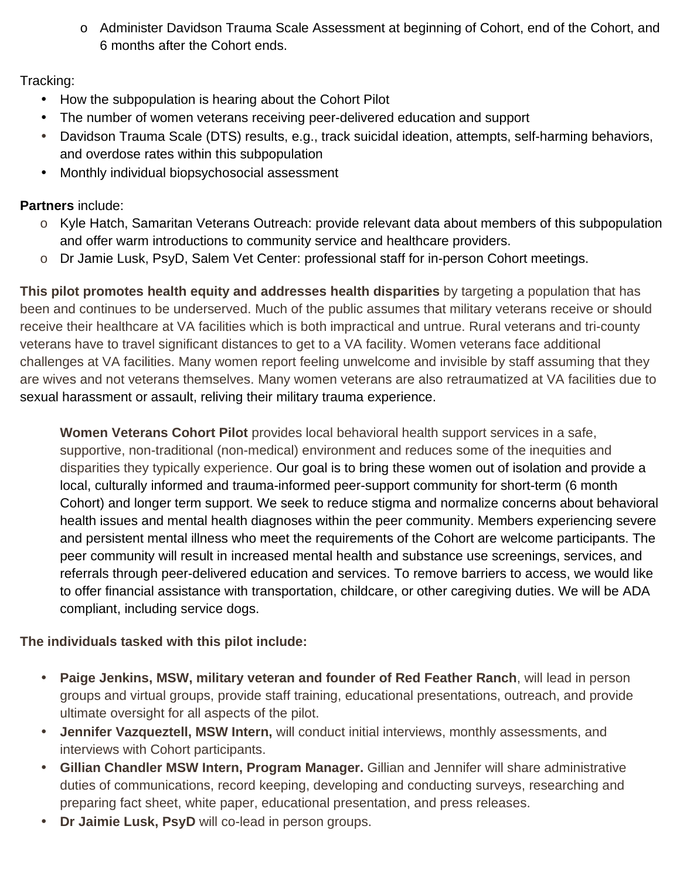- Administer Davidson Trauma Scale Assessment at beginning of Cohort, end of the Cohort, and 6 months after the Cohort ends.

Tracking:

- How the subpopulation is hearing about the Cohort Pilot
- The number of women veterans receiving peer-delivered education and support
- Davidson Trauma Scale (DTS) results, e.g., track suicidal ideation, attempts, self-harming behaviors, and overdose rates within this subpopulation
- Monthly individual biopsychosocial assessment

**Partners** include:

- Kyle Hatch, Samaritan Veterans Outreach: provide relevant data about members of this subpopulation and offer warm introductions to community service and healthcare providers.
- Dr Jamie Lusk, PsyD, Salem Vet Center: professional staff for in-person Cohort meetings.

**This pilot promotes health equity and addresses health disparities** by targeting a population that has been and continues to be underserved. Much of the public assumes that military veterans receive or should receive their healthcare at VA facilities which is both impractical and untrue. Rural veterans and tri-county veterans have to travel significant distances to get to a VA facility. Women veterans face additional challenges at VA facilities. Many women report feeling unwelcome and invisible by staff assuming that they are wives and not veterans themselves. Many women veterans are also retraumatized at VA facilities due to sexual harassment or assault, reliving their military trauma experience.

> **Women Veterans Cohort Pilot** provides local behavioral health support services in a safe, supportive, non-traditional (non-medical) environment and reduces some of the inequities and disparities they typically experience. Our goal is to bring these women out of isolation and provide a local, culturally informed and trauma-informed peer-support community for short-term (6 month Cohort) and longer term support. We seek to reduce stigma and normalize concerns about behavioral health issues and mental health diagnoses within the peer community. Members experiencing severe and persistent mental illness who meet the requirements of the Cohort are welcome participants. The peer community will result in increased mental health and substance use screenings, services, and referrals through peer-delivered education and services. To remove barriers to access, we would like to offer financial assistance with transportation, childcare, or other caregiving duties. We will be ADA compliant, including service dogs.

**The individuals tasked with this pilot include:**

- **Paige Jenkins, MSW, military veteran and founder of Red Feather Ranch**, will lead in person groups and virtual groups, provide staff training, educational presentations, outreach, and provide ultimate oversight for all aspects of the pilot.
- **Jennifer Vazqueztell, MSW Intern,** will conduct initial interviews, monthly assessments, and interviews with Cohort participants.
- **Gillian Chandler MSW Intern, Program Manager.** Gillian and Jennifer will share administrative duties of communications, record keeping, developing and conducting surveys, researching and preparing fact sheet, white paper, educational presentation, and press releases.
- **Dr Jaimie Lusk, PsyD** will co-lead in person groups.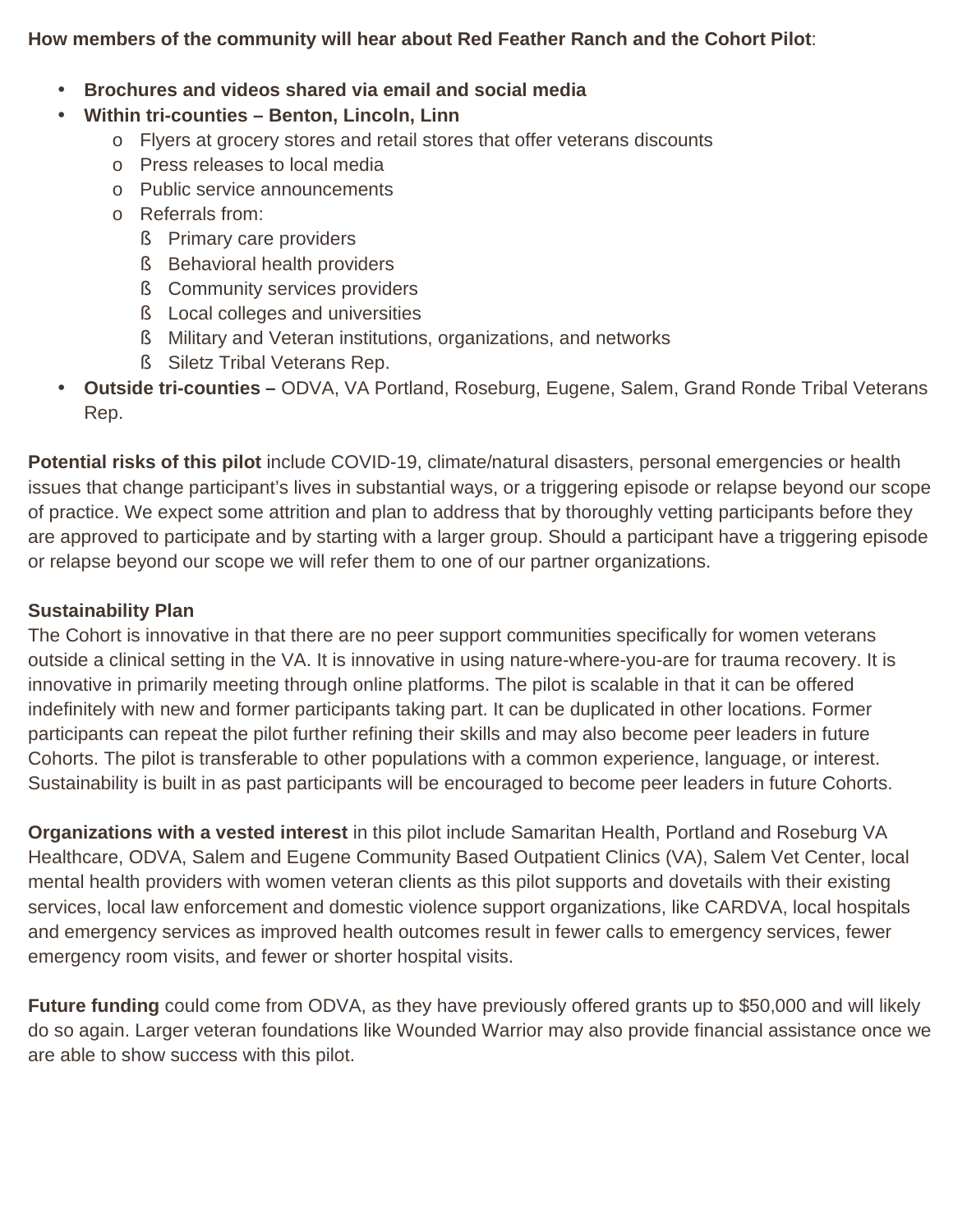**How members of the community will hear about Red Feather Ranch and the Cohort Pilot**:

- **Brochures and videos shared via email and social media**
- **Within tri-counties – Benton, Lincoln, Linn**
    - Flyers at grocery stores and retail stores that offer veterans discounts
    - Press releases to local media
    - Public service announcements
    - Referrals from:
        - Primary care providers
        - Behavioral health providers
        - Community services providers
        - Local colleges and universities
        - Military and Veteran institutions, organizations, and networks
        - Siletz Tribal Veterans Rep.
- **Outside tri-counties –** ODVA, VA Portland, Roseburg, Eugene, Salem, Grand Ronde Tribal Veterans Rep.

**Potential risks of this pilot** include COVID-19, climate/natural disasters, personal emergencies or health issues that change participant's lives in substantial ways, or a triggering episode or relapse beyond our scope of practice. We expect some attrition and plan to address that by thoroughly vetting participants before they are approved to participate and by starting with a larger group. Should a participant have a triggering episode or relapse beyond our scope we will refer them to one of our partner organizations.

**Sustainability Plan**

The Cohort is innovative in that there are no peer support communities specifically for women veterans outside a clinical setting in the VA. It is innovative in using nature-where-you-are for trauma recovery. It is innovative in primarily meeting through online platforms. The pilot is scalable in that it can be offered indefinitely with new and former participants taking part. It can be duplicated in other locations. Former participants can repeat the pilot further refining their skills and may also become peer leaders in future Cohorts. The pilot is transferable to other populations with a common experience, language, or interest. Sustainability is built in as past participants will be encouraged to become peer leaders in future Cohorts.

**Organizations with a vested interest** in this pilot include Samaritan Health, Portland and Roseburg VA Healthcare, ODVA, Salem and Eugene Community Based Outpatient Clinics (VA), Salem Vet Center, local mental health providers with women veteran clients as this pilot supports and dovetails with their existing services, local law enforcement and domestic violence support organizations, like CARDVA, local hospitals and emergency services as improved health outcomes result in fewer calls to emergency services, fewer emergency room visits, and fewer or shorter hospital visits.

**Future funding** could come from ODVA, as they have previously offered grants up to $50,000 and will likely do so again. Larger veteran foundations like Wounded Warrior may also provide financial assistance once we are able to show success with this pilot.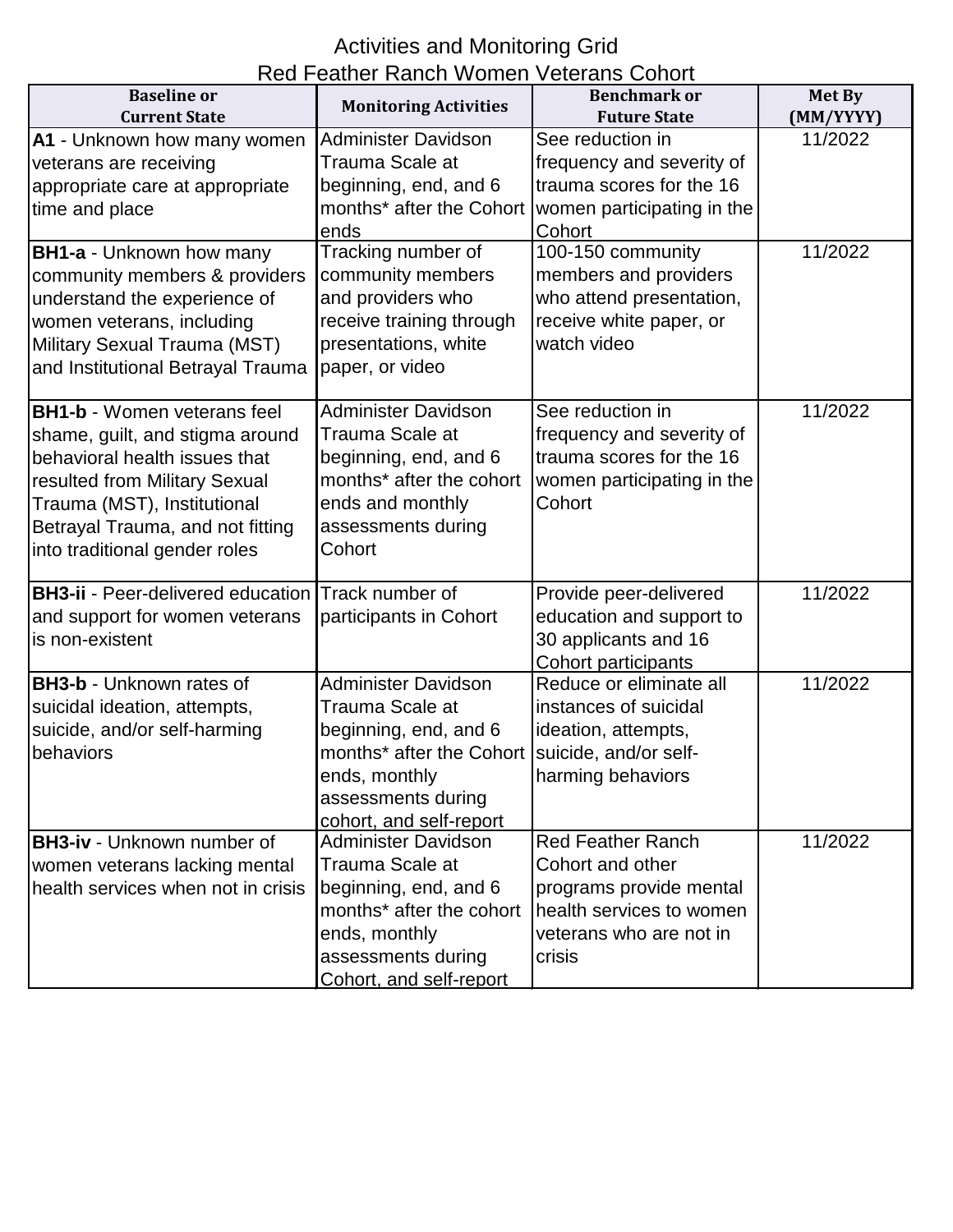# Activities and Monitoring Grid
## Red Feather Ranch Women Veterans Cohort

| Baseline or Current State | Monitoring Activities | Benchmark or Future State | Met By (MM/YYYY) |
|---|---|---|---|
| **A1** - Unknown how many women veterans are receiving appropriate care at appropriate time and place | Administer Davidson Trauma Scale at beginning, end, and 6 months* after the Cohort ends | See reduction in frequency and severity of trauma scores for the 16 women participating in the Cohort | 11/2022 |
| **BH1-a** - Unknown how many community members & providers understand the experience of women veterans, including Military Sexual Trauma (MST) and Institutional Betrayal Trauma | Tracking number of community members and providers who receive training through presentations, white paper, or video | 100-150 community members and providers who attend presentation, receive white paper, or watch video | 11/2022 |
| **BH1-b** - Women veterans feel shame, guilt, and stigma around behavioral health issues that resulted from Military Sexual Trauma (MST), Institutional Betrayal Trauma, and not fitting into traditional gender roles | Administer Davidson Trauma Scale at beginning, end, and 6 months* after the cohort ends and monthly assessments during Cohort | See reduction in frequency and severity of trauma scores for the 16 women participating in the Cohort | 11/2022 |
| **BH3-ii** - Peer-delivered education and support for women veterans is non-existent | Track number of participants in Cohort | Provide peer-delivered education and support to 30 applicants and 16 Cohort participants | 11/2022 |
| **BH3-b** - Unknown rates of suicidal ideation, attempts, suicide, and/or self-harming behaviors | Administer Davidson Trauma Scale at beginning, end, and 6 months* after the Cohort ends, monthly assessments during cohort, and self-report | Reduce or eliminate all instances of suicidal ideation, attempts, suicide, and/or self-harming behaviors | 11/2022 |
| **BH3-iv** - Unknown number of women veterans lacking mental health services when not in crisis | Administer Davidson Trauma Scale at beginning, end, and 6 months* after the cohort ends, monthly assessments during Cohort, and self-report | Red Feather Ranch Cohort and other programs provide mental health services to women veterans who are not in crisis | 11/2022 |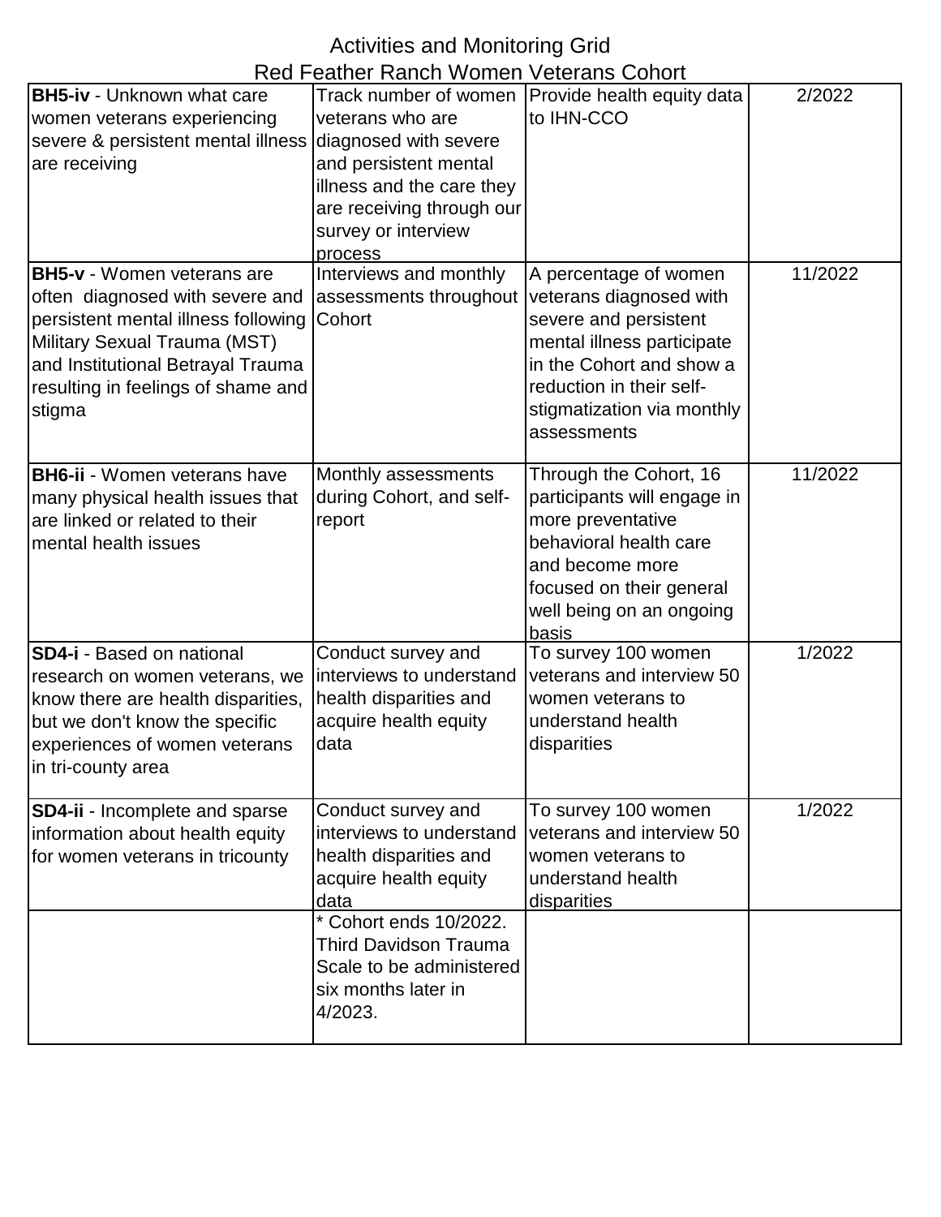# Activities and Monitoring Grid
## Red Feather Ranch Women Veterans Cohort

| | | | |
|---|---|---|---|
| **BH5-iv** - Unknown what care women veterans experiencing severe & persistent mental illness are receiving | Track number of women veterans who are diagnosed with severe and persistent mental illness and the care they are receiving through our survey or interview process | Provide health equity data to IHN-CCO | 2/2022 |
| **BH5-v** - Women veterans are often diagnosed with severe and persistent mental illness following Military Sexual Trauma (MST) and Institutional Betrayal Trauma resulting in feelings of shame and stigma | Interviews and monthly assessments throughout Cohort | A percentage of women veterans diagnosed with severe and persistent mental illness participate in the Cohort and show a reduction in their self-stigmatization via monthly assessments | 11/2022 |
| **BH6-ii** - Women veterans have many physical health issues that are linked or related to their mental health issues | Monthly assessments during Cohort, and self-report | Through the Cohort, 16 participants will engage in more preventative behavioral health care and become more focused on their general well being on an ongoing basis | 11/2022 |
| **SD4-i** - Based on national research on women veterans, we know there are health disparities, but we don't know the specific experiences of women veterans in tri-county area | Conduct survey and interviews to understand health disparities and acquire health equity data | To survey 100 women veterans and interview 50 women veterans to understand health disparities | 1/2022 |
| **SD4-ii** - Incomplete and sparse information about health equity for women veterans in tricounty | Conduct survey and interviews to understand health disparities and acquire health equity data | To survey 100 women veterans and interview 50 women veterans to understand health disparities | 1/2022 |
| | * Cohort ends 10/2022. Third Davidson Trauma Scale to be administered six months later in 4/2023. | | |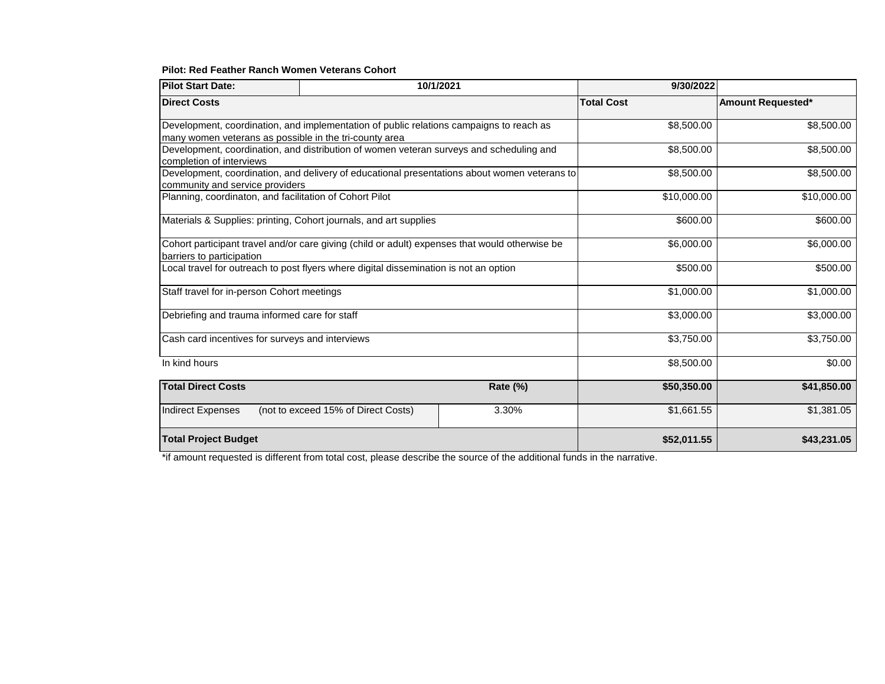**Pilot: Red Feather Ranch Women Veterans Cohort**

| Pilot Start Date: | 10/1/2021 | | 9/30/2022 | |
|---|---|---|---|---|
| **Direct Costs** | | | **Total Cost** | **Amount Requested*** |
| Development, coordination, and implementation of public relations campaigns to reach as many women veterans as possible in the tri-county area | | | $8,500.00 | $8,500.00 |
| Development, coordination, and distribution of women veteran surveys and scheduling and completion of interviews | | | $8,500.00 | $8,500.00 |
| Development, coordination, and delivery of educational presentations about women veterans to community and service providers | | | $8,500.00 | $8,500.00 |
| Planning, coordinaton, and facilitation of Cohort Pilot | | | $10,000.00 | $10,000.00 |
| Materials & Supplies: printing, Cohort journals, and art supplies | | | $600.00 | $600.00 |
| Cohort participant travel and/or care giving (child or adult) expenses that would otherwise be barriers to participation | | | $6,000.00 | $6,000.00 |
| Local travel for outreach to post flyers where digital dissemination is not an option | | | $500.00 | $500.00 |
| Staff travel for in-person Cohort meetings | | | $1,000.00 | $1,000.00 |
| Debriefing and trauma informed care for staff | | | $3,000.00 | $3,000.00 |
| Cash card incentives for surveys and interviews | | | $3,750.00 | $3,750.00 |
| In kind hours | | | $8,500.00 | $0.00 |
| **Total Direct Costs** | | **Rate (%)** | **$50,350.00** | **$41,850.00** |
| Indirect Expenses | (not to exceed 15% of Direct Costs) | 3.30% | $1,661.55 | $1,381.05 |
| **Total Project Budget** | | | **$52,011.55** | **$43,231.05** |

*if amount requested is different from total cost, please describe the source of the additional funds in the narrative.